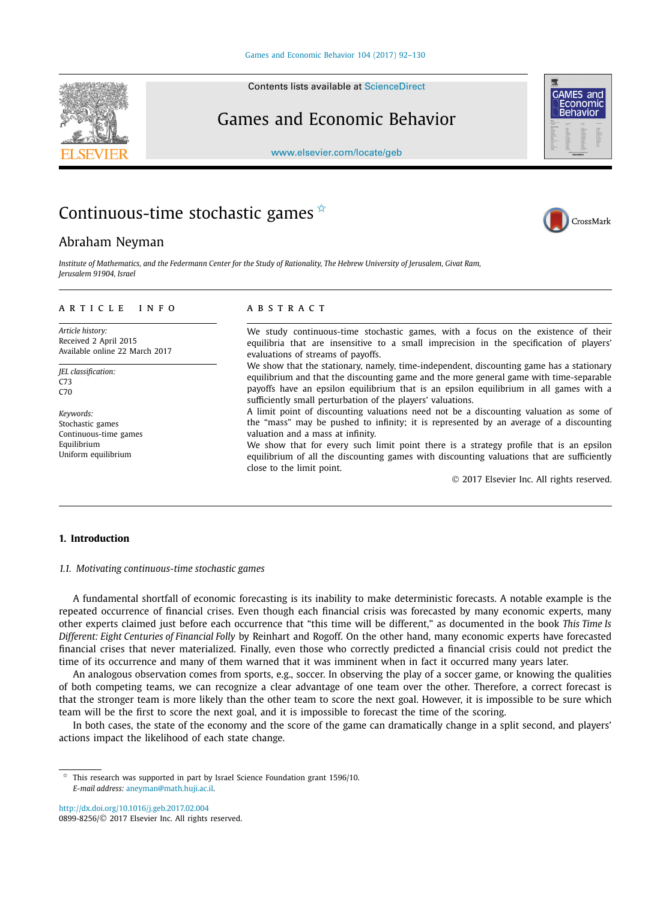# Continuous-time stochastic games ☆

Abraham Neyman

*Institute of Mathematics, and the Federmann Center for the Study of Rationality, The Hebrew University of Jerusalem, Givat Ram, Jerusalem 91904, Israel*

**ARTICLE INFO**

*Article history:*
Received 2 April 2015
Available online 22 March 2017

*JEL classification:*
C73
C70

*Keywords:*
Stochastic games
Continuous-time games
Equilibrium
Uniform equilibrium

**ABSTRACT**

We study continuous-time stochastic games, with a focus on the existence of their equilibria that are insensitive to a small imprecision in the specification of players' evaluations of streams of payoffs.

We show that the stationary, namely, time-independent, discounting game has a stationary equilibrium and that the discounting game and the more general game with time-separable payoffs have an epsilon equilibrium that is an epsilon equilibrium in all games with a sufficiently small perturbation of the players' valuations.

A limit point of discounting valuations need not be a discounting valuation as some of the "mass" may be pushed to infinity; it is represented by an average of a discounting valuation and a mass at infinity.

We show that for every such limit point there is a strategy profile that is an epsilon equilibrium of all the discounting games with discounting valuations that are sufficiently close to the limit point.

© 2017 Elsevier Inc. All rights reserved.

## 1. Introduction

### 1.1. Motivating continuous-time stochastic games

A fundamental shortfall of economic forecasting is its inability to make deterministic forecasts. A notable example is the repeated occurrence of financial crises. Even though each financial crisis was forecasted by many economic experts, many other experts claimed just before each occurrence that "this time will be different," as documented in the book *This Time Is Different: Eight Centuries of Financial Folly* by Reinhart and Rogoff. On the other hand, many economic experts have forecasted financial crises that never materialized. Finally, even those who correctly predicted a financial crisis could not predict the time of its occurrence and many of them warned that it was imminent when in fact it occurred many years later.

An analogous observation comes from sports, e.g., soccer. In observing the play of a soccer game, or knowing the qualities of both competing teams, we can recognize a clear advantage of one team over the other. Therefore, a correct forecast is that the stronger team is more likely than the other team to score the next goal. However, it is impossible to be sure which team will be the first to score the next goal, and it is impossible to forecast the time of the scoring.

In both cases, the state of the economy and the score of the game can dramatically change in a split second, and players' actions impact the likelihood of each state change.

☆ This research was supported in part by Israel Science Foundation grant 1596/10.
*E-mail address:* aneyman@math.huji.ac.il.

http://dx.doi.org/10.1016/j.geb.2017.02.004
0899-8256/© 2017 Elsevier Inc. All rights reserved.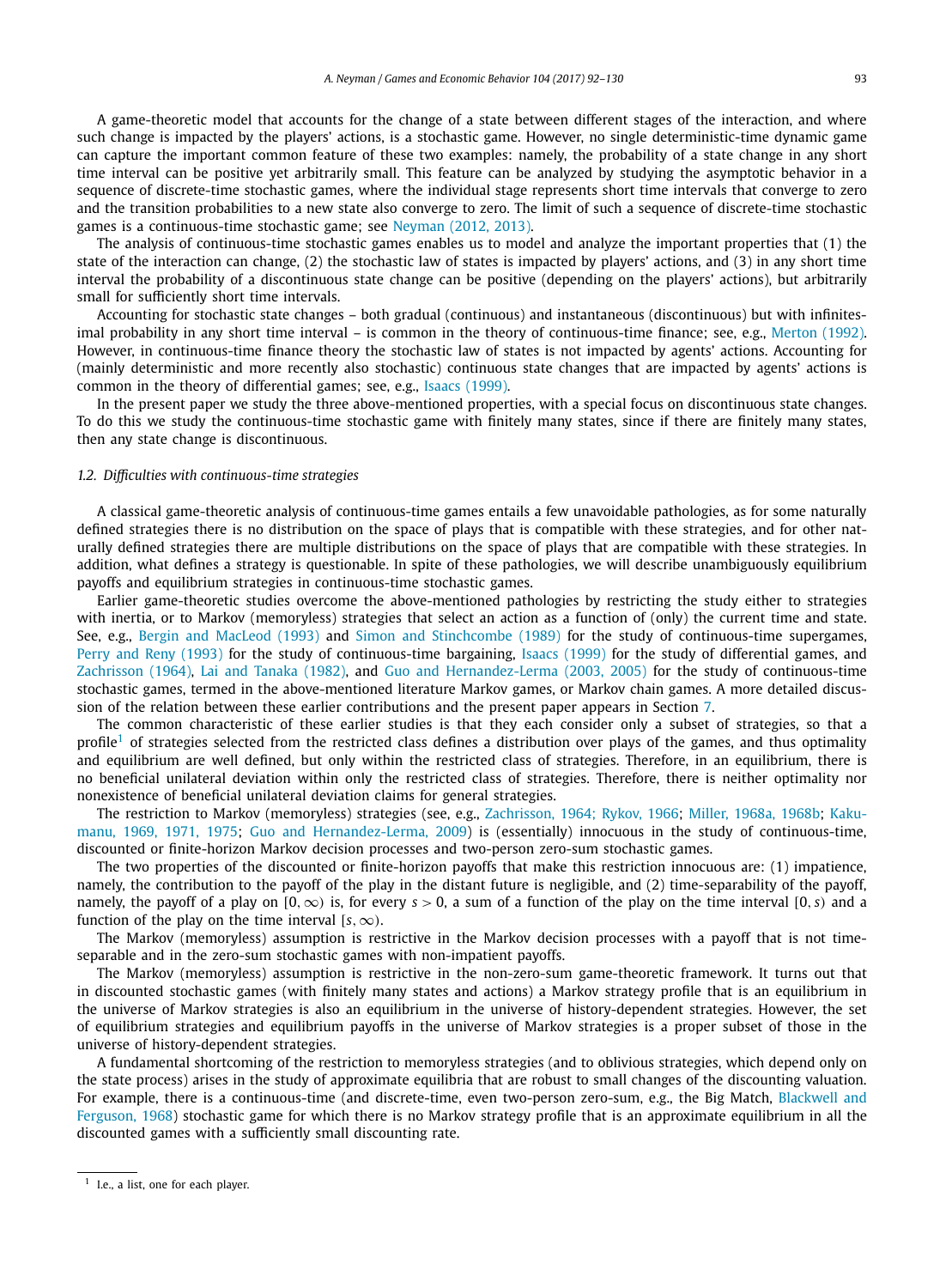A game-theoretic model that accounts for the change of a state between different stages of the interaction, and where such change is impacted by the players' actions, is a stochastic game. However, no single deterministic-time dynamic game can capture the important common feature of these two examples: namely, the probability of a state change in any short time interval can be positive yet arbitrarily small. This feature can be analyzed by studying the asymptotic behavior in a sequence of discrete-time stochastic games, where the individual stage represents short time intervals that converge to zero and the transition probabilities to a new state also converge to zero. The limit of such a sequence of discrete-time stochastic games is a continuous-time stochastic game; see Neyman (2012, 2013).

The analysis of continuous-time stochastic games enables us to model and analyze the important properties that (1) the state of the interaction can change, (2) the stochastic law of states is impacted by players' actions, and (3) in any short time interval the probability of a discontinuous state change can be positive (depending on the players' actions), but arbitrarily small for sufficiently short time intervals.

Accounting for stochastic state changes – both gradual (continuous) and instantaneous (discontinuous) but with infinitesimal probability in any short time interval – is common in the theory of continuous-time finance; see, e.g., Merton (1992). However, in continuous-time finance theory the stochastic law of states is not impacted by agents' actions. Accounting for (mainly deterministic and more recently also stochastic) continuous state changes that are impacted by agents' actions is common in the theory of differential games; see, e.g., Isaacs (1999).

In the present paper we study the three above-mentioned properties, with a special focus on discontinuous state changes. To do this we study the continuous-time stochastic game with finitely many states, since if there are finitely many states, then any state change is discontinuous.

### 1.2. *Difficulties with continuous-time strategies*

A classical game-theoretic analysis of continuous-time games entails a few unavoidable pathologies, as for some naturally defined strategies there is no distribution on the space of plays that is compatible with these strategies, and for other naturally defined strategies there are multiple distributions on the space of plays that are compatible with these strategies. In addition, what defines a strategy is questionable. In spite of these pathologies, we will describe unambiguously equilibrium payoffs and equilibrium strategies in continuous-time stochastic games.

Earlier game-theoretic studies overcome the above-mentioned pathologies by restricting the study either to strategies with inertia, or to Markov (memoryless) strategies that select an action as a function of (only) the current time and state. See, e.g., Bergin and MacLeod (1993) and Simon and Stinchcombe (1989) for the study of continuous-time supergames, Perry and Reny (1993) for the study of continuous-time bargaining, Isaacs (1999) for the study of differential games, and Zachrisson (1964), Lai and Tanaka (1982), and Guo and Hernandez-Lerma (2003, 2005) for the study of continuous-time stochastic games, termed in the above-mentioned literature Markov games, or Markov chain games. A more detailed discussion of the relation between these earlier contributions and the present paper appears in Section 7.

The common characteristic of these earlier studies is that they each consider only a subset of strategies, so that a profile[1] of strategies selected from the restricted class defines a distribution over plays of the games, and thus optimality and equilibrium are well defined, but only within the restricted class of strategies. Therefore, in an equilibrium, there is no beneficial unilateral deviation within only the restricted class of strategies. Therefore, there is neither optimality nor nonexistence of beneficial unilateral deviation claims for general strategies.

The restriction to Markov (memoryless) strategies (see, e.g., Zachrisson, 1964; Rykov, 1966; Miller, 1968a, 1968b; Kakumanu, 1969, 1971, 1975; Guo and Hernandez-Lerma, 2009) is (essentially) innocuous in the study of continuous-time, discounted or finite-horizon Markov decision processes and two-person zero-sum stochastic games.

The two properties of the discounted or finite-horizon payoffs that make this restriction innocuous are: (1) impatience, namely, the contribution to the payoff of the play in the distant future is negligible, and (2) time-separability of the payoff, namely, the payoff of a play on $[0, \infty)$ is, for every $s > 0$, a sum of a function of the play on the time interval $[0, s)$ and a function of the play on the time interval $[s, \infty)$.

The Markov (memoryless) assumption is restrictive in the Markov decision processes with a payoff that is not time-separable and in the zero-sum stochastic games with non-impatient payoffs.

The Markov (memoryless) assumption is restrictive in the non-zero-sum game-theoretic framework. It turns out that in discounted stochastic games (with finitely many states and actions) a Markov strategy profile that is an equilibrium in the universe of Markov strategies is also an equilibrium in the universe of history-dependent strategies. However, the set of equilibrium strategies and equilibrium payoffs in the universe of Markov strategies is a proper subset of those in the universe of history-dependent strategies.

A fundamental shortcoming of the restriction to memoryless strategies (and to oblivious strategies, which depend only on the state process) arises in the study of approximate equilibria that are robust to small changes of the discounting valuation. For example, there is a continuous-time (and discrete-time, even two-person zero-sum, e.g., the Big Match, Blackwell and Ferguson, 1968) stochastic game for which there is no Markov strategy profile that is an approximate equilibrium in all the discounted games with a sufficiently small discounting rate.

[1] I.e., a list, one for each player.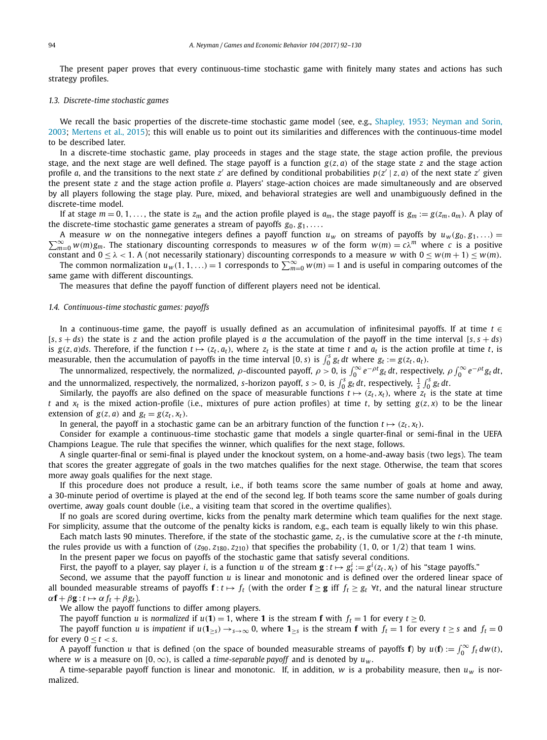The present paper proves that every continuous-time stochastic game with finitely many states and actions has such strategy profiles.

### 1.3. Discrete-time stochastic games

We recall the basic properties of the discrete-time stochastic game model (see, e.g., Shapley, 1953; Neyman and Sorin, 2003; Mertens et al., 2015); this will enable us to point out its similarities and differences with the continuous-time model to be described later.

In a discrete-time stochastic game, play proceeds in stages and the stage state, the stage action profile, the previous stage, and the next stage are well defined. The stage payoff is a function $g(z, a)$ of the stage state $z$ and the stage action profile $a$, and the transitions to the next state $z'$ are defined by conditional probabilities $p(z' \mid z, a)$ of the next state $z'$ given the present state $z$ and the stage action profile $a$. Players' stage-action choices are made simultaneously and are observed by all players following the stage play. Pure, mixed, and behavioral strategies are well and unambiguously defined in the discrete-time model.

If at stage $m = 0, 1, \ldots$, the state is $z_m$ and the action profile played is $a_m$, the stage payoff is $g_m := g(z_m, a_m)$. A play of the discrete-time stochastic game generates a stream of payoffs $g_0, g_1, \ldots$.

A measure $w$ on the nonnegative integers defines a payoff function $u_w$ on streams of payoffs by $u_w(g_0, g_1, \ldots) = \sum_{m=0}^{\infty} w(m) g_m$. The stationary discounting corresponds to measures $w$ of the form $w(m) = c\lambda^m$ where $c$ is a positive constant and $0 \le \lambda < 1$. A (not necessarily stationary) discounting corresponds to a measure $w$ with $0 \le w(m+1) \le w(m)$.

The common normalization $u_w(1, 1, \ldots) = 1$ corresponds to $\sum_{m=0}^{\infty} w(m) = 1$ and is useful in comparing outcomes of the same game with different discountings.

The measures that define the payoff function of different players need not be identical.

### 1.4. Continuous-time stochastic games: payoffs

In a continuous-time game, the payoff is usually defined as an accumulation of infinitesimal payoffs. If at time $t \in [s, s+ds)$ the state is $z$ and the action profile played is $a$ the accumulation of the payoff in the time interval $[s, s+ds)$ is $g(z, a)ds$. Therefore, if the function $t \mapsto (z_t, a_t)$, where $z_t$ is the state at time $t$ and $a_t$ is the action profile at time $t$, is measurable, then the accumulation of payoffs in the time interval $[0, s)$ is $\int_0^s g_t \, dt$ where $g_t := g(z_t, a_t)$.

The unnormalized, respectively, the normalized, $\rho$-discounted payoff, $\rho > 0$, is $\int_0^\infty e^{-\rho t} g_t \, dt$, respectively, $\rho \int_0^\infty e^{-\rho t} g_t \, dt$, and the unnormalized, respectively, the normalized, $s$-horizon payoff, $s > 0$, is $\int_0^s g_t \, dt$, respectively, $\frac{1}{s} \int_0^s g_t \, dt$.

Similarly, the payoffs are also defined on the space of measurable functions $t \mapsto (z_t, x_t)$, where $z_t$ is the state at time $t$ and $x_t$ is the mixed action-profile (i.e., mixtures of pure action profiles) at time $t$, by setting $g(z, x)$ to be the linear extension of $g(z, a)$ and $g_t = g(z_t, x_t)$.

In general, the payoff in a stochastic game can be an arbitrary function of the function $t \mapsto (z_t, x_t)$.

Consider for example a continuous-time stochastic game that models a single quarter-final or semi-final in the UEFA Champions League. The rule that specifies the winner, which qualifies for the next stage, follows.

A single quarter-final or semi-final is played under the knockout system, on a home-and-away basis (two legs). The team that scores the greater aggregate of goals in the two matches qualifies for the next stage. Otherwise, the team that scores more away goals qualifies for the next stage.

If this procedure does not produce a result, i.e., if both teams score the same number of goals at home and away, a 30-minute period of overtime is played at the end of the second leg. If both teams score the same number of goals during overtime, away goals count double (i.e., a visiting team that scored in the overtime qualifies).

If no goals are scored during overtime, kicks from the penalty mark determine which team qualifies for the next stage. For simplicity, assume that the outcome of the penalty kicks is random, e.g., each team is equally likely to win this phase.

Each match lasts 90 minutes. Therefore, if the state of the stochastic game, $z_t$, is the cumulative score at the $t$-th minute, the rules provide us with a function of $(z_{90}, z_{180}, z_{210})$ that specifies the probability (1, 0, or 1/2) that team 1 wins.

In the present paper we focus on payoffs of the stochastic game that satisfy several conditions.

First, the payoff to a player, say player $i$, is a function $u$ of the stream $\mathbf{g} : t \mapsto g_t^i := g^i(z_t, x_t)$ of his "stage payoffs."

Second, we assume that the payoff function $u$ is linear and monotonic and is defined over the ordered linear space of all bounded measurable streams of payoffs $\mathbf{f} : t \mapsto f_t$ (with the order $\mathbf{f} \ge \mathbf{g}$ iff $f_t \ge g_t \; \forall t$, and the natural linear structure $\alpha \mathbf{f} + \beta \mathbf{g} : t \mapsto \alpha f_t + \beta g_t$).

We allow the payoff functions to differ among players.

The payoff function $u$ is *normalized* if $u(\mathbf{1}) = 1$, where $\mathbf{1}$ is the stream $\mathbf{f}$ with $f_t = 1$ for every $t \ge 0$.

The payoff function $u$ is *impatient* if $u(\mathbf{1}_{\ge s}) \to_{s \to \infty} 0$, where $\mathbf{1}_{\ge s}$ is the stream $\mathbf{f}$ with $f_t = 1$ for every $t \ge s$ and $f_t = 0$ for every $0 \le t < s$.

A payoff function $u$ that is defined (on the space of bounded measurable streams of payoffs $\mathbf{f}$) by $u(\mathbf{f}) := \int_0^\infty f_t \, dw(t)$, where $w$ is a measure on $[0, \infty)$, is called a *time-separable payoff* and is denoted by $u_w$.

A time-separable payoff function is linear and monotonic. If, in addition, $w$ is a probability measure, then $u_w$ is normalized.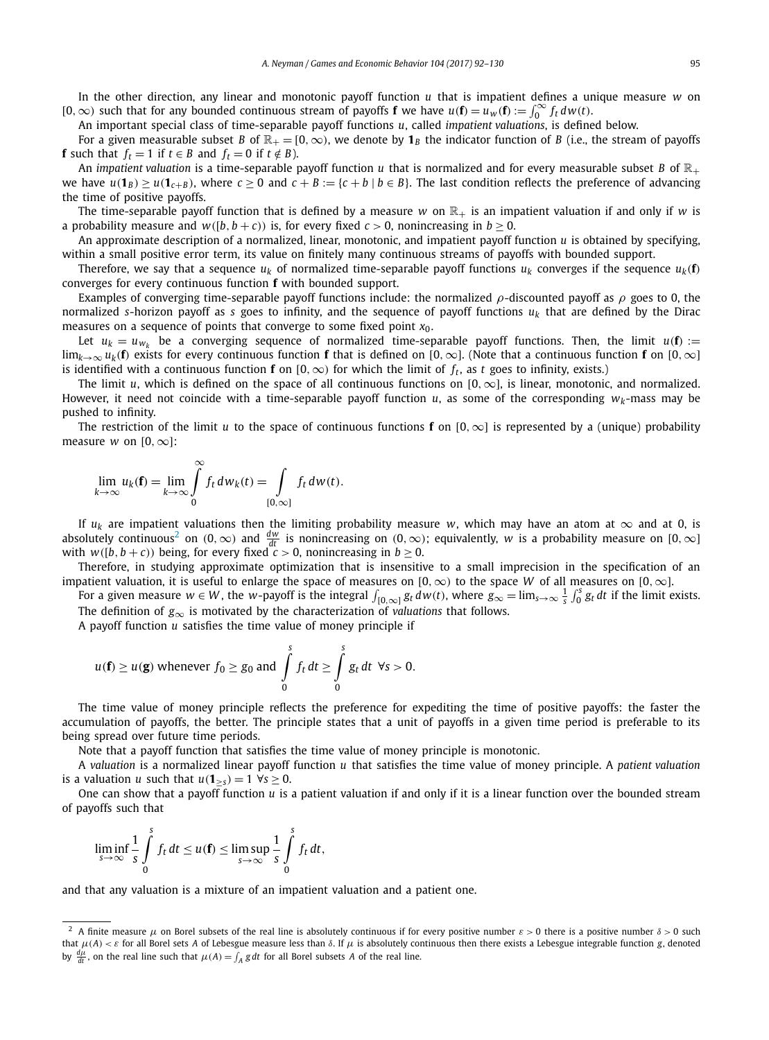In the other direction, any linear and monotonic payoff function $u$ that is impatient defines a unique measure $w$ on $[0,\infty)$ such that for any bounded continuous stream of payoffs $\mathbf{f}$ we have $u(\mathbf{f}) = u_w(\mathbf{f}) := \int_0^\infty f_t\,dw(t)$.

An important special class of time-separable payoff functions $u$, called *impatient valuations*, is defined below.

For a given measurable subset $B$ of $\mathbb{R}_+ = [0,\infty)$, we denote by $\mathbf{1}_B$ the indicator function of $B$ (i.e., the stream of payoffs $\mathbf{f}$ such that $f_t = 1$ if $t \in B$ and $f_t = 0$ if $t \notin B$).

An *impatient valuation* is a time-separable payoff function $u$ that is normalized and for every measurable subset $B$ of $\mathbb{R}_+$ we have $u(\mathbf{1}_B) \geq u(\mathbf{1}_{c+B})$, where $c \geq 0$ and $c + B := \{c + b \mid b \in B\}$. The last condition reflects the preference of advancing the time of positive payoffs.

The time-separable payoff function that is defined by a measure $w$ on $\mathbb{R}_+$ is an impatient valuation if and only if $w$ is a probability measure and $w([b, b+c))$ is, for every fixed $c > 0$, nonincreasing in $b \geq 0$.

An approximate description of a normalized, linear, monotonic, and impatient payoff function $u$ is obtained by specifying, within a small positive error term, its value on finitely many continuous streams of payoffs with bounded support.

Therefore, we say that a sequence $u_k$ of normalized time-separable payoff functions $u_k$ converges if the sequence $u_k(\mathbf{f})$ converges for every continuous function $\mathbf{f}$ with bounded support.

Examples of converging time-separable payoff functions include: the normalized $\rho$-discounted payoff as $\rho$ goes to 0, the normalized $s$-horizon payoff as $s$ goes to infinity, and the sequence of payoff functions $u_k$ that are defined by the Dirac measures on a sequence of points that converge to some fixed point $x_0$.

Let $u_k = u_{w_k}$ be a converging sequence of normalized time-separable payoff functions. Then, the limit $u(\mathbf{f}) := \lim_{k\to\infty} u_k(\mathbf{f})$ exists for every continuous function $\mathbf{f}$ that is defined on $[0,\infty]$. (Note that a continuous function $\mathbf{f}$ on $[0,\infty]$ is identified with a continuous function $\mathbf{f}$ on $[0,\infty)$ for which the limit of $f_t$, as $t$ goes to infinity, exists.)

The limit $u$, which is defined on the space of all continuous functions on $[0,\infty]$, is linear, monotonic, and normalized. However, it need not coincide with a time-separable payoff function $u$, as some of the corresponding $w_k$-mass may be pushed to infinity.

The restriction of the limit $u$ to the space of continuous functions $\mathbf{f}$ on $[0,\infty]$ is represented by a (unique) probability measure $w$ on $[0,\infty]$:

$$\lim_{k\to\infty} u_k(\mathbf{f}) = \lim_{k\to\infty} \int_0^\infty f_t\,dw_k(t) = \int_{[0,\infty]} f_t\,dw(t).$$

If $u_k$ are impatient valuations then the limiting probability measure $w$, which may have an atom at $\infty$ and at 0, is absolutely continuous[2] on $(0,\infty)$ and $\frac{dw}{dt}$ is nonincreasing on $(0,\infty)$; equivalently, $w$ is a probability measure on $[0,\infty]$ with $w([b, b+c))$ being, for every fixed $c > 0$, nonincreasing in $b \geq 0$.

Therefore, in studying approximate optimization that is insensitive to a small imprecision in the specification of an impatient valuation, it is useful to enlarge the space of measures on $[0,\infty)$ to the space $W$ of all measures on $[0,\infty]$.

For a given measure $w \in W$, the $w$-payoff is the integral $\int_{[0,\infty]} g_t\,dw(t)$, where $g_\infty = \lim_{s\to\infty} \frac{1}{s}\int_0^s g_t\,dt$ if the limit exists. The definition of $g_\infty$ is motivated by the characterization of *valuations* that follows.

A payoff function $u$ satisfies the time value of money principle if

$$u(\mathbf{f}) \geq u(\mathbf{g}) \text{ whenever } f_0 \geq g_0 \text{ and } \int_0^s f_t\,dt \geq \int_0^s g_t\,dt \;\; \forall s > 0.$$

The time value of money principle reflects the preference for expediting the time of positive payoffs: the faster the accumulation of payoffs, the better. The principle states that a unit of payoffs in a given time period is preferable to its being spread over future time periods.

Note that a payoff function that satisfies the time value of money principle is monotonic.

A *valuation* is a normalized linear payoff function $u$ that satisfies the time value of money principle. A *patient valuation* is a valuation $u$ such that $u(\mathbf{1}_{\geq s}) = 1 \;\forall s \geq 0$.

One can show that a payoff function $u$ is a patient valuation if and only if it is a linear function over the bounded stream of payoffs such that

$$\liminf_{s\to\infty} \frac{1}{s}\int_0^s f_t\,dt \leq u(\mathbf{f}) \leq \limsup_{s\to\infty} \frac{1}{s}\int_0^s f_t\,dt,$$

and that any valuation is a mixture of an impatient valuation and a patient one.

---

[2] A finite measure $\mu$ on Borel subsets of the real line is absolutely continuous if for every positive number $\varepsilon > 0$ there is a positive number $\delta > 0$ such that $\mu(A) < \varepsilon$ for all Borel sets $A$ of Lebesgue measure less than $\delta$. If $\mu$ is absolutely continuous then there exists a Lebesgue integrable function $g$, denoted by $\frac{d\mu}{dt}$, on the real line such that $\mu(A) = \int_A g\,dt$ for all Borel subsets $A$ of the real line.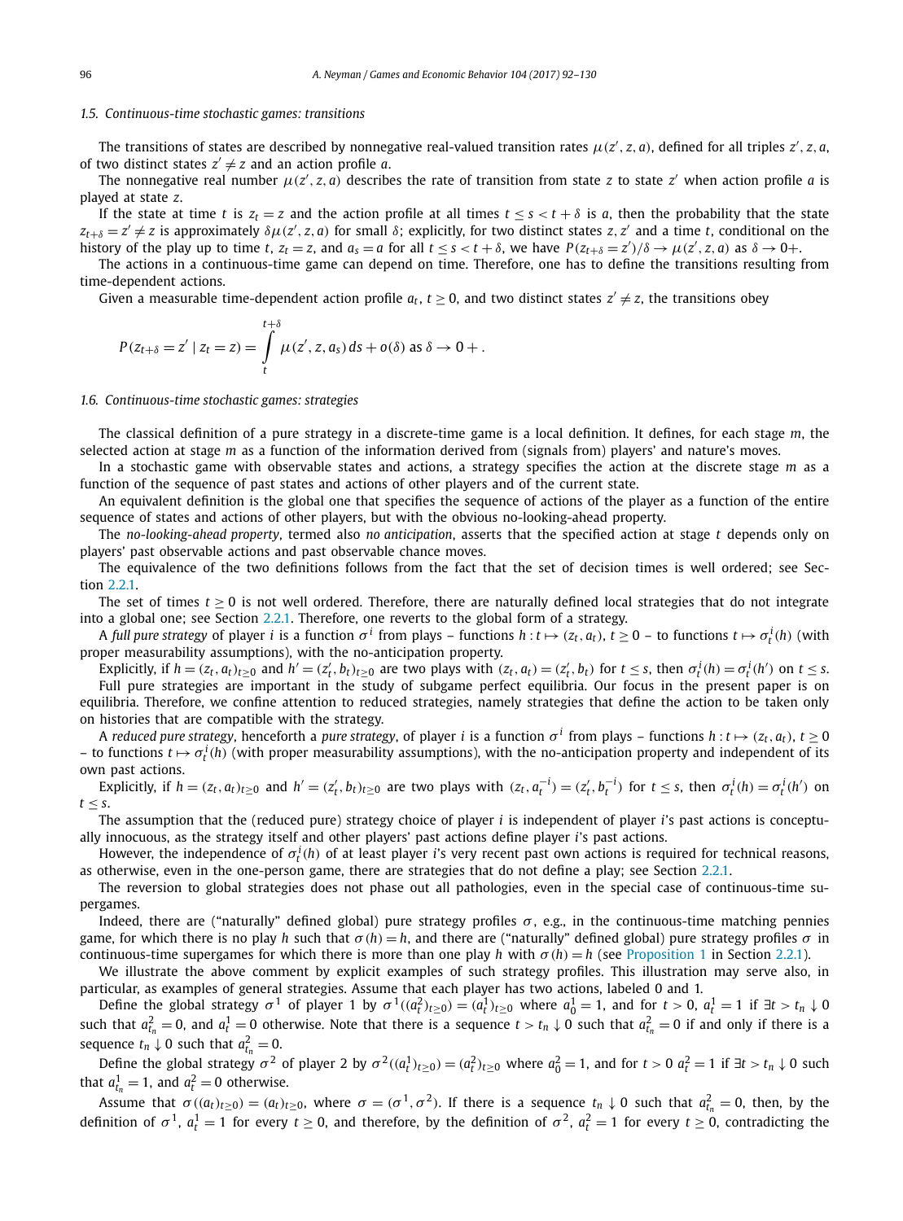### 1.5. Continuous-time stochastic games: transitions

The transitions of states are described by nonnegative real-valued transition rates $\mu(z', z, a)$, defined for all triples $z', z, a$, of two distinct states $z' \neq z$ and an action profile $a$.

The nonnegative real number $\mu(z', z, a)$ describes the rate of transition from state $z$ to state $z'$ when action profile $a$ is played at state $z$.

If the state at time $t$ is $z_t = z$ and the action profile at all times $t \le s < t + \delta$ is $a$, then the probability that the state $z_{t+\delta} = z' \neq z$ is approximately $\delta\mu(z', z, a)$ for small $\delta$; explicitly, for two distinct states $z, z'$ and a time $t$, conditional on the history of the play up to time $t$, $z_t = z$, and $a_s = a$ for all $t \le s < t + \delta$, we have $P(z_{t+\delta} = z')/\delta \to \mu(z', z, a)$ as $\delta \to 0+$.

The actions in a continuous-time game can depend on time. Therefore, one has to define the transitions resulting from time-dependent actions.

Given a measurable time-dependent action profile $a_t$, $t \ge 0$, and two distinct states $z' \neq z$, the transitions obey

$$P(z_{t+\delta} = z' \mid z_t = z) = \int_t^{t+\delta} \mu(z', z, a_s)\, ds + o(\delta) \text{ as } \delta \to 0+ .$$

### 1.6. Continuous-time stochastic games: strategies

The classical definition of a pure strategy in a discrete-time game is a local definition. It defines, for each stage $m$, the selected action at stage $m$ as a function of the information derived from (signals from) players' and nature's moves.

In a stochastic game with observable states and actions, a strategy specifies the action at the discrete stage $m$ as a function of the sequence of past states and actions of other players and of the current state.

An equivalent definition is the global one that specifies the sequence of actions of the player as a function of the entire sequence of states and actions of other players, but with the obvious no-looking-ahead property.

The *no-looking-ahead property*, termed also *no anticipation*, asserts that the specified action at stage $t$ depends only on players' past observable actions and past observable chance moves.

The equivalence of the two definitions follows from the fact that the set of decision times is well ordered; see Section 2.2.1.

The set of times $t \ge 0$ is not well ordered. Therefore, there are naturally defined local strategies that do not integrate into a global one; see Section 2.2.1. Therefore, one reverts to the global form of a strategy.

A *full pure strategy* of player $i$ is a function $\sigma^i$ from plays – functions $h : t \mapsto (z_t, a_t)$, $t \ge 0$ – to functions $t \mapsto \sigma_t^i(h)$ (with proper measurability assumptions), with the no-anticipation property.

Explicitly, if $h = (z_t, a_t)_{t\ge 0}$ and $h' = (z'_t, b_t)_{t\ge 0}$ are two plays with $(z_t, a_t) = (z'_t, b_t)$ for $t \le s$, then $\sigma_t^i(h) = \sigma_t^i(h')$ on $t \le s$.

Full pure strategies are important in the study of subgame perfect equilibria. Our focus in the present paper is on equilibria. Therefore, we confine attention to reduced strategies, namely strategies that define the action to be taken only on histories that are compatible with the strategy.

A *reduced pure strategy*, henceforth a *pure strategy*, of player $i$ is a function $\sigma^i$ from plays – functions $h : t \mapsto (z_t, a_t)$, $t \ge 0$ – to functions $t \mapsto \sigma_t^i(h)$ (with proper measurability assumptions), with the no-anticipation property and independent of its own past actions.

Explicitly, if $h = (z_t, a_t)_{t\ge 0}$ and $h' = (z'_t, b_t)_{t\ge 0}$ are two plays with $(z_t, a_t^{-i}) = (z'_t, b_t^{-i})$ for $t \le s$, then $\sigma_t^i(h) = \sigma_t^i(h')$ on $t \le s$.

The assumption that the (reduced pure) strategy choice of player $i$ is independent of player $i$'s past actions is conceptually innocuous, as the strategy itself and other players' past actions define player $i$'s past actions.

However, the independence of $\sigma_t^i(h)$ of at least player $i$'s very recent past own actions is required for technical reasons, as otherwise, even in the one-person game, there are strategies that do not define a play; see Section 2.2.1.

The reversion to global strategies does not phase out all pathologies, even in the special case of continuous-time supergames.

Indeed, there are ("naturally" defined global) pure strategy profiles $\sigma$, e.g., in the continuous-time matching pennies game, for which there is no play $h$ such that $\sigma(h) = h$, and there are ("naturally" defined global) pure strategy profiles $\sigma$ in continuous-time supergames for which there is more than one play $h$ with $\sigma(h) = h$ (see Proposition 1 in Section 2.2.1).

We illustrate the above comment by explicit examples of such strategy profiles. This illustration may serve also, in particular, as examples of general strategies. Assume that each player has two actions, labeled 0 and 1.

Define the global strategy $\sigma^1$ of player 1 by $\sigma^1((a_t^2)_{t\ge 0}) = (a_t^1)_{t\ge 0}$ where $a_0^1 = 1$, and for $t > 0$, $a_t^1 = 1$ if $\exists t > t_n \downarrow 0$ such that $a_{t_n}^2 = 0$, and $a_t^1 = 0$ otherwise. Note that there is a sequence $t > t_n \downarrow 0$ such that $a_{t_n}^2 = 0$ if and only if there is a sequence $t_n \downarrow 0$ such that $a_{t_n}^2 = 0$.

Define the global strategy $\sigma^2$ of player 2 by $\sigma^2((a_t^1)_{t\ge 0}) = (a_t^2)_{t\ge 0}$ where $a_0^2 = 1$, and for $t > 0$ $a_t^2 = 1$ if $\exists t > t_n \downarrow 0$ such that $a_{t_n}^1 = 1$, and $a_t^2 = 0$ otherwise.

Assume that $\sigma((a_t)_{t\ge 0}) = (a_t)_{t\ge 0}$, where $\sigma = (\sigma^1, \sigma^2)$. If there is a sequence $t_n \downarrow 0$ such that $a_{t_n}^2 = 0$, then, by the definition of $\sigma^1$, $a_t^1 = 1$ for every $t \ge 0$, and therefore, by the definition of $\sigma^2$, $a_t^2 = 1$ for every $t \ge 0$, contradicting the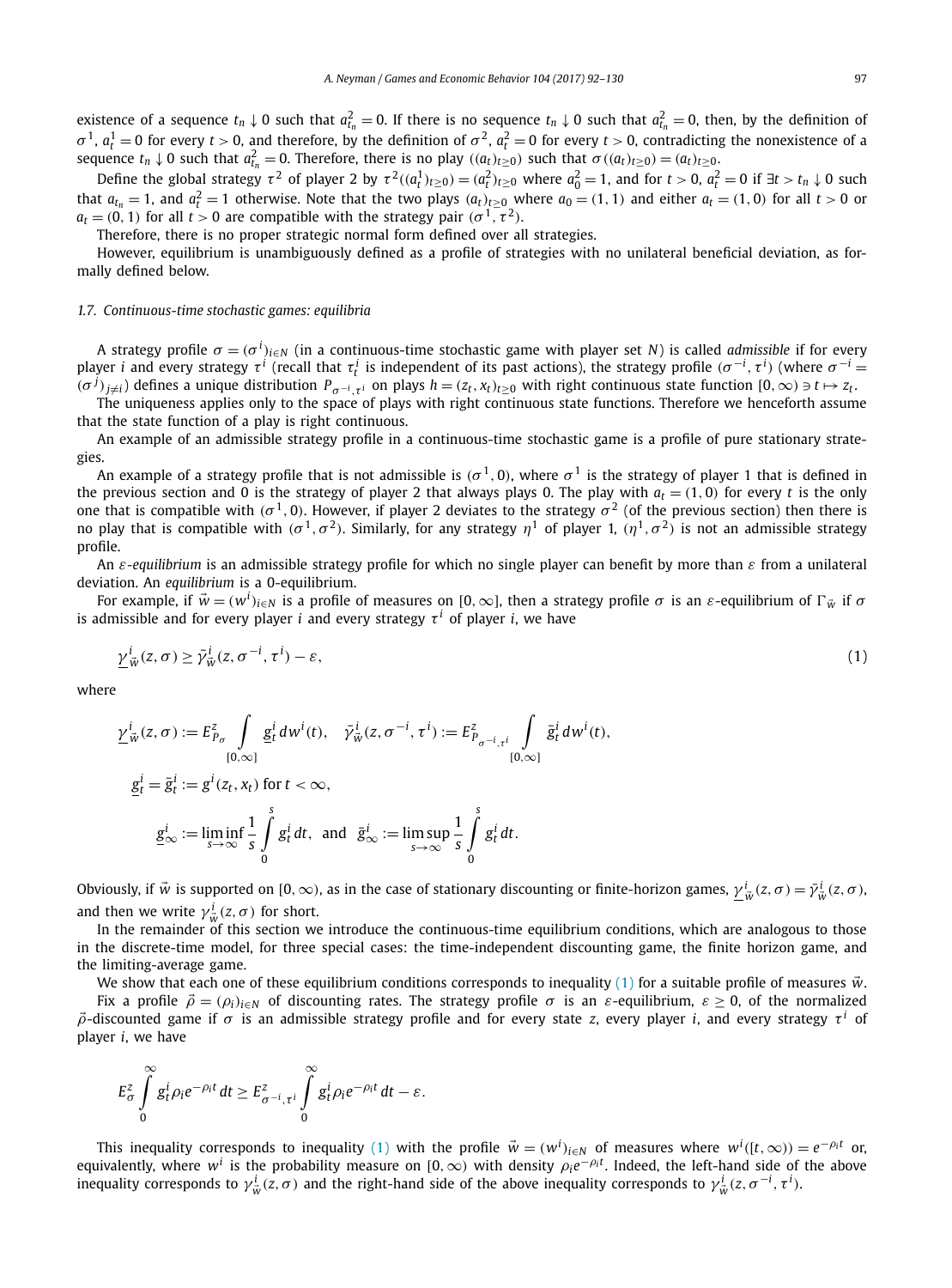existence of a sequence $t_n \downarrow 0$ such that $a^2_{t_n} = 0$. If there is no sequence $t_n \downarrow 0$ such that $a^2_{t_n} = 0$, then, by the definition of $\sigma^1$, $a^1_t = 0$ for every $t > 0$, and therefore, by the definition of $\sigma^2$, $a^2_t = 0$ for every $t > 0$, contradicting the nonexistence of a sequence $t_n \downarrow 0$ such that $a^2_{t_n} = 0$. Therefore, there is no play $((a_t)_{t\geq 0})$ such that $\sigma((a_t)_{t\geq 0}) = (a_t)_{t\geq 0}$.

Define the global strategy $\tau^2$ of player 2 by $\tau^2((a^1_t)_{t\geq 0}) = (a^2_t)_{t\geq 0}$ where $a^2_0 = 1$, and for $t > 0$, $a^2_t = 0$ if $\exists t > t_n \downarrow 0$ such that $a_{t_n} = 1$, and $a^2_t = 1$ otherwise. Note that the two plays $(a_t)_{t\geq 0}$ where $a_0 = (1, 1)$ and either $a_t = (1, 0)$ for all $t > 0$ or $a_t = (0, 1)$ for all $t > 0$ are compatible with the strategy pair $(\sigma^1, \tau^2)$.

Therefore, there is no proper strategic normal form defined over all strategies.

However, equilibrium is unambiguously defined as a profile of strategies with no unilateral beneficial deviation, as formally defined below.

### 1.7. Continuous-time stochastic games: equilibria

A strategy profile $\sigma = (\sigma^i)_{i\in N}$ (in a continuous-time stochastic game with player set $N$) is called *admissible* if for every player $i$ and every strategy $\tau^i$ (recall that $\tau^i_t$ is independent of its past actions), the strategy profile $(\sigma^{-i}, \tau^i)$ (where $\sigma^{-i} = (\sigma^j)_{j\neq i}$) defines a unique distribution $P_{\sigma^{-i},\tau^i}$ on plays $h = (z_t, x_t)_{t\geq 0}$ with right continuous state function $[0, \infty) \ni t \mapsto z_t$.

The uniqueness applies only to the space of plays with right continuous state functions. Therefore we henceforth assume that the state function of a play is right continuous.

An example of an admissible strategy profile in a continuous-time stochastic game is a profile of pure stationary strategies.

An example of a strategy profile that is not admissible is $(\sigma^1, 0)$, where $\sigma^1$ is the strategy of player 1 that is defined in the previous section and 0 is the strategy of player 2 that always plays 0. The play with $a_t = (1, 0)$ for every $t$ is the only one that is compatible with $(\sigma^1, 0)$. However, if player 2 deviates to the strategy $\sigma^2$ (of the previous section) then there is no play that is compatible with $(\sigma^1, \sigma^2)$. Similarly, for any strategy $\eta^1$ of player 1, $(\eta^1, \sigma^2)$ is not an admissible strategy profile.

An *ε-equilibrium* is an admissible strategy profile for which no single player can benefit by more than $\varepsilon$ from a unilateral deviation. An *equilibrium* is a 0-equilibrium.

For example, if $\vec{w} = (w^i)_{i\in N}$ is a profile of measures on $[0, \infty]$, then a strategy profile $\sigma$ is an $\varepsilon$-equilibrium of $\Gamma_{\vec{w}}$ if $\sigma$ is admissible and for every player $i$ and every strategy $\tau^i$ of player $i$, we have

$$\underline{\gamma}^i_{\vec{w}}(z, \sigma) \geq \bar{\gamma}^i_{\vec{w}}(z, \sigma^{-i}, \tau^i) - \varepsilon, \tag{1}$$

where

$$\underline{\gamma}^i_{\vec{w}}(z, \sigma) := E^z_{P_\sigma} \int_{[0,\infty]} \underline{g}^i_t \, dw^i(t), \quad \bar{\gamma}^i_{\vec{w}}(z, \sigma^{-i}, \tau^i) := E^z_{P_{\sigma^{-i},\tau^i}} \int_{[0,\infty]} \bar{g}^i_t \, dw^i(t),$$

$$\underline{g}^i_t = \bar{g}^i_t := g^i(z_t, x_t) \text{ for } t < \infty,$$

$$\underline{g}^i_\infty := \liminf_{s\to\infty} \frac{1}{s} \int_0^s g^i_t \, dt, \text{ and } \bar{g}^i_\infty := \limsup_{s\to\infty} \frac{1}{s} \int_0^s g^i_t \, dt.$$

Obviously, if $\vec{w}$ is supported on $[0, \infty)$, as in the case of stationary discounting or finite-horizon games, $\underline{\gamma}^i_{\vec{w}}(z, \sigma) = \bar{\gamma}^i_{\vec{w}}(z, \sigma)$, and then we write $\gamma^i_{\vec{w}}(z, \sigma)$ for short.

In the remainder of this section we introduce the continuous-time equilibrium conditions, which are analogous to those in the discrete-time model, for three special cases: the time-independent discounting game, the finite horizon game, and the limiting-average game.

We show that each one of these equilibrium conditions corresponds to inequality (1) for a suitable profile of measures $\vec{w}$.

Fix a profile $\vec{\rho} = (\rho_i)_{i\in N}$ of discounting rates. The strategy profile $\sigma$ is an $\varepsilon$-equilibrium, $\varepsilon \geq 0$, of the normalized $\vec{\rho}$-discounted game if $\sigma$ is an admissible strategy profile and for every state $z$, every player $i$, and every strategy $\tau^i$ of player $i$, we have

$$E^z_\sigma \int_0^\infty g^i_t \rho_i e^{-\rho_i t} \, dt \geq E^z_{\sigma^{-i},\tau^i} \int_0^\infty g^i_t \rho_i e^{-\rho_i t} \, dt - \varepsilon.$$

This inequality corresponds to inequality (1) with the profile $\vec{w} = (w^i)_{i\in N}$ of measures where $w^i([t, \infty)) = e^{-\rho_i t}$ or, equivalently, where $w^i$ is the probability measure on $[0, \infty)$ with density $\rho_i e^{-\rho_i t}$. Indeed, the left-hand side of the above inequality corresponds to $\gamma^i_{\vec{w}}(z, \sigma)$ and the right-hand side of the above inequality corresponds to $\gamma^i_{\vec{w}}(z, \sigma^{-i}, \tau^i)$.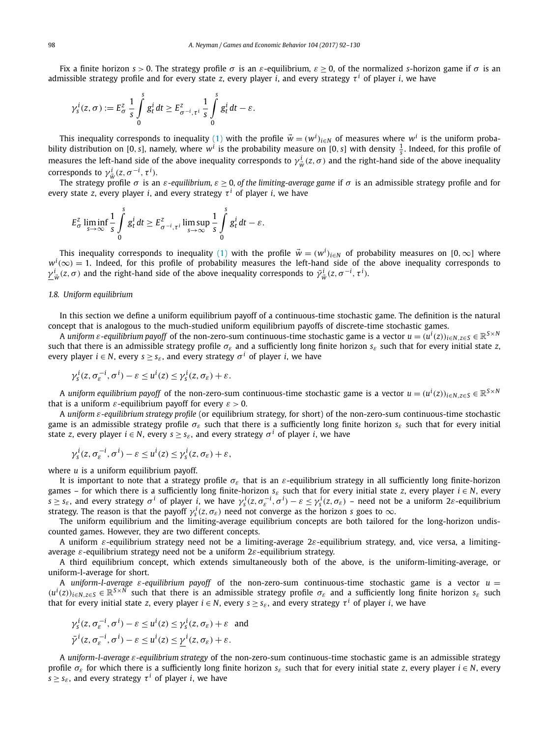Fix a finite horizon $s > 0$. The strategy profile $\sigma$ is an $\varepsilon$-equilibrium, $\varepsilon \geq 0$, of the normalized $s$-horizon game if $\sigma$ is an admissible strategy profile and for every state $z$, every player $i$, and every strategy $\tau^i$ of player $i$, we have

$$\gamma_s^i(z, \sigma) := E_\sigma^z \frac{1}{s} \int_0^s g_t^i \, dt \geq E_{\sigma^{-i}, \tau^i}^z \frac{1}{s} \int_0^s g_t^i \, dt - \varepsilon.$$

This inequality corresponds to inequality (1) with the profile $\vec{w} = (w^i)_{i \in N}$ of measures where $w^i$ is the uniform probability distribution on $[0, s]$, namely, where $w^i$ is the probability measure on $[0, s]$ with density $\frac{1}{s}$. Indeed, for this profile of measures the left-hand side of the above inequality corresponds to $\gamma_{\vec{w}}^i(z, \sigma)$ and the right-hand side of the above inequality corresponds to $\gamma_{\vec{w}}^i(z, \sigma^{-i}, \tau^i)$.

The strategy profile $\sigma$ is an *$\varepsilon$-equilibrium, $\varepsilon \geq 0$, of the limiting-average game* if $\sigma$ is an admissible strategy profile and for every state $z$, every player $i$, and every strategy $\tau^i$ of player $i$, we have

$$E_\sigma^z \liminf_{s \to \infty} \frac{1}{s} \int_0^s g_t^i \, dt \geq E_{\sigma^{-i}, \tau^i}^z \limsup_{s \to \infty} \frac{1}{s} \int_0^s g_t^i \, dt - \varepsilon.$$

This inequality corresponds to inequality (1) with the profile $\vec{w} = (w^i)_{i \in N}$ of probability measures on $[0, \infty]$ where $w^i(\infty) = 1$. Indeed, for this profile of probability measures the left-hand side of the above inequality corresponds to $\underline{\gamma}_{\vec{w}}^i(z, \sigma)$ and the right-hand side of the above inequality corresponds to $\bar{\gamma}_{\vec{w}}^i(z, \sigma^{-i}, \tau^i)$.

### 1.8. Uniform equilibrium

In this section we define a uniform equilibrium payoff of a continuous-time stochastic game. The definition is the natural concept that is analogous to the much-studied uniform equilibrium payoffs of discrete-time stochastic games.

A *uniform $\varepsilon$-equilibrium payoff* of the non-zero-sum continuous-time stochastic game is a vector $u = (u^i(z))_{i \in N, z \in S} \in \mathbb{R}^{S \times N}$ such that there is an admissible strategy profile $\sigma_\varepsilon$ and a sufficiently long finite horizon $s_\varepsilon$ such that for every initial state $z$, every player $i \in N$, every $s \geq s_\varepsilon$, and every strategy $\sigma^i$ of player $i$, we have

$$\gamma_s^i(z, \sigma_\varepsilon^{-i}, \sigma^i) - \varepsilon \leq u^i(z) \leq \gamma_s^i(z, \sigma_\varepsilon) + \varepsilon.$$

A *uniform equilibrium payoff* of the non-zero-sum continuous-time stochastic game is a vector $u = (u^i(z))_{i \in N, z \in S} \in \mathbb{R}^{S \times N}$ that is a uniform $\varepsilon$-equilibrium payoff for every $\varepsilon > 0$.

A *uniform $\varepsilon$-equilibrium strategy profile* (or equilibrium strategy, for short) of the non-zero-sum continuous-time stochastic game is an admissible strategy profile $\sigma_\varepsilon$ such that there is a sufficiently long finite horizon $s_\varepsilon$ such that for every initial state $z$, every player $i \in N$, every $s \geq s_\varepsilon$, and every strategy $\sigma^i$ of player $i$, we have

$$\gamma_s^i(z, \sigma_\varepsilon^{-i}, \sigma^i) - \varepsilon \leq u^i(z) \leq \gamma_s^i(z, \sigma_\varepsilon) + \varepsilon,$$

where $u$ is a uniform equilibrium payoff.

It is important to note that a strategy profile $\sigma_\varepsilon$ that is an $\varepsilon$-equilibrium strategy in all sufficiently long finite-horizon games – for which there is a sufficiently long finite-horizon $s_\varepsilon$ such that for every initial state $z$, every player $i \in N$, every $s \geq s_\varepsilon$, and every strategy $\sigma^i$ of player $i$, we have $\gamma_s^i(z, \sigma_\varepsilon^{-i}, \sigma^i) - \varepsilon \leq \gamma_s^i(z, \sigma_\varepsilon)$ – need not be a uniform $2\varepsilon$-equilibrium strategy. The reason is that the payoff $\gamma_s^i(z, \sigma_\varepsilon)$ need not converge as the horizon $s$ goes to $\infty$.

The uniform equilibrium and the limiting-average equilibrium concepts are both tailored for the long-horizon undiscounted games. However, they are two different concepts.

A uniform $\varepsilon$-equilibrium strategy need not be a limiting-average $2\varepsilon$-equilibrium strategy, and, vice versa, a limiting-average $\varepsilon$-equilibrium strategy need not be a uniform $2\varepsilon$-equilibrium strategy.

A third equilibrium concept, which extends simultaneously both of the above, is the uniform-limiting-average, or uniform-l-average for short.

A *uniform-l-average $\varepsilon$-equilibrium payoff* of the non-zero-sum continuous-time stochastic game is a vector $u = (u^i(z))_{i \in N, z \in S} \in \mathbb{R}^{S \times N}$ such that there is an admissible strategy profile $\sigma_\varepsilon$ and a sufficiently long finite horizon $s_\varepsilon$ such that for every initial state $z$, every player $i \in N$, every $s \geq s_\varepsilon$, and every strategy $\tau^i$ of player $i$, we have

$$\gamma_s^i(z, \sigma_\varepsilon^{-i}, \sigma^i) - \varepsilon \leq u^i(z) \leq \gamma_s^i(z, \sigma_\varepsilon) + \varepsilon \quad \text{and}$$
$$\bar{\gamma}^i(z, \sigma_\varepsilon^{-i}, \sigma^i) - \varepsilon \leq u^i(z) \leq \underline{\gamma}^i(z, \sigma_\varepsilon) + \varepsilon.$$

A *uniform-l-average $\varepsilon$-equilibrium strategy* of the non-zero-sum continuous-time stochastic game is an admissible strategy profile $\sigma_\varepsilon$ for which there is a sufficiently long finite horizon $s_\varepsilon$ such that for every initial state $z$, every player $i \in N$, every $s \geq s_\varepsilon$, and every strategy $\tau^i$ of player $i$, we have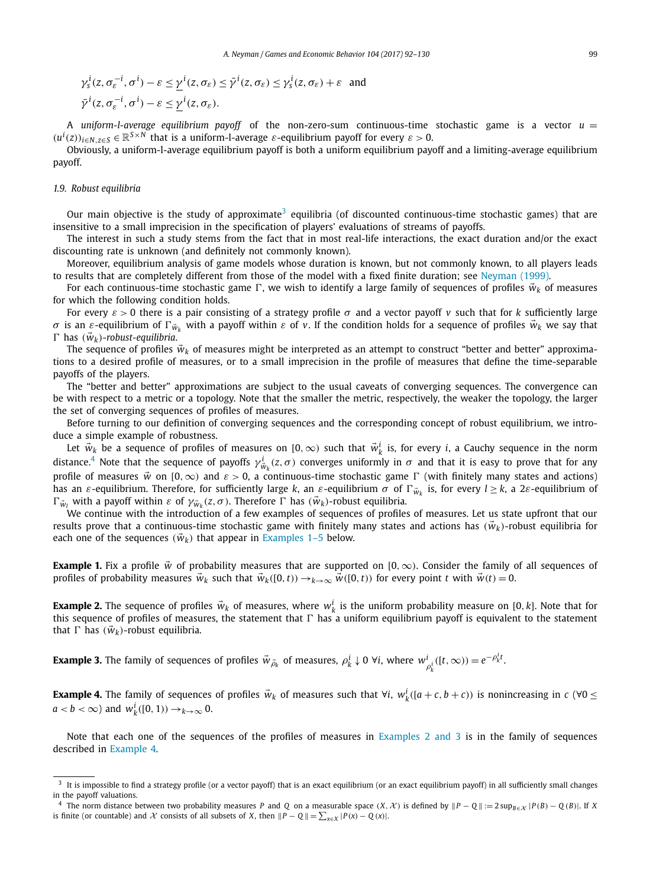$$\gamma_s^i(z, \sigma_\varepsilon^{-i}, \sigma^i) - \varepsilon \leq \underline{\gamma}^i(z, \sigma_\varepsilon) \leq \bar{\gamma}^i(z, \sigma_\varepsilon) \leq \gamma_s^i(z, \sigma_\varepsilon) + \varepsilon \quad \text{and}$$

$$\bar{\gamma}^i(z, \sigma_\varepsilon^{-i}, \sigma^i) - \varepsilon \leq \underline{\gamma}^i(z, \sigma_\varepsilon).$$

A *uniform-l-average equilibrium payoff* of the non-zero-sum continuous-time stochastic game is a vector $u = (u^i(z))_{i \in N, z \in S} \in \mathbb{R}^{S \times N}$ that is a uniform-l-average $\varepsilon$-equilibrium payoff for every $\varepsilon > 0$.

Obviously, a uniform-l-average equilibrium payoff is both a uniform equilibrium payoff and a limiting-average equilibrium payoff.

*1.9. Robust equilibria*

Our main objective is the study of approximate[3] equilibria (of discounted continuous-time stochastic games) that are insensitive to a small imprecision in the specification of players' evaluations of streams of payoffs.

The interest in such a study stems from the fact that in most real-life interactions, the exact duration and/or the exact discounting rate is unknown (and definitely not commonly known).

Moreover, equilibrium analysis of game models whose duration is known, but not commonly known, to all players leads to results that are completely different from those of the model with a fixed finite duration; see Neyman (1999).

For each continuous-time stochastic game $\Gamma$, we wish to identify a large family of sequences of profiles $\vec{w}_k$ of measures for which the following condition holds.

For every $\varepsilon > 0$ there is a pair consisting of a strategy profile $\sigma$ and a vector payoff $v$ such that for $k$ sufficiently large $\sigma$ is an $\varepsilon$-equilibrium of $\Gamma_{\vec{w}_k}$ with a payoff within $\varepsilon$ of $v$. If the condition holds for a sequence of profiles $\vec{w}_k$ we say that $\Gamma$ has $(\vec{w}_k)$-*robust-equilibria*.

The sequence of profiles $\vec{w}_k$ of measures might be interpreted as an attempt to construct "better and better" approximations to a desired profile of measures, or to a small imprecision in the profile of measures that define the time-separable payoffs of the players.

The "better and better" approximations are subject to the usual caveats of converging sequences. The convergence can be with respect to a metric or a topology. Note that the smaller the metric, respectively, the weaker the topology, the larger the set of converging sequences of profiles of measures.

Before turning to our definition of converging sequences and the corresponding concept of robust equilibrium, we introduce a simple example of robustness.

Let $\vec{w}_k$ be a sequence of profiles of measures on $[0, \infty)$ such that $\vec{w}_k^i$ is, for every $i$, a Cauchy sequence in the norm distance.[4] Note that the sequence of payoffs $\gamma^i_{\vec{w}_k}(z, \sigma)$ converges uniformly in $\sigma$ and that it is easy to prove that for any profile of measures $\vec{w}$ on $[0, \infty)$ and $\varepsilon > 0$, a continuous-time stochastic game $\Gamma$ (with finitely many states and actions) has an $\varepsilon$-equilibrium. Therefore, for sufficiently large $k$, an $\varepsilon$-equilibrium $\sigma$ of $\Gamma_{\vec{w}_k}$ is, for every $l \geq k$, a $2\varepsilon$-equilibrium of $\Gamma_{\vec{w}_l}$ with a payoff within $\varepsilon$ of $\gamma_{\vec{w}_k}(z, \sigma)$. Therefore $\Gamma$ has $(\vec{w}_k)$-robust equilibria.

We continue with the introduction of a few examples of sequences of profiles of measures. Let us state upfront that our results prove that a continuous-time stochastic game with finitely many states and actions has $(\vec{w}_k)$-robust equilibria for each one of the sequences $(\vec{w}_k)$ that appear in Examples 1–5 below.

**Example 1.** Fix a profile $\vec{w}$ of probability measures that are supported on $[0, \infty)$. Consider the family of all sequences of profiles of probability measures $\vec{w}_k$ such that $\vec{w}_k([0, t)) \to_{k \to \infty} \vec{w}([0, t))$ for every point $t$ with $\vec{w}(t) = 0$.

**Example 2.** The sequence of profiles $\vec{w}_k$ of measures, where $w_k^i$ is the uniform probability measure on $[0, k]$. Note that for this sequence of profiles of measures, the statement that $\Gamma$ has a uniform equilibrium payoff is equivalent to the statement that $\Gamma$ has $(\vec{w}_k)$-robust equilibria.

**Example 3.** The family of sequences of profiles $\vec{w}_{\vec{\rho}_k}$ of measures, $\rho_k^i \downarrow 0 \ \forall i$, where $w^i_{\rho_k^i}([t, \infty)) = e^{-\rho_k^i t}$.

**Example 4.** The family of sequences of profiles $\vec{w}_k$ of measures such that $\forall i$, $w_k^i([a + c, b + c))$ is nonincreasing in $c$ ($\forall 0 \leq a < b < \infty$) and $w_k^i([0, 1)) \to_{k \to \infty} 0$.

Note that each one of the sequences of the profiles of measures in Examples 2 and 3 is in the family of sequences described in Example 4.

[3] It is impossible to find a strategy profile (or a vector payoff) that is an exact equilibrium (or an exact equilibrium payoff) in all sufficiently small changes in the payoff valuations.

[4] The norm distance between two probability measures $P$ and $Q$ on a measurable space $(X, \mathcal{X})$ is defined by $\|P - Q\| := 2 \sup_{B \in \mathcal{X}} |P(B) - Q(B)|$. If $X$ is finite (or countable) and $\mathcal{X}$ consists of all subsets of $X$, then $\|P - Q\| = \sum_{x \in X} |P(x) - Q(x)|$.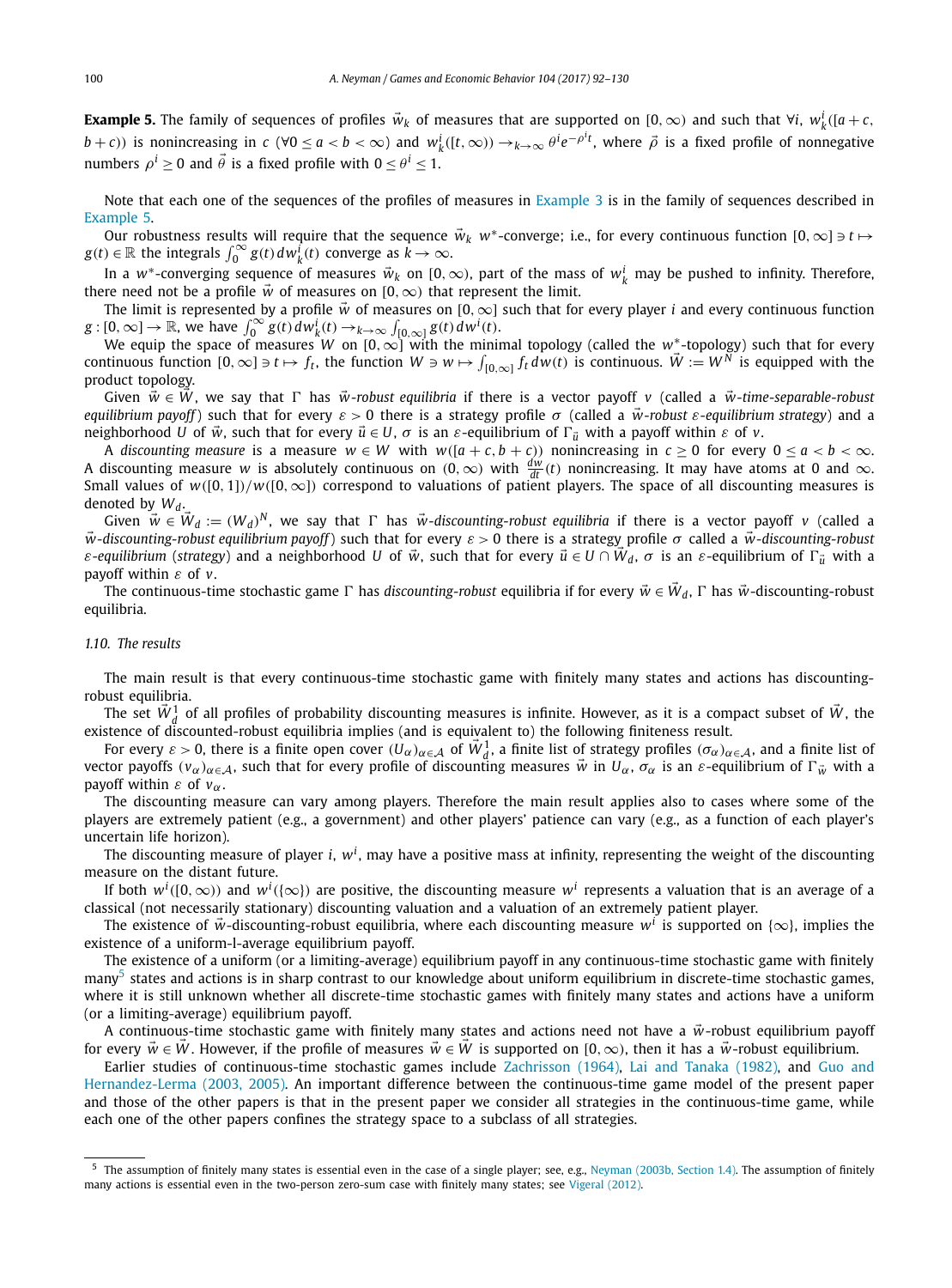**Example 5.** The family of sequences of profiles $\vec{w}_k$ of measures that are supported on $[0,\infty)$ and such that $\forall i$, $w_k^i([a+c, b+c))$ is nonincreasing in $c$ ($\forall 0 \leq a < b < \infty$) and $w_k^i([t,\infty)) \to_{k\to\infty} \theta^i e^{-\rho^i t}$, where $\vec{\rho}$ is a fixed profile of nonnegative numbers $\rho^i \geq 0$ and $\vec{\theta}$ is a fixed profile with $0 \leq \theta^i \leq 1$.

Note that each one of the sequences of the profiles of measures in Example 3 is in the family of sequences described in Example 5.

Our robustness results will require that the sequence $\vec{w}_k$ $w^*$-converge; i.e., for every continuous function $[0,\infty] \ni t \mapsto g(t) \in \mathbb{R}$ the integrals $\int_0^\infty g(t)\,dw_k^i(t)$ converge as $k \to \infty$.

In a $w^*$-converging sequence of measures $\vec{w}_k$ on $[0,\infty)$, part of the mass of $w_k^i$ may be pushed to infinity. Therefore, there need not be a profile $\vec{w}$ of measures on $[0,\infty)$ that represent the limit.

The limit is represented by a profile $\vec{w}$ of measures on $[0,\infty]$ such that for every player $i$ and every continuous function $g : [0,\infty] \to \mathbb{R}$, we have $\int_0^\infty g(t)\,dw_k^i(t) \to_{k\to\infty} \int_{[0,\infty]} g(t)\,dw^i(t)$.

We equip the space of measures $W$ on $[0,\infty]$ with the minimal topology (called the $w^*$-topology) such that for every continuous function $[0,\infty] \ni t \mapsto f_t$, the function $W \ni w \mapsto \int_{[0,\infty]} f_t\,dw(t)$ is continuous. $\vec{W} := W^N$ is equipped with the product topology.

Given $\vec{w} \in \vec{W}$, we say that $\Gamma$ has *$\vec{w}$-robust equilibria* if there is a vector payoff $v$ (called a *$\vec{w}$-time-separable-robust equilibrium payoff*) such that for every $\varepsilon > 0$ there is a strategy profile $\sigma$ (called a *$\vec{w}$-robust $\varepsilon$-equilibrium strategy*) and a neighborhood $U$ of $\vec{w}$, such that for every $\vec{u} \in U$, $\sigma$ is an $\varepsilon$-equilibrium of $\Gamma_{\vec{u}}$ with a payoff within $\varepsilon$ of $v$.

A *discounting measure* is a measure $w \in W$ with $w([a+c, b+c))$ nonincreasing in $c \geq 0$ for every $0 \leq a < b < \infty$. A discounting measure $w$ is absolutely continuous on $(0,\infty)$ with $\frac{dw}{dt}(t)$ nonincreasing. It may have atoms at 0 and $\infty$. Small values of $w([0,1])/w([0,\infty])$ correspond to valuations of patient players. The space of all discounting measures is denoted by $W_d$.

Given $\vec{w} \in \vec{W}_d := (W_d)^N$, we say that $\Gamma$ has *$\vec{w}$-discounting-robust equilibria* if there is a vector payoff $v$ (called a *$\vec{w}$-discounting-robust equilibrium payoff*) such that for every $\varepsilon > 0$ there is a strategy profile $\sigma$ called a *$\vec{w}$-discounting-robust $\varepsilon$-equilibrium* (*strategy*) and a neighborhood $U$ of $\vec{w}$, such that for every $\vec{u} \in U \cap \vec{W}_d$, $\sigma$ is an $\varepsilon$-equilibrium of $\Gamma_{\vec{u}}$ with a payoff within $\varepsilon$ of $v$.

The continuous-time stochastic game $\Gamma$ has *discounting-robust* equilibria if for every $\vec{w} \in \vec{W}_d$, $\Gamma$ has $\vec{w}$-discounting-robust equilibria.

### 1.10. The results

The main result is that every continuous-time stochastic game with finitely many states and actions has discounting-robust equilibria.

The set $\vec{W}_d^1$ of all profiles of probability discounting measures is infinite. However, as it is a compact subset of $\vec{W}$, the existence of discounted-robust equilibria implies (and is equivalent to) the following finiteness result.

For every $\varepsilon > 0$, there is a finite open cover $(U_\alpha)_{\alpha\in\mathcal{A}}$ of $\vec{W}_d^1$, a finite list of strategy profiles $(\sigma_\alpha)_{\alpha\in\mathcal{A}}$, and a finite list of vector payoffs $(v_\alpha)_{\alpha\in\mathcal{A}}$, such that for every profile of discounting measures $\vec{w}$ in $U_\alpha$, $\sigma_\alpha$ is an $\varepsilon$-equilibrium of $\Gamma_{\vec{w}}$ with a payoff within $\varepsilon$ of $v_\alpha$.

The discounting measure can vary among players. Therefore the main result applies also to cases where some of the players are extremely patient (e.g., a government) and other players' patience can vary (e.g., as a function of each player's uncertain life horizon).

The discounting measure of player $i$, $w^i$, may have a positive mass at infinity, representing the weight of the discounting measure on the distant future.

If both $w^i([0,\infty))$ and $w^i(\{\infty\})$ are positive, the discounting measure $w^i$ represents a valuation that is an average of a classical (not necessarily stationary) discounting valuation and a valuation of an extremely patient player.

The existence of $\vec{w}$-discounting-robust equilibria, where each discounting measure $w^i$ is supported on $\{\infty\}$, implies the existence of a uniform-l-average equilibrium payoff.

The existence of a uniform (or a limiting-average) equilibrium payoff in any continuous-time stochastic game with finitely many[5] states and actions is in sharp contrast to our knowledge about uniform equilibrium in discrete-time stochastic games, where it is still unknown whether all discrete-time stochastic games with finitely many states and actions have a uniform (or a limiting-average) equilibrium payoff.

A continuous-time stochastic game with finitely many states and actions need not have a $\vec{w}$-robust equilibrium payoff for every $\vec{w} \in \vec{W}$. However, if the profile of measures $\vec{w} \in \vec{W}$ is supported on $[0,\infty)$, then it has a $\vec{w}$-robust equilibrium.

Earlier studies of continuous-time stochastic games include Zachrisson (1964), Lai and Tanaka (1982), and Guo and Hernandez-Lerma (2003, 2005). An important difference between the continuous-time game model of the present paper and those of the other papers is that in the present paper we consider all strategies in the continuous-time game, while each one of the other papers confines the strategy space to a subclass of all strategies.

---

[5] The assumption of finitely many states is essential even in the case of a single player; see, e.g., Neyman (2003b, Section 1.4). The assumption of finitely many actions is essential even in the two-person zero-sum case with finitely many states; see Vigeral (2012).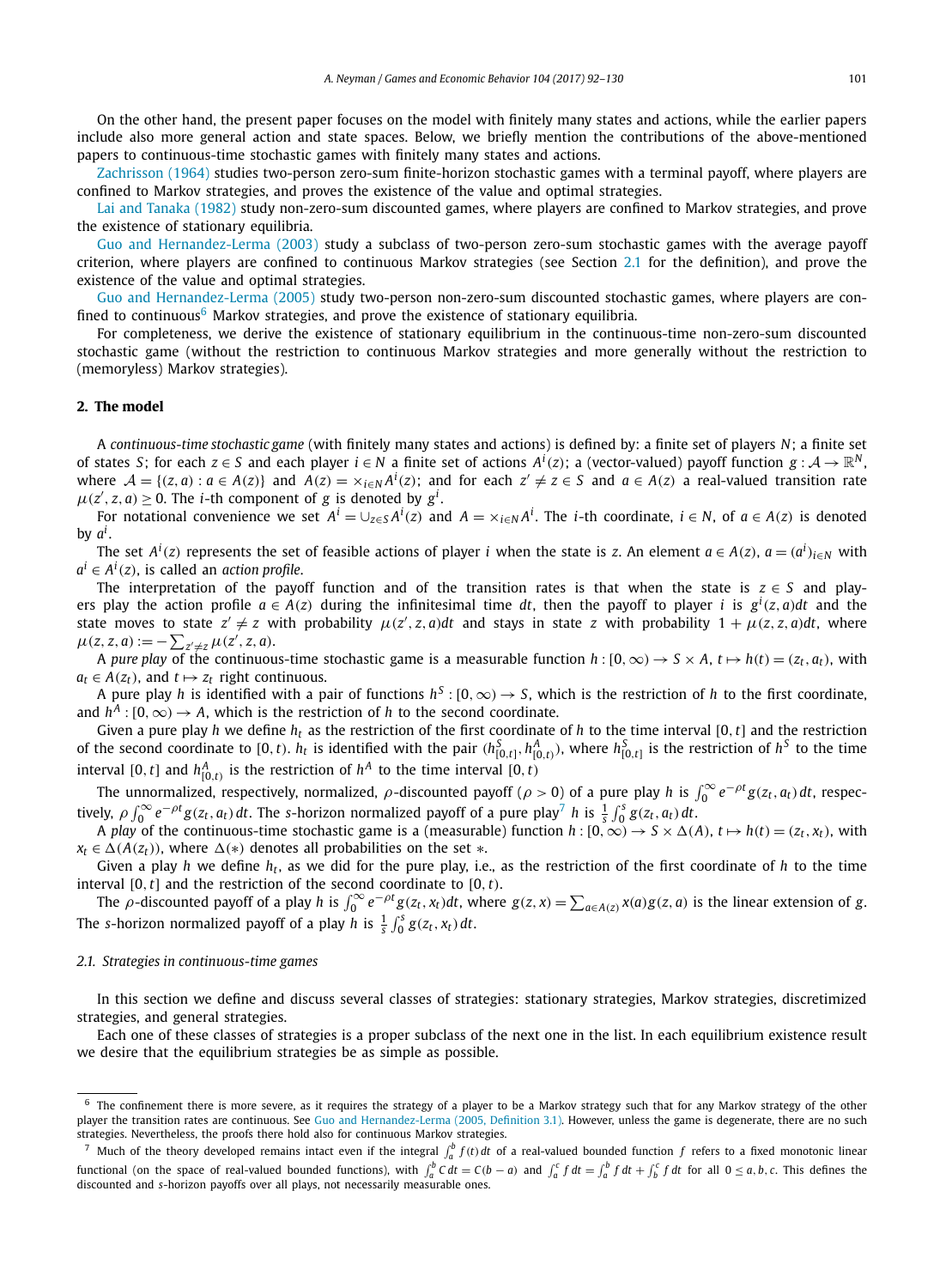On the other hand, the present paper focuses on the model with finitely many states and actions, while the earlier papers include also more general action and state spaces. Below, we briefly mention the contributions of the above-mentioned papers to continuous-time stochastic games with finitely many states and actions.

Zachrisson (1964) studies two-person zero-sum finite-horizon stochastic games with a terminal payoff, where players are confined to Markov strategies, and proves the existence of the value and optimal strategies.

Lai and Tanaka (1982) study non-zero-sum discounted games, where players are confined to Markov strategies, and prove the existence of stationary equilibria.

Guo and Hernandez-Lerma (2003) study a subclass of two-person zero-sum stochastic games with the average payoff criterion, where players are confined to continuous Markov strategies (see Section 2.1 for the definition), and prove the existence of the value and optimal strategies.

Guo and Hernandez-Lerma (2005) study two-person non-zero-sum discounted stochastic games, where players are confined to continuous[6] Markov strategies, and prove the existence of stationary equilibria.

For completeness, we derive the existence of stationary equilibrium in the continuous-time non-zero-sum discounted stochastic game (without the restriction to continuous Markov strategies and more generally without the restriction to (memoryless) Markov strategies).

## 2. The model

A *continuous-time stochastic game* (with finitely many states and actions) is defined by: a finite set of players $N$; a finite set of states $S$; for each $z \in S$ and each player $i \in N$ a finite set of actions $A^i(z)$; a (vector-valued) payoff function $g : \mathcal{A} \to \mathbb{R}^N$, where $\mathcal{A} = \{(z, a) : a \in A(z)\}$ and $A(z) = \times_{i \in N} A^i(z)$; and for each $z' \neq z \in S$ and $a \in A(z)$ a real-valued transition rate $\mu(z', z, a) \geq 0$. The $i$-th component of $g$ is denoted by $g^i$.

For notational convenience we set $A^i = \cup_{z \in S} A^i(z)$ and $A = \times_{i \in N} A^i$. The $i$-th coordinate, $i \in N$, of $a \in A(z)$ is denoted by $a^i$.

The set $A^i(z)$ represents the set of feasible actions of player $i$ when the state is $z$. An element $a \in A(z)$, $a = (a^i)_{i \in N}$ with $a^i \in A^i(z)$, is called an *action profile*.

The interpretation of the payoff function and of the transition rates is that when the state is $z \in S$ and players play the action profile $a \in A(z)$ during the infinitesimal time $dt$, then the payoff to player $i$ is $g^i(z, a)dt$ and the state moves to state $z' \neq z$ with probability $\mu(z', z, a)dt$ and stays in state $z$ with probability $1 + \mu(z, z, a)dt$, where $\mu(z, z, a) := -\sum_{z' \neq z} \mu(z', z, a)$.

A *pure play* of the continuous-time stochastic game is a measurable function $h : [0, \infty) \to S \times A$, $t \mapsto h(t) = (z_t, a_t)$, with $a_t \in A(z_t)$, and $t \mapsto z_t$ right continuous.

A pure play $h$ is identified with a pair of functions $h^S : [0, \infty) \to S$, which is the restriction of $h$ to the first coordinate, and $h^A : [0, \infty) \to A$, which is the restriction of $h$ to the second coordinate.

Given a pure play $h$ we define $h_t$ as the restriction of the first coordinate of $h$ to the time interval $[0, t]$ and the restriction of the second coordinate to $[0, t)$. $h_t$ is identified with the pair $(h^S_{[0,t]}, h^A_{[0,t)})$, where $h^S_{[0,t]}$ is the restriction of $h^S$ to the time interval $[0, t]$ and $h^A_{[0,t)}$ is the restriction of $h^A$ to the time interval $[0, t)$

The unnormalized, respectively, normalized, $\rho$-discounted payoff ($\rho > 0$) of a pure play $h$ is $\int_0^\infty e^{-\rho t} g(z_t, a_t)\, dt$, respectively, $\rho \int_0^\infty e^{-\rho t} g(z_t, a_t)\, dt$. The $s$-horizon normalized payoff of a pure play[7] $h$ is $\frac{1}{s}\int_0^s g(z_t, a_t)\, dt$.

A *play* of the continuous-time stochastic game is a (measurable) function $h : [0, \infty) \to S \times \Delta(A)$, $t \mapsto h(t) = (z_t, x_t)$, with $x_t \in \Delta(A(z_t))$, where $\Delta(*)$ denotes all probabilities on the set $*$.

Given a play $h$ we define $h_t$, as we did for the pure play, i.e., as the restriction of the first coordinate of $h$ to the time interval $[0, t]$ and the restriction of the second coordinate to $[0, t)$.

The $\rho$-discounted payoff of a play $h$ is $\int_0^\infty e^{-\rho t} g(z_t, x_t) dt$, where $g(z, x) = \sum_{a \in A(z)} x(a) g(z, a)$ is the linear extension of $g$. The $s$-horizon normalized payoff of a play $h$ is $\frac{1}{s}\int_0^s g(z_t, x_t)\, dt$.

### 2.1. Strategies in continuous-time games

In this section we define and discuss several classes of strategies: stationary strategies, Markov strategies, discretimized strategies, and general strategies.

Each one of these classes of strategies is a proper subclass of the next one in the list. In each equilibrium existence result we desire that the equilibrium strategies be as simple as possible.

---

[6] The confinement there is more severe, as it requires the strategy of a player to be a Markov strategy such that for any Markov strategy of the other player the transition rates are continuous. See Guo and Hernandez-Lerma (2005, Definition 3.1). However, unless the game is degenerate, there are no such strategies. Nevertheless, the proofs there hold also for continuous Markov strategies.

[7] Much of the theory developed remains intact even if the integral $\int_a^b f(t)\, dt$ of a real-valued bounded function $f$ refers to a fixed monotonic linear functional (on the space of real-valued bounded functions), with $\int_a^b C\, dt = C(b - a)$ and $\int_a^c f\, dt = \int_a^b f\, dt + \int_b^c f\, dt$ for all $0 \leq a, b, c$. This defines the discounted and $s$-horizon payoffs over all plays, not necessarily measurable ones.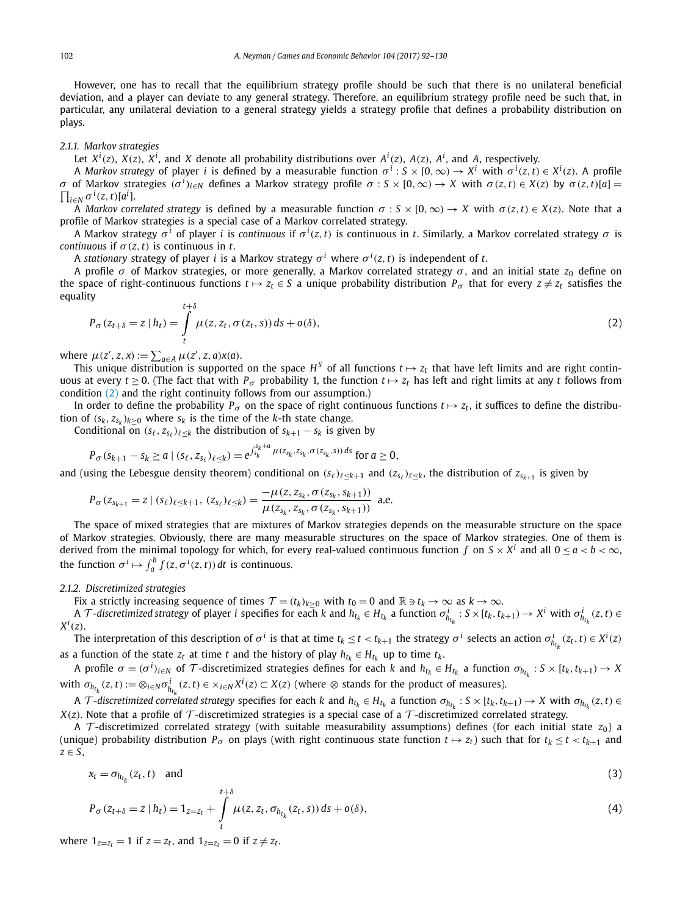However, one has to recall that the equilibrium strategy profile should be such that there is no unilateral beneficial deviation, and a player can deviate to any general strategy. Therefore, an equilibrium strategy profile need be such that, in particular, any unilateral deviation to a general strategy yields a strategy profile that defines a probability distribution on plays.

#### 2.1.1. Markov strategies

Let $X^i(z)$, $X(z)$, $X^i$, and $X$ denote all probability distributions over $A^i(z)$, $A(z)$, $A^i$, and $A$, respectively.

A *Markov strategy* of player $i$ is defined by a measurable function $\sigma^i : S \times [0, \infty) \to X^i$ with $\sigma^i(z,t) \in X^i(z)$. A profile $\sigma$ of Markov strategies $(\sigma^i)_{i \in N}$ defines a Markov strategy profile $\sigma : S \times [0,\infty) \to X$ with $\sigma(z,t) \in X(z)$ by $\sigma(z,t)[a] = \prod_{i \in N} \sigma^i(z,t)[a^i]$.

A *Markov correlated strategy* is defined by a measurable function $\sigma : S \times [0,\infty) \to X$ with $\sigma(z,t) \in X(z)$. Note that a profile of Markov strategies is a special case of a Markov correlated strategy.

A Markov strategy $\sigma^i$ of player $i$ is *continuous* if $\sigma^i(z,t)$ is continuous in $t$. Similarly, a Markov correlated strategy $\sigma$ is *continuous* if $\sigma(z,t)$ is continuous in $t$.

A *stationary* strategy of player $i$ is a Markov strategy $\sigma^i$ where $\sigma^i(z,t)$ is independent of $t$.

A profile $\sigma$ of Markov strategies, or more generally, a Markov correlated strategy $\sigma$, and an initial state $z_0$ define on the space of right-continuous functions $t \mapsto z_t \in S$ a unique probability distribution $P_\sigma$ that for every $z \neq z_t$ satisfies the equality

$$P_\sigma(z_{t+\delta} = z \mid h_t) = \int_t^{t+\delta} \mu(z, z_t, \sigma(z_t, s))\, ds + o(\delta), \tag{2}$$

where $\mu(z', z, x) := \sum_{a \in A} \mu(z', z, a) x(a)$.

This unique distribution is supported on the space $H^S$ of all functions $t \mapsto z_t$ that have left limits and are right continuous at every $t \geq 0$. (The fact that with $P_\sigma$ probability 1, the function $t \mapsto z_t$ has left and right limits at any $t$ follows from condition (2) and the right continuity follows from our assumption.)

In order to define the probability $P_\sigma$ on the space of right continuous functions $t \mapsto z_t$, it suffices to define the distribution of $(s_k, z_{s_k})_{k \geq 0}$ where $s_k$ is the time of the $k$-th state change.

Conditional on $(s_\ell, z_{s_\ell})_{\ell \leq k}$ the distribution of $s_{k+1} - s_k$ is given by

$$P_\sigma(s_{k+1} - s_k \geq a \mid (s_\ell, z_{s_\ell})_{\ell \leq k}) = e^{\int_{s_k}^{s_k + a} \mu(z_{s_k}, z_{s_k}, \sigma(z_{s_k}, s))\, ds} \text{ for } a \geq 0,$$

and (using the Lebesgue density theorem) conditional on $(s_\ell)_{\ell \leq k+1}$ and $(z_{s_\ell})_{\ell \leq k}$, the distribution of $z_{s_{k+1}}$ is given by

$$P_\sigma(z_{s_{k+1}} = z \mid (s_\ell)_{\ell \leq k+1}, (z_{s_\ell})_{\ell \leq k}) = \frac{-\mu(z, z_{s_k}, \sigma(z_{s_k}, s_{k+1}))}{\mu(z_{s_k}, z_{s_k}, \sigma(z_{s_k}, s_{k+1}))} \text{ a.e.}$$

The space of mixed strategies that are mixtures of Markov strategies depends on the measurable structure on the space of Markov strategies. Obviously, there are many measurable structures on the space of Markov strategies. One of them is derived from the minimal topology for which, for every real-valued continuous function $f$ on $S \times X^i$ and all $0 \leq a < b < \infty$, the function $\sigma^i \mapsto \int_a^b f(z, \sigma^i(z,t))\, dt$ is continuous.

#### 2.1.2. Discretimized strategies

Fix a strictly increasing sequence of times $\mathcal{T} = (t_k)_{k \geq 0}$ with $t_0 = 0$ and $\mathbb{R} \ni t_k \to \infty$ as $k \to \infty$.

A $\mathcal{T}$*-discretimized strategy* of player $i$ specifies for each $k$ and $h_{t_k} \in H_{t_k}$ a function $\sigma^i_{h_{t_k}} : S \times [t_k, t_{k+1}) \to X^i$ with $\sigma^i_{h_{t_k}}(z,t) \in X^i(z)$.

The interpretation of this description of $\sigma^i$ is that at time $t_k \leq t < t_{k+1}$ the strategy $\sigma^i$ selects an action $\sigma^i_{h_{t_k}}(z_t, t) \in X^i(z)$ as a function of the state $z_t$ at time $t$ and the history of play $h_{t_k} \in H_{t_k}$ up to time $t_k$.

A profile $\sigma = (\sigma^i)_{i \in N}$ of $\mathcal{T}$-discretimized strategies defines for each $k$ and $h_{t_k} \in H_{t_k}$ a function $\sigma_{h_{t_k}} : S \times [t_k, t_{k+1}) \to X$ with $\sigma_{h_{t_k}}(z,t) := \otimes_{i \in N} \sigma^i_{h_{t_k}}(z,t) \in \times_{i \in N} X^i(z) \subset X(z)$ (where $\otimes$ stands for the product of measures).

A $\mathcal{T}$*-discretimized correlated strategy* specifies for each $k$ and $h_{t_k} \in H_{t_k}$ a function $\sigma_{h_{t_k}} : S \times [t_k, t_{k+1}) \to X$ with $\sigma_{h_{t_k}}(z,t) \in X(z)$. Note that a profile of $\mathcal{T}$-discretimized strategies is a special case of a $\mathcal{T}$-discretimized correlated strategy.

A $\mathcal{T}$-discretimized correlated strategy (with suitable measurability assumptions) defines (for each initial state $z_0$) a (unique) probability distribution $P_\sigma$ on plays (with right continuous state function $t \mapsto z_t$) such that for $t_k \leq t < t_{k+1}$ and $z \in S$,

$$x_t = \sigma_{h_{t_k}}(z_t, t) \quad \text{and} \tag{3}$$

$$P_\sigma(z_{t+\delta} = z \mid h_t) = 1_{z = z_t} + \int_t^{t+\delta} \mu(z, z_t, \sigma_{h_{t_k}}(z_t, s))\, ds + o(\delta), \tag{4}$$

where $1_{z=z_t} = 1$ if $z = z_t$, and $1_{z=z_t} = 0$ if $z \neq z_t$.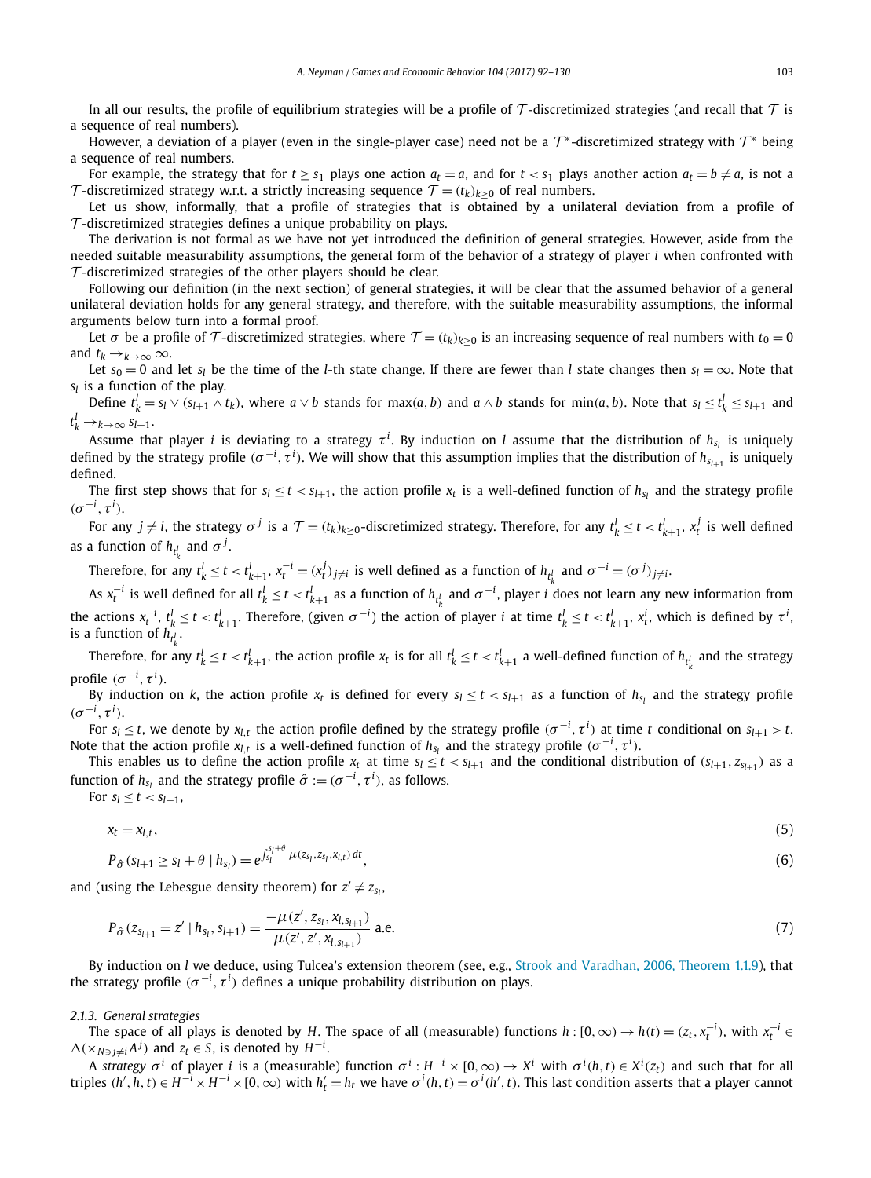In all our results, the profile of equilibrium strategies will be a profile of $\mathcal{T}$-discretimized strategies (and recall that $\mathcal{T}$ is a sequence of real numbers).

However, a deviation of a player (even in the single-player case) need not be a $\mathcal{T}^*$-discretimized strategy with $\mathcal{T}^*$ being a sequence of real numbers.

For example, the strategy that for $t \geq s_1$ plays one action $a_t = a$, and for $t < s_1$ plays another action $a_t = b \neq a$, is not a $\mathcal{T}$-discretimized strategy w.r.t. a strictly increasing sequence $\mathcal{T} = (t_k)_{k \geq 0}$ of real numbers.

Let us show, informally, that a profile of strategies that is obtained by a unilateral deviation from a profile of $\mathcal{T}$-discretimized strategies defines a unique probability on plays.

The derivation is not formal as we have not yet introduced the definition of general strategies. However, aside from the needed suitable measurability assumptions, the general form of the behavior of a strategy of player $i$ when confronted with $\mathcal{T}$-discretimized strategies of the other players should be clear.

Following our definition (in the next section) of general strategies, it will be clear that the assumed behavior of a general unilateral deviation holds for any general strategy, and therefore, with the suitable measurability assumptions, the informal arguments below turn into a formal proof.

Let $\sigma$ be a profile of $\mathcal{T}$-discretimized strategies, where $\mathcal{T} = (t_k)_{k \geq 0}$ is an increasing sequence of real numbers with $t_0 = 0$ and $t_k \to_{k \to \infty} \infty$.

Let $s_0 = 0$ and let $s_l$ be the time of the $l$-th state change. If there are fewer than $l$ state changes then $s_l = \infty$. Note that $s_l$ is a function of the play.

Define $t_k^l = s_l \vee (s_{l+1} \wedge t_k)$, where $a \vee b$ stands for $\max(a, b)$ and $a \wedge b$ stands for $\min(a, b)$. Note that $s_l \leq t_k^l \leq s_{l+1}$ and $t_k^l \to_{k \to \infty} s_{l+1}$.

Assume that player $i$ is deviating to a strategy $\tau^i$. By induction on $l$ assume that the distribution of $h_{s_l}$ is uniquely defined by the strategy profile $(\sigma^{-i}, \tau^i)$. We will show that this assumption implies that the distribution of $h_{s_{l+1}}$ is uniquely defined.

The first step shows that for $s_l \leq t < s_{l+1}$, the action profile $x_t$ is a well-defined function of $h_{s_l}$ and the strategy profile $(\sigma^{-i}, \tau^i)$.

For any $j \neq i$, the strategy $\sigma^j$ is a $\mathcal{T} = (t_k)_{k \geq 0}$-discretimized strategy. Therefore, for any $t_k^l \leq t < t_{k+1}^l$, $x_t^j$ is well defined as a function of $h_{t_k^l}$ and $\sigma^j$.

Therefore, for any $t_k^l \leq t < t_{k+1}^l$, $x_t^{-i} = (x_t^j)_{j \neq i}$ is well defined as a function of $h_{t_k^l}$ and $\sigma^{-i} = (\sigma^j)_{j \neq i}$.

As $x_t^{-i}$ is well defined for all $t_k^l \leq t < t_{k+1}^l$ as a function of $h_{t_k^l}$ and $\sigma^{-i}$, player $i$ does not learn any new information from the actions $x_t^{-i}$, $t_k^l \leq t < t_{k+1}^l$. Therefore, (given $\sigma^{-i}$) the action of player $i$ at time $t_k^l \leq t < t_{k+1}^l$, $x_t^i$, which is defined by $\tau^i$, is a function of $h_{t_k^l}$.

Therefore, for any $t_k^l \leq t < t_{k+1}^l$, the action profile $x_t$ is for all $t_k^l \leq t < t_{k+1}^l$ a well-defined function of $h_{t_k^l}$ and the strategy profile $(\sigma^{-i}, \tau^i)$.

By induction on $k$, the action profile $x_t$ is defined for every $s_l \leq t < s_{l+1}$ as a function of $h_{s_l}$ and the strategy profile $(\sigma^{-i}, \tau^i)$.

For $s_l \leq t$, we denote by $x_{l,t}$ the action profile defined by the strategy profile $(\sigma^{-i}, \tau^i)$ at time $t$ conditional on $s_{l+1} > t$. Note that the action profile $x_{l,t}$ is a well-defined function of $h_{s_l}$ and the strategy profile $(\sigma^{-i}, \tau^i)$.

This enables us to define the action profile $x_t$ at time $s_l \leq t < s_{l+1}$ and the conditional distribution of $(s_{l+1}, z_{s_{l+1}})$ as a function of $h_{s_l}$ and the strategy profile $\hat{\sigma} := (\sigma^{-i}, \tau^i)$, as follows.

For $s_l \leq t < s_{l+1}$,

$$x_t = x_{l,t}, \tag{5}$$

$$P_{\hat{\sigma}}(s_{l+1} \geq s_l + \theta \mid h_{s_l}) = e^{\int_{s_l}^{s_l+\theta} \mu(z_{s_l}, z_{s_l}, x_{l,t})\, dt}, \tag{6}$$

and (using the Lebesgue density theorem) for $z' \neq z_{s_l}$,

$$P_{\hat{\sigma}}(z_{s_{l+1}} = z' \mid h_{s_l}, s_{l+1}) = \frac{-\mu(z', z_{s_l}, x_{l,s_{l+1}})}{\mu(z', z', x_{l,s_{l+1}})} \text{ a.e.} \tag{7}$$

By induction on $l$ we deduce, using Tulcea's extension theorem (see, e.g., Strook and Varadhan, 2006, Theorem 1.1.9), that the strategy profile $(\sigma^{-i}, \tau^i)$ defines a unique probability distribution on plays.

### 2.1.3. General strategies

The space of all plays is denoted by $H$. The space of all (measurable) functions $h : [0, \infty) \to h(t) = (z_t, x_t^{-i})$, with $x_t^{-i} \in \Delta(\times_{N \ni j \neq i} A^j)$ and $z_t \in S$, is denoted by $H^{-i}$.

A *strategy* $\sigma^i$ of player $i$ is a (measurable) function $\sigma^i : H^{-i} \times [0, \infty) \to X^i$ with $\sigma^i(h, t) \in X^i(z_t)$ and such that for all triples $(h', h, t) \in H^{-i} \times H^{-i} \times [0, \infty)$ with $h'_t = h_t$ we have $\sigma^i(h, t) = \sigma^i(h', t)$. This last condition asserts that a player cannot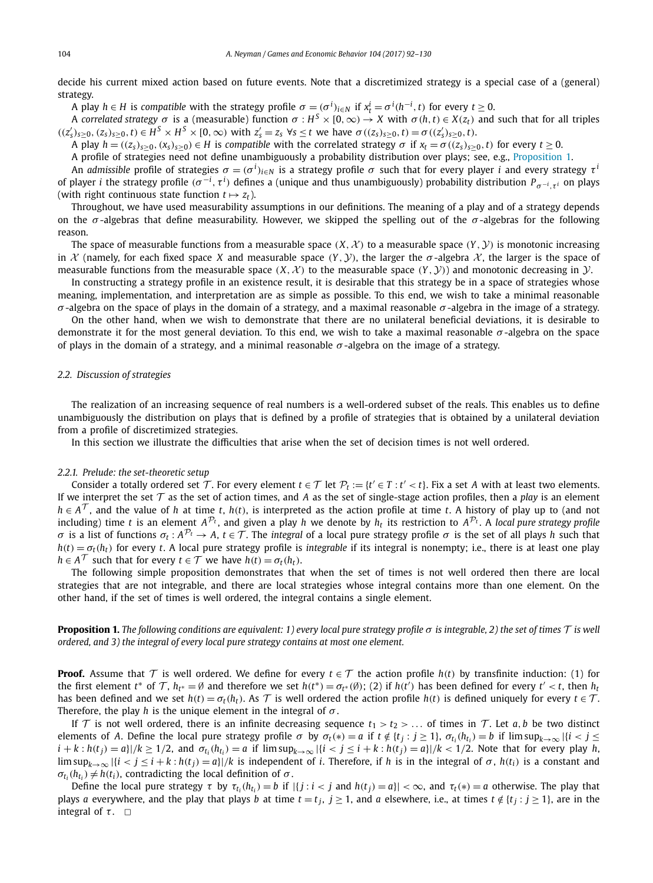decide his current mixed action based on future events. Note that a discretimized strategy is a special case of a (general) strategy.

A play $h \in H$ is *compatible* with the strategy profile $\sigma = (\sigma^i)_{i\in N}$ if $x^i_t = \sigma^i(h^{-i}, t)$ for every $t \geq 0$.

A *correlated strategy* $\sigma$ is a (measurable) function $\sigma : H^S \times [0,\infty) \to X$ with $\sigma(h,t) \in X(z_t)$ and such that for all triples $((z'_s)_{s\geq 0}, (z_s)_{s\geq 0}, t) \in H^S \times H^S \times [0,\infty)$ with $z'_s = z_s$ $\forall s \leq t$ we have $\sigma((z_s)_{s\geq 0}, t) = \sigma((z'_s)_{s\geq 0}, t)$.

A play $h = ((z_s)_{s\geq 0}, (x_s)_{s\geq 0}) \in H$ is *compatible* with the correlated strategy $\sigma$ if $x_t = \sigma((z_s)_{s\geq 0}, t)$ for every $t \geq 0$.

A profile of strategies need not define unambiguously a probability distribution over plays; see, e.g., Proposition 1.

An *admissible* profile of strategies $\sigma = (\sigma^i)_{i\in N}$ is a strategy profile $\sigma$ such that for every player $i$ and every strategy $\tau^i$ of player $i$ the strategy profile $(\sigma^{-i}, \tau^i)$ defines a (unique and thus unambiguously) probability distribution $P_{\sigma^{-i},\tau^i}$ on plays (with right continuous state function $t \mapsto z_t$).

Throughout, we have used measurability assumptions in our definitions. The meaning of a play and of a strategy depends on the $\sigma$-algebras that define measurability. However, we skipped the spelling out of the $\sigma$-algebras for the following reason.

The space of measurable functions from a measurable space $(X, \mathcal{X})$ to a measurable space $(Y, \mathcal{Y})$ is monotonic increasing in $\mathcal{X}$ (namely, for each fixed space $X$ and measurable space $(Y, \mathcal{Y})$, the larger the $\sigma$-algebra $\mathcal{X}$, the larger is the space of measurable functions from the measurable space $(X, \mathcal{X})$ to the measurable space $(Y, \mathcal{Y})$) and monotonic decreasing in $\mathcal{Y}$.

In constructing a strategy profile in an existence result, it is desirable that this strategy be in a space of strategies whose meaning, implementation, and interpretation are as simple as possible. To this end, we wish to take a minimal reasonable $\sigma$-algebra on the space of plays in the domain of a strategy, and a maximal reasonable $\sigma$-algebra in the image of a strategy.

On the other hand, when we wish to demonstrate that there are no unilateral beneficial deviations, it is desirable to demonstrate it for the most general deviation. To this end, we wish to take a maximal reasonable $\sigma$-algebra on the space of plays in the domain of a strategy, and a minimal reasonable $\sigma$-algebra on the image of a strategy.

### 2.2. Discussion of strategies

The realization of an increasing sequence of real numbers is a well-ordered subset of the reals. This enables us to define unambiguously the distribution on plays that is defined by a profile of strategies that is obtained by a unilateral deviation from a profile of discretimized strategies.

In this section we illustrate the difficulties that arise when the set of decision times is not well ordered.

#### 2.2.1. Prelude: the set-theoretic setup

Consider a totally ordered set $\mathcal{T}$. For every element $t \in \mathcal{T}$ let $\mathcal{P}_t := \{t' \in T : t' < t\}$. Fix a set $A$ with at least two elements. If we interpret the set $\mathcal{T}$ as the set of action times, and $A$ as the set of single-stage action profiles, then a *play* is an element $h \in A^{\mathcal{T}}$, and the value of $h$ at time $t$, $h(t)$, is interpreted as the action profile at time $t$. A history of play up to (and not including) time $t$ is an element $A^{\mathcal{P}_t}$, and given a play $h$ we denote by $h_t$ its restriction to $A^{\mathcal{P}_t}$. A *local pure strategy profile* $\sigma$ is a list of functions $\sigma_t : A^{\mathcal{P}_t} \to A$, $t \in \mathcal{T}$. The *integral* of a local pure strategy profile $\sigma$ is the set of all plays $h$ such that $h(t) = \sigma_t(h_t)$ for every $t$. A local pure strategy profile is *integrable* if its integral is nonempty; i.e., there is at least one play $h \in A^{\mathcal{T}}$ such that for every $t \in \mathcal{T}$ we have $h(t) = \sigma_t(h_t)$.

The following simple proposition demonstrates that when the set of times is not well ordered then there are local strategies that are not integrable, and there are local strategies whose integral contains more than one element. On the other hand, if the set of times is well ordered, the integral contains a single element.

**Proposition 1.** *The following conditions are equivalent: 1) every local pure strategy profile $\sigma$ is integrable, 2) the set of times $\mathcal{T}$ is well ordered, and 3) the integral of every local pure strategy contains at most one element.*

**Proof.** Assume that $\mathcal{T}$ is well ordered. We define for every $t \in \mathcal{T}$ the action profile $h(t)$ by transfinite induction: (1) for the first element $t^*$ of $\mathcal{T}$, $h_{t^*} = \emptyset$ and therefore we set $h(t^*) = \sigma_{t^*}(\emptyset)$; (2) if $h(t')$ has been defined for every $t' < t$, then $h_t$ has been defined and we set $h(t) = \sigma_t(h_t)$. As $\mathcal{T}$ is well ordered the action profile $h(t)$ is defined uniquely for every $t \in \mathcal{T}$. Therefore, the play $h$ is the unique element in the integral of $\sigma$.

If $\mathcal{T}$ is not well ordered, there is an infinite decreasing sequence $t_1 > t_2 > \ldots$ of times in $\mathcal{T}$. Let $a, b$ be two distinct elements of $A$. Define the local pure strategy profile $\sigma$ by $\sigma_t(*) = a$ if $t \notin \{t_j : j \geq 1\}$, $\sigma_{t_i}(h_{t_i}) = b$ if $\limsup_{k\to\infty} |\{i < j \leq i+k : h(t_j) = a\}|/k \geq 1/2$, and $\sigma_{t_i}(h_{t_i}) = a$ if $\limsup_{k\to\infty} |\{i < j \leq i+k : h(t_j) = a\}|/k < 1/2$. Note that for every play $h$, $\limsup_{k\to\infty} |\{i < j \leq i+k : h(t_j) = a\}|/k$ is independent of $i$. Therefore, if $h$ is in the integral of $\sigma$, $h(t_i)$ is a constant and $\sigma_{t_i}(h_{t_i}) \neq h(t_i)$, contradicting the local definition of $\sigma$.

Define the local pure strategy $\tau$ by $\tau_{t_i}(h_{t_i}) = b$ if $|\{j : i < j \text{ and } h(t_j) = a\}| < \infty$, and $\tau_t(*) = a$ otherwise. The play that plays $a$ everywhere, and the play that plays $b$ at time $t = t_j$, $j \geq 1$, and $a$ elsewhere, i.e., at times $t \notin \{t_j : j \geq 1\}$, are in the integral of $\tau$. $\square$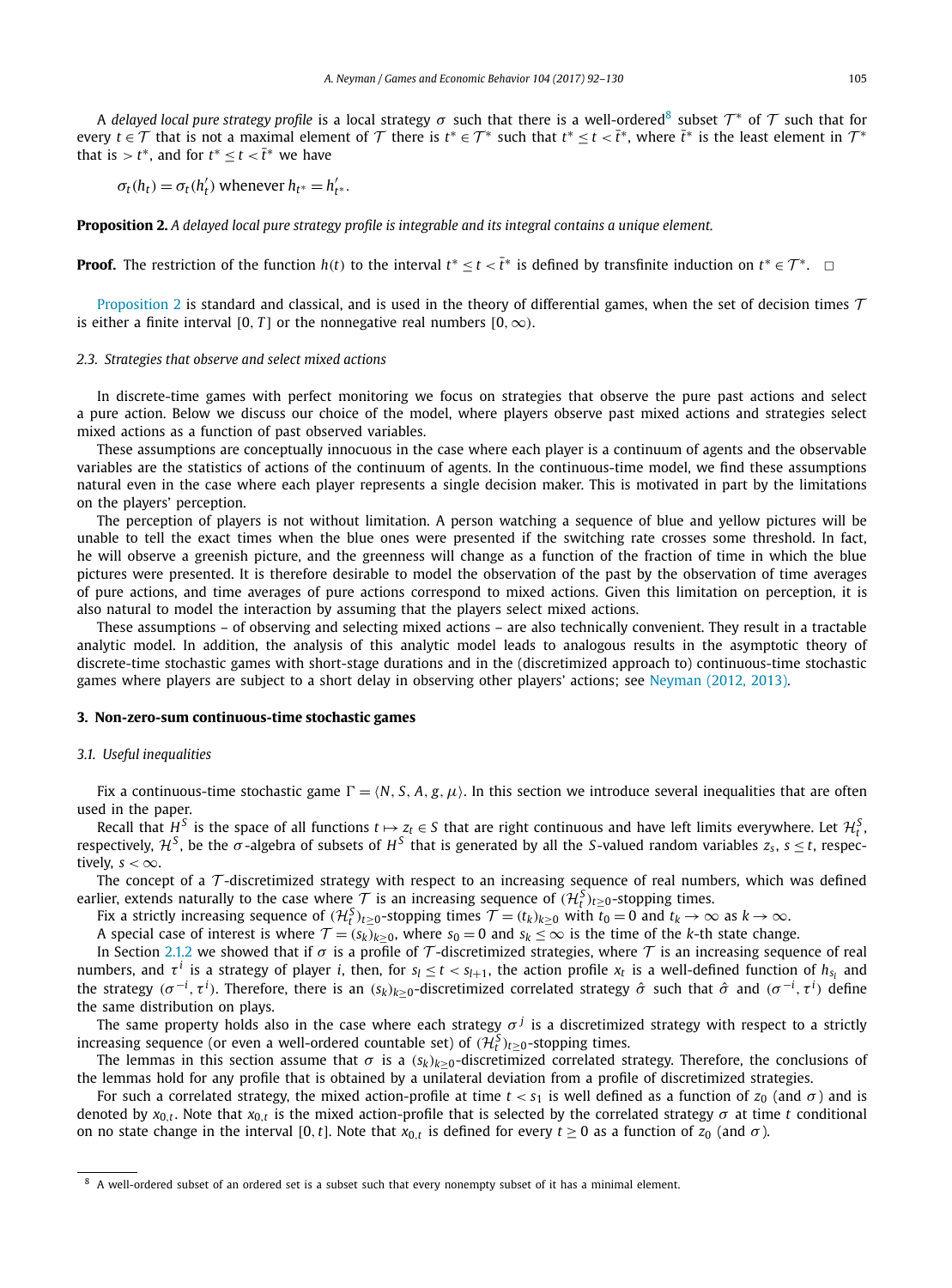A *delayed local pure strategy profile* is a local strategy $\sigma$ such that there is a well-ordered[8] subset $\mathcal{T}^*$ of $\mathcal{T}$ such that for every $t \in \mathcal{T}$ that is not a maximal element of $\mathcal{T}$ there is $t^* \in \mathcal{T}^*$ such that $t^* \leq t < \bar{t}^*$, where $\bar{t}^*$ is the least element in $\mathcal{T}^*$ that is $> t^*$, and for $t^* \leq t < \bar{t}^*$ we have

$$\sigma_t(h_t) = \sigma_t(h'_t) \text{ whenever } h_{t^*} = h'_{t^*}.$$

**Proposition 2.** *A delayed local pure strategy profile is integrable and its integral contains a unique element.*

**Proof.** The restriction of the function $h(t)$ to the interval $t^* \leq t < \bar{t}^*$ is defined by transfinite induction on $t^* \in \mathcal{T}^*$. $\square$

Proposition 2 is standard and classical, and is used in the theory of differential games, when the set of decision times $\mathcal{T}$ is either a finite interval $[0, T]$ or the nonnegative real numbers $[0, \infty)$.

### 2.3. Strategies that observe and select mixed actions

In discrete-time games with perfect monitoring we focus on strategies that observe the pure past actions and select a pure action. Below we discuss our choice of the model, where players observe past mixed actions and strategies select mixed actions as a function of past observed variables.

These assumptions are conceptually innocuous in the case where each player is a continuum of agents and the observable variables are the statistics of actions of the continuum of agents. In the continuous-time model, we find these assumptions natural even in the case where each player represents a single decision maker. This is motivated in part by the limitations on the players' perception.

The perception of players is not without limitation. A person watching a sequence of blue and yellow pictures will be unable to tell the exact times when the blue ones were presented if the switching rate crosses some threshold. In fact, he will observe a greenish picture, and the greenness will change as a function of the fraction of time in which the blue pictures were presented. It is therefore desirable to model the observation of the past by the observation of time averages of pure actions, and time averages of pure actions correspond to mixed actions. Given this limitation on perception, it is also natural to model the interaction by assuming that the players select mixed actions.

These assumptions – of observing and selecting mixed actions – are also technically convenient. They result in a tractable analytic model. In addition, the analysis of this analytic model leads to analogous results in the asymptotic theory of discrete-time stochastic games with short-stage durations and in the (discretized approach to) continuous-time stochastic games where players are subject to a short delay in observing other players' actions; see Neyman (2012, 2013).

## 3. Non-zero-sum continuous-time stochastic games

### 3.1. Useful inequalities

Fix a continuous-time stochastic game $\Gamma = \langle N, S, A, g, \mu \rangle$. In this section we introduce several inequalities that are often used in the paper.

Recall that $H^S$ is the space of all functions $t \mapsto z_t \in S$ that are right continuous and have left limits everywhere. Let $\mathcal{H}^S_t$, respectively, $\mathcal{H}^S$, be the $\sigma$-algebra of subsets of $H^S$ that is generated by all the $S$-valued random variables $z_s$, $s \leq t$, respectively, $s < \infty$.

The concept of a $\mathcal{T}$-discretimized strategy with respect to an increasing sequence of real numbers, which was defined earlier, extends naturally to the case where $\mathcal{T}$ is an increasing sequence of $(\mathcal{H}^S_t)_{t \geq 0}$-stopping times.

Fix a strictly increasing sequence of $(\mathcal{H}^S_t)_{t \geq 0}$-stopping times $\mathcal{T} = (t_k)_{k \geq 0}$ with $t_0 = 0$ and $t_k \to \infty$ as $k \to \infty$.

A special case of interest is where $\mathcal{T} = (s_k)_{k \geq 0}$, where $s_0 = 0$ and $s_k \leq \infty$ is the time of the $k$-th state change.

In Section 2.1.2 we showed that if $\sigma$ is a profile of $\mathcal{T}$-discretimized strategies, where $\mathcal{T}$ is an increasing sequence of real numbers, and $\tau^i$ is a strategy of player $i$, then, for $s_l \leq t < s_{l+1}$, the action profile $x_t$ is a well-defined function of $h_{s_l}$ and the strategy $(\sigma^{-i}, \tau^i)$. Therefore, there is an $(s_k)_{k \geq 0}$-discretimized correlated strategy $\hat{\sigma}$ such that $\hat{\sigma}$ and $(\sigma^{-i}, \tau^i)$ define the same distribution on plays.

The same property holds also in the case where each strategy $\sigma^j$ is a discretimized strategy with respect to a strictly increasing sequence (or even a well-ordered countable set) of $(\mathcal{H}^S_t)_{t \geq 0}$-stopping times.

The lemmas in this section assume that $\sigma$ is a $(s_k)_{k \geq 0}$-discretimized correlated strategy. Therefore, the conclusions of the lemmas hold for any profile that is obtained by a unilateral deviation from a profile of discretimized strategies.

For such a correlated strategy, the mixed action-profile at time $t < s_1$ is well defined as a function of $z_0$ (and $\sigma$) and is denoted by $x_{0,t}$. Note that $x_{0,t}$ is the mixed action-profile that is selected by the correlated strategy $\sigma$ at time $t$ conditional on no state change in the interval $[0, t]$. Note that $x_{0,t}$ is defined for every $t \geq 0$ as a function of $z_0$ (and $\sigma$).

[8] A well-ordered subset of an ordered set is a subset such that every nonempty subset of it has a minimal element.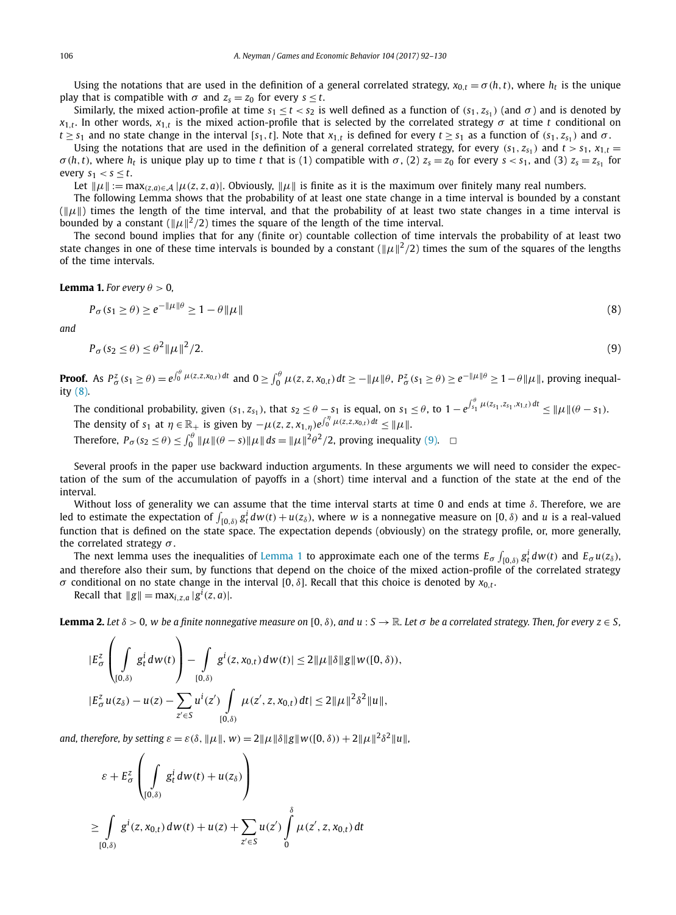Using the notations that are used in the definition of a general correlated strategy, $x_{0,t} = \sigma(h,t)$, where $h_t$ is the unique play that is compatible with $\sigma$ and $z_s = z_0$ for every $s \le t$.

Similarly, the mixed action-profile at time $s_1 \le t < s_2$ is well defined as a function of $(s_1, z_{s_1})$ (and $\sigma$) and is denoted by $x_{1,t}$. In other words, $x_{1,t}$ is the mixed action-profile that is selected by the correlated strategy $\sigma$ at time $t$ conditional on $t \ge s_1$ and no state change in the interval $[s_1, t]$. Note that $x_{1,t}$ is defined for every $t \ge s_1$ as a function of $(s_1, z_{s_1})$ and $\sigma$.

Using the notations that are used in the definition of a general correlated strategy, for every $(s_1, z_{s_1})$ and $t > s_1$, $x_{1,t} = \sigma(h,t)$, where $h_t$ is unique play up to time $t$ that is (1) compatible with $\sigma$, (2) $z_s = z_0$ for every $s < s_1$, and (3) $z_s = z_{s_1}$ for every $s_1 < s \le t$.

Let $\|\mu\| := \max_{(z,a)\in\mathcal{A}} |\mu(z,z,a)|$. Obviously, $\|\mu\|$ is finite as it is the maximum over finitely many real numbers.

The following Lemma shows that the probability of at least one state change in a time interval is bounded by a constant ($\|\mu\|$) times the length of the time interval, and that the probability of at least two state changes in a time interval is bounded by a constant ($\|\mu\|^2/2$) times the square of the length of the time interval.

The second bound implies that for any (finite or) countable collection of time intervals the probability of at least two state changes in one of these time intervals is bounded by a constant ($\|\mu\|^2/2$) times the sum of the squares of the lengths of the time intervals.

**Lemma 1.** *For every $\theta > 0$,*

$$P_\sigma(s_1 \ge \theta) \ge e^{-\|\mu\|\theta} \ge 1 - \theta\|\mu\| \tag{8}$$

*and*

$$P_\sigma(s_2 \le \theta) \le \theta^2\|\mu\|^2/2. \tag{9}$$

**Proof.** As $P^z_\sigma(s_1 \ge \theta) = e^{\int_0^\theta \mu(z,z,x_{0,t})\,dt}$ and $0 \ge \int_0^\theta \mu(z,z,x_{0,t})\,dt \ge -\|\mu\|\theta$, $P^z_\sigma(s_1 \ge \theta) \ge e^{-\|\mu\|\theta} \ge 1 - \theta\|\mu\|$, proving inequality (8).

The conditional probability, given $(s_1, z_{s_1})$, that $s_2 \le \theta - s_1$ is equal, on $s_1 \le \theta$, to $1 - e^{\int_{s_1}^\theta \mu(z_{s_1}, z_{s_1}, x_{1,t})\,dt} \le \|\mu\|(\theta - s_1)$.

The density of $s_1$ at $\eta \in \mathbb{R}_+$ is given by $-\mu(z,z,x_{1,\eta})e^{\int_0^\eta \mu(z,z,x_{0,t})\,dt} \le \|\mu\|$.

Therefore, $P_\sigma(s_2 \le \theta) \le \int_0^\theta \|\mu\|(\theta - s)\|\mu\|\,ds = \|\mu\|^2\theta^2/2$, proving inequality (9). $\square$

Several proofs in the paper use backward induction arguments. In these arguments we will need to consider the expectation of the sum of the accumulation of payoffs in a (short) time interval and a function of the state at the end of the interval.

Without loss of generality we can assume that the time interval starts at time 0 and ends at time $\delta$. Therefore, we are led to estimate the expectation of $\int_{[0,\delta)} g^i_t\,dw(t) + u(z_\delta)$, where $w$ is a nonnegative measure on $[0,\delta)$ and $u$ is a real-valued function that is defined on the state space. The expectation depends (obviously) on the strategy profile, or, more generally, the correlated strategy $\sigma$.

The next lemma uses the inequalities of Lemma 1 to approximate each one of the terms $E_\sigma \int_{[0,\delta)} g^i_t\,dw(t)$ and $E_\sigma u(z_\delta)$, and therefore also their sum, by functions that depend on the choice of the mixed action-profile of the correlated strategy $\sigma$ conditional on no state change in the interval $[0,\delta]$. Recall that this choice is denoted by $x_{0,t}$.

Recall that $\|g\| = \max_{i,z,a} |g^i(z,a)|$.

**Lemma 2.** *Let $\delta > 0$, $w$ be a finite nonnegative measure on $[0,\delta)$, and $u : S \to \mathbb{R}$. Let $\sigma$ be a correlated strategy. Then, for every $z \in S$,*

$$\left|E^z_\sigma\left(\int_{[0,\delta)} g^i_t\,dw(t)\right) - \int_{[0,\delta)} g^i(z, x_{0,t})\,dw(t)\right| \le 2\|\mu\|\delta\|g\|w([0,\delta)),$$

$$\left|E^z_\sigma u(z_\delta) - u(z) - \sum_{z'\in S} u^i(z')\int_{[0,\delta)} \mu(z', z, x_{0,t})\,dt\right| \le 2\|\mu\|^2\delta^2\|u\|,$$

*and, therefore, by setting $\varepsilon = \varepsilon(\delta, \|\mu\|, w) = 2\|\mu\|\delta\|g\|w([0,\delta)) + 2\|\mu\|^2\delta^2\|u\|$,*

$$\varepsilon + E^z_\sigma\left(\int_{[0,\delta)} g^i_t\,dw(t) + u(z_\delta)\right)$$

$$\ge \int_{[0,\delta)} g^i(z, x_{0,t})\,dw(t) + u(z) + \sum_{z'\in S} u(z')\int_0^\delta \mu(z', z, x_{0,t})\,dt$$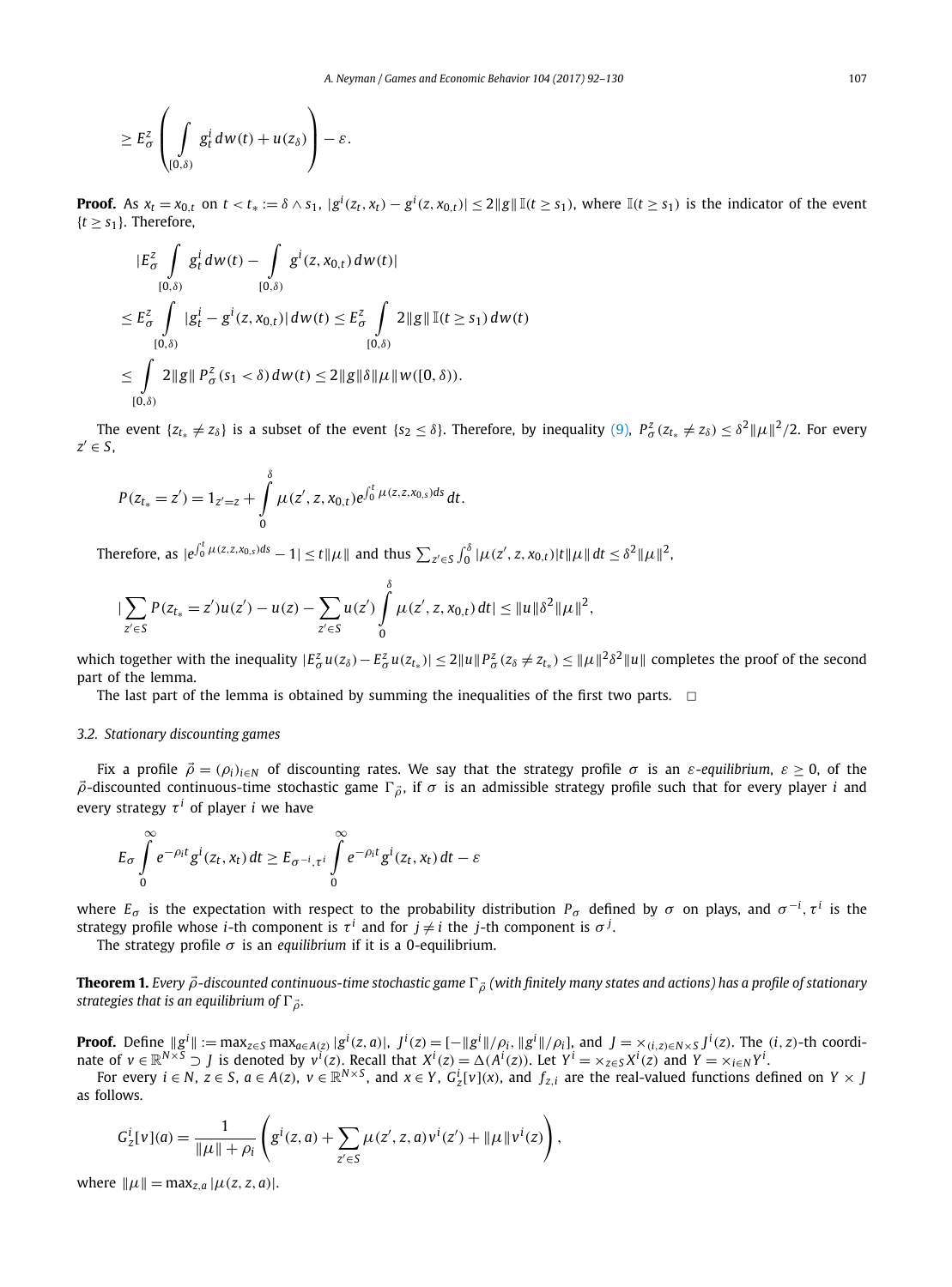$$\geq E_{\sigma}^{z}\left(\int_{[0,\delta)} g_t^i \, dw(t) + u(z_\delta)\right) - \varepsilon.$$

**Proof.** As $x_t = x_{0,t}$ on $t < t_* := \delta \wedge s_1$, $|g^i(z_t, x_t) - g^i(z, x_{0,t})| \leq 2\|g\| \mathbb{I}(t \geq s_1)$, where $\mathbb{I}(t \geq s_1)$ is the indicator of the event $\{t \geq s_1\}$. Therefore,

$$\begin{aligned}
&|E_{\sigma}^{z} \int_{[0,\delta)} g_t^i \, dw(t) - \int_{[0,\delta)} g^i(z, x_{0,t}) \, dw(t)| \\
&\leq E_{\sigma}^{z} \int_{[0,\delta)} |g_t^i - g^i(z, x_{0,t})| \, dw(t) \leq E_{\sigma}^{z} \int_{[0,\delta)} 2\|g\| \, \mathbb{I}(t \geq s_1) \, dw(t) \\
&\leq \int_{[0,\delta)} 2\|g\| \, P_{\sigma}^{z}(s_1 < \delta) \, dw(t) \leq 2\|g\| \delta \|\mu\| \, w([0,\delta)).
\end{aligned}$$

The event $\{z_{t_*} \neq z_\delta\}$ is a subset of the event $\{s_2 \leq \delta\}$. Therefore, by inequality (9), $P_{\sigma}^{z}(z_{t_*} \neq z_\delta) \leq \delta^2 \|\mu\|^2/2$. For every $z' \in S$,

$$P(z_{t_*} = z') = 1_{z'=z} + \int_0^{\delta} \mu(z', z, x_{0,t}) e^{\int_0^t \mu(z,z,x_{0,s}) ds} \, dt.$$

Therefore, as $|e^{\int_0^t \mu(z,z,x_{0,s}) ds} - 1| \leq t\|\mu\|$ and thus $\sum_{z' \in S} \int_0^{\delta} |\mu(z', z, x_{0,t})| t \|\mu\| \, dt \leq \delta^2 \|\mu\|^2$,

$$|\sum_{z' \in S} P(z_{t_*} = z') u(z') - u(z) - \sum_{z' \in S} u(z') \int_0^{\delta} \mu(z', z, x_{0,t}) \, dt| \leq \|u\| \delta^2 \|\mu\|^2,$$

which together with the inequality $|E_{\sigma}^{z} u(z_\delta) - E_{\sigma}^{z} u(z_{t_*})| \leq 2\|u\| P_{\sigma}^{z}(z_\delta \neq z_{t_*}) \leq \|\mu\|^2 \delta^2 \|u\|$ completes the proof of the second part of the lemma.

The last part of the lemma is obtained by summing the inequalities of the first two parts. $\square$

### 3.2. Stationary discounting games

Fix a profile $\vec{\rho} = (\rho_i)_{i \in N}$ of discounting rates. We say that the strategy profile $\sigma$ is an $\varepsilon$-*equilibrium*, $\varepsilon \geq 0$, of the $\vec{\rho}$-discounted continuous-time stochastic game $\Gamma_{\vec{\rho}}$, if $\sigma$ is an admissible strategy profile such that for every player $i$ and every strategy $\tau^i$ of player $i$ we have

$$E_{\sigma} \int_0^{\infty} e^{-\rho_i t} g^i(z_t, x_t) \, dt \geq E_{\sigma^{-i}, \tau^i} \int_0^{\infty} e^{-\rho_i t} g^i(z_t, x_t) \, dt - \varepsilon$$

where $E_{\sigma}$ is the expectation with respect to the probability distribution $P_{\sigma}$ defined by $\sigma$ on plays, and $\sigma^{-i}, \tau^i$ is the strategy profile whose $i$-th component is $\tau^i$ and for $j \neq i$ the $j$-th component is $\sigma^j$.

The strategy profile $\sigma$ is an *equilibrium* if it is a 0-equilibrium.

**Theorem 1.** *Every $\vec{\rho}$-discounted continuous-time stochastic game $\Gamma_{\vec{\rho}}$ (with finitely many states and actions) has a profile of stationary strategies that is an equilibrium of $\Gamma_{\vec{\rho}}$.*

**Proof.** Define $\|g^i\| := \max_{z \in S} \max_{a \in A(z)} |g^i(z, a)|$, $J^i(z) = [-\|g^i\|/\rho_i, \|g^i\|/\rho_i]$, and $J = \times_{(i,z) \in N \times S} J^i(z)$. The $(i, z)$-th coordinate of $v \in \mathbb{R}^{N \times S} \supset J$ is denoted by $v^i(z)$. Recall that $X^i(z) = \Delta(A^i(z))$. Let $Y^i = \times_{z \in S} X^i(z)$ and $Y = \times_{i \in N} Y^i$.

For every $i \in N$, $z \in S$, $a \in A(z)$, $v \in \mathbb{R}^{N \times S}$, and $x \in Y$, $G_z^i[v](x)$, and $f_{z,i}$ are the real-valued functions defined on $Y \times J$ as follows.

$$G_z^i[v](a) = \frac{1}{\|\mu\| + \rho_i} \left( g^i(z, a) + \sum_{z' \in S} \mu(z', z, a) v^i(z') + \|\mu\| v^i(z) \right),$$

where $\|\mu\| = \max_{z,a} |\mu(z, z, a)|$.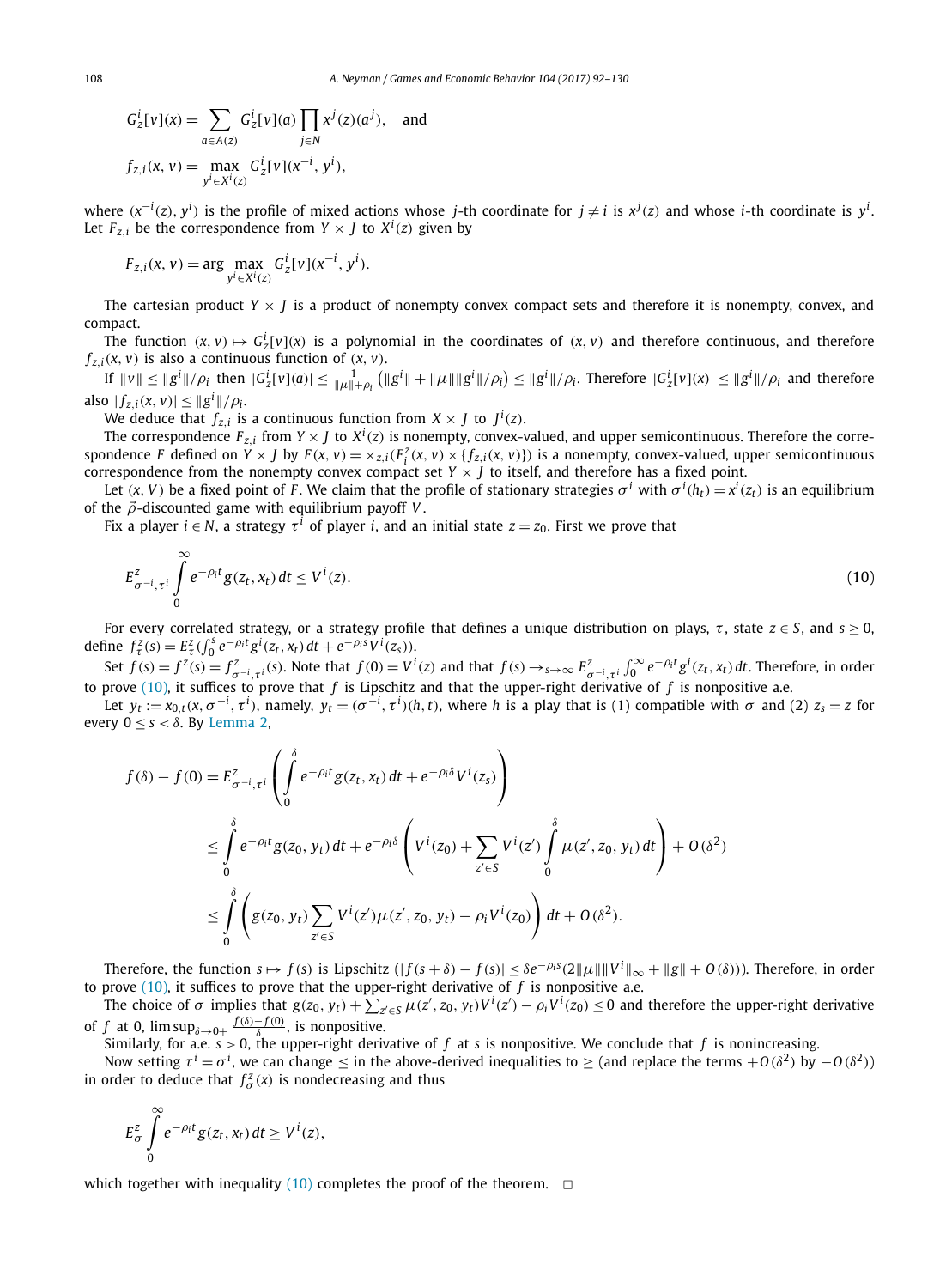$$G^i_z[v](x) = \sum_{a \in A(z)} G^i_z[v](a) \prod_{j \in N} x^j(z)(a^j), \quad \text{and}$$

$$f_{z,i}(x, v) = \max_{y^i \in X^i(z)} G^i_z[v](x^{-i}, y^i),$$

where $(x^{-i}(z), y^i)$ is the profile of mixed actions whose $j$-th coordinate for $j \neq i$ is $x^j(z)$ and whose $i$-th coordinate is $y^i$. Let $F_{z,i}$ be the correspondence from $Y \times J$ to $X^i(z)$ given by

$$F_{z,i}(x, v) = \arg \max_{y^i \in X^i(z)} G^i_z[v](x^{-i}, y^i).$$

The cartesian product $Y \times J$ is a product of nonempty convex compact sets and therefore it is nonempty, convex, and compact.

The function $(x, v) \mapsto G^i_z[v](x)$ is a polynomial in the coordinates of $(x, v)$ and therefore continuous, and therefore $f_{z,i}(x, v)$ is also a continuous function of $(x, v)$.

If $\|v\| \leq \|g^i\|/\rho_i$ then $|G^i_z[v](a)| \leq \frac{1}{\|\mu\|+\rho_i}\left(\|g^i\| + \|\mu\|\|g^i\|/\rho_i\right) \leq \|g^i\|/\rho_i$. Therefore $|G^i_z[v](x)| \leq \|g^i\|/\rho_i$ and therefore also $|f_{z,i}(x, v)| \leq \|g^i\|/\rho_i$.

We deduce that $f_{z,i}$ is a continuous function from $X \times J$ to $J^i(z)$.

The correspondence $F_{z,i}$ from $Y \times J$ to $X^i(z)$ is nonempty, convex-valued, and upper semicontinuous. Therefore the correspondence $F$ defined on $Y \times J$ by $F(x, v) = \times_{z,i}(F^z_i(x, v) \times \{f_{z,i}(x, v)\})$ is a nonempty, convex-valued, upper semicontinuous correspondence from the nonempty convex compact set $Y \times J$ to itself, and therefore has a fixed point.

Let $(x, V)$ be a fixed point of $F$. We claim that the profile of stationary strategies $\sigma^i$ with $\sigma^i(h_t) = x^i(z_t)$ is an equilibrium of the $\vec{\rho}$-discounted game with equilibrium payoff $V$.

Fix a player $i \in N$, a strategy $\tau^i$ of player $i$, and an initial state $z = z_0$. First we prove that

$$E^z_{\sigma^{-i},\tau^i} \int_0^\infty e^{-\rho_i t} g(z_t, x_t)\, dt \leq V^i(z). \tag{10}$$

For every correlated strategy, or a strategy profile that defines a unique distribution on plays, $\tau$, state $z \in S$, and $s \geq 0$, define $f^z_\tau(s) = E^z_\tau(\int_0^s e^{-\rho_i t} g^i(z_t, x_t)\, dt + e^{-\rho_i s} V^i(z_s))$.

Set $f(s) = f^z(s) = f^z_{\sigma^{-i},\tau^i}(s)$. Note that $f(0) = V^i(z)$ and that $f(s) \to_{s\to\infty} E^z_{\sigma^{-i},\tau^i} \int_0^\infty e^{-\rho_i t} g^i(z_t, x_t)\, dt$. Therefore, in order to prove (10), it suffices to prove that $f$ is Lipschitz and that the upper-right derivative of $f$ is nonpositive a.e.

Let $y_t := x_{0,t}(x, \sigma^{-i}, \tau^i)$, namely, $y_t = (\sigma^{-i}, \tau^i)(h, t)$, where $h$ is a play that is (1) compatible with $\sigma$ and (2) $z_s = z$ for every $0 \leq s < \delta$. By Lemma 2,

$$\begin{aligned}
f(\delta) - f(0) &= E^z_{\sigma^{-i},\tau^i}\left(\int_0^\delta e^{-\rho_i t} g(z_t, x_t)\, dt + e^{-\rho_i \delta} V^i(z_s)\right) \\
&\leq \int_0^\delta e^{-\rho_i t} g(z_0, y_t)\, dt + e^{-\rho_i \delta}\left(V^i(z_0) + \sum_{z' \in S} V^i(z') \int_0^\delta \mu(z', z_0, y_t)\, dt\right) + O(\delta^2) \\
&\leq \int_0^\delta \left(g(z_0, y_t) \sum_{z' \in S} V^i(z') \mu(z', z_0, y_t) - \rho_i V^i(z_0)\right) dt + O(\delta^2).
\end{aligned}$$

Therefore, the function $s \mapsto f(s)$ is Lipschitz ($|f(s+\delta) - f(s)| \leq \delta e^{-\rho_i s}(2\|\mu\|\|V^i\|_\infty + \|g\| + O(\delta))$). Therefore, in order to prove (10), it suffices to prove that the upper-right derivative of $f$ is nonpositive a.e.

The choice of $\sigma$ implies that $g(z_0, y_t) + \sum_{z' \in S} \mu(z', z_0, y_t) V^i(z') - \rho_i V^i(z_0) \leq 0$ and therefore the upper-right derivative of $f$ at 0, $\limsup_{\delta \to 0+} \frac{f(\delta) - f(0)}{\delta}$, is nonpositive.

Similarly, for a.e. $s > 0$, the upper-right derivative of $f$ at $s$ is nonpositive. We conclude that $f$ is nonincreasing.

Now setting $\tau^i = \sigma^i$, we can change $\leq$ in the above-derived inequalities to $\geq$ (and replace the terms $+O(\delta^2)$ by $-O(\delta^2)$) in order to deduce that $f^z_\sigma(x)$ is nondecreasing and thus

$$E^z_\sigma \int_0^\infty e^{-\rho_i t} g(z_t, x_t)\, dt \geq V^i(z),$$

which together with inequality (10) completes the proof of the theorem. $\square$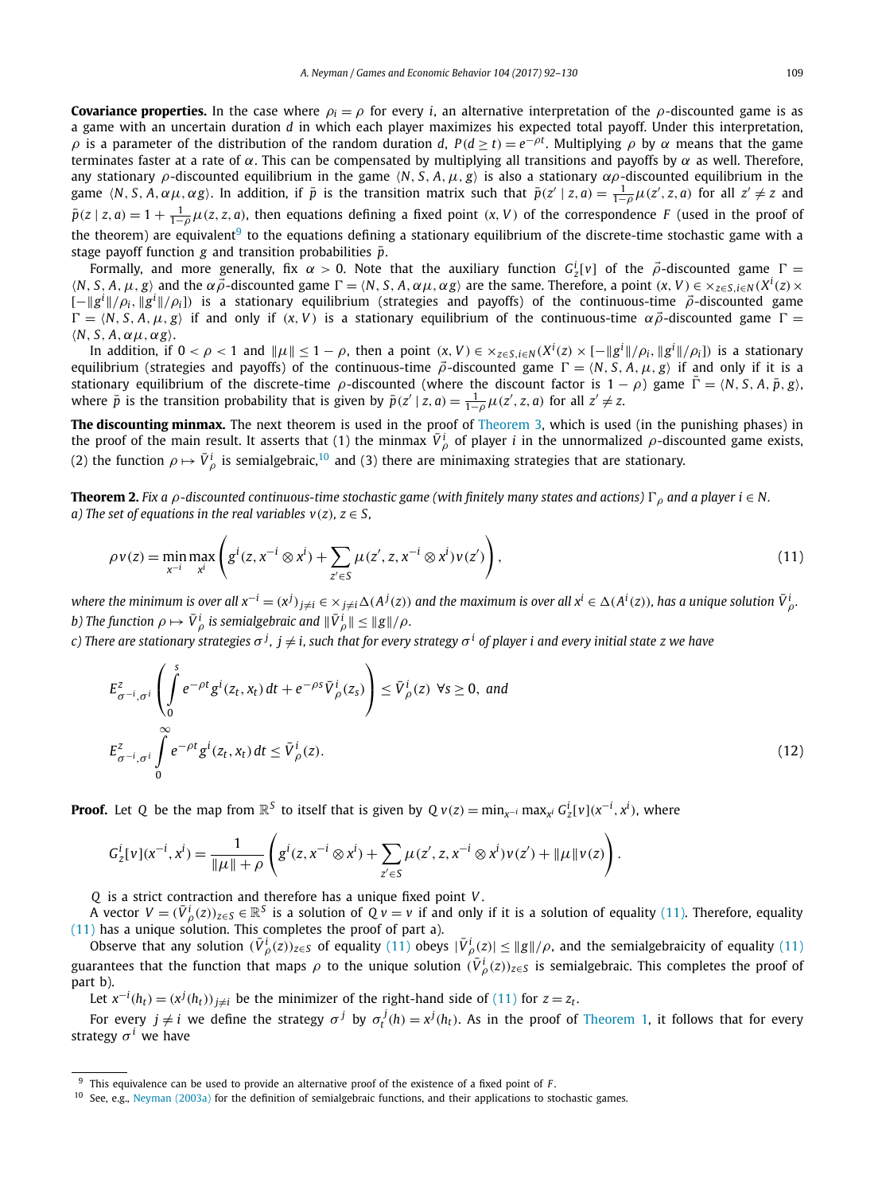**Covariance properties.** In the case where $\rho_i = \rho$ for every $i$, an alternative interpretation of the $\rho$-discounted game is as a game with an uncertain duration $d$ in which each player maximizes his expected total payoff. Under this interpretation, $\rho$ is a parameter of the distribution of the random duration $d$, $P(d \geq t) = e^{-\rho t}$. Multiplying $\rho$ by $\alpha$ means that the game terminates faster at a rate of $\alpha$. This can be compensated by multiplying all transitions and payoffs by $\alpha$ as well. Therefore, any stationary $\rho$-discounted equilibrium in the game $\langle N, S, A, \mu, g\rangle$ is also a stationary $\alpha\rho$-discounted equilibrium in the game $\langle N, S, A, \alpha\mu, \alpha g\rangle$. In addition, if $\bar{p}$ is the transition matrix such that $\bar{p}(z' \mid z, a) = \frac{1}{1-\rho}\mu(z', z, a)$ for all $z' \neq z$ and $\bar{p}(z \mid z, a) = 1 + \frac{1}{1-\rho}\mu(z, z, a)$, then equations defining a fixed point $(x, V)$ of the correspondence $F$ (used in the proof of the theorem) are equivalent[9] to the equations defining a stationary equilibrium of the discrete-time stochastic game with a stage payoff function $g$ and transition probabilities $\bar{p}$.

Formally, and more generally, fix $\alpha > 0$. Note that the auxiliary function $G^i_z[v]$ of the $\vec{\rho}$-discounted game $\Gamma = \langle N, S, A, \mu, g\rangle$ and the $\alpha\vec{\rho}$-discounted game $\Gamma = \langle N, S, A, \alpha\mu, \alpha g\rangle$ are the same. Therefore, a point $(x, V) \in \times_{z\in S, i\in N}(X^i(z) \times [-\|g^i\|/\rho_i, \|g^i\|/\rho_i])$ is a stationary equilibrium (strategies and payoffs) of the continuous-time $\vec{\rho}$-discounted game $\Gamma = \langle N, S, A, \mu, g\rangle$ if and only if $(x, V)$ is a stationary equilibrium of the continuous-time $\alpha\vec{\rho}$-discounted game $\Gamma = \langle N, S, A, \alpha\mu, \alpha g\rangle$.

In addition, if $0 < \rho < 1$ and $\|\mu\| \leq 1 - \rho$, then a point $(x, V) \in \times_{z\in S, i\in N}(X^i(z) \times [-\|g^i\|/\rho_i, \|g^i\|/\rho_i])$ is a stationary equilibrium (strategies and payoffs) of the continuous-time $\vec{\rho}$-discounted game $\Gamma = \langle N, S, A, \mu, g\rangle$ if and only if it is a stationary equilibrium of the discrete-time $\rho$-discounted (where the discount factor is $1 - \rho$) game $\bar{\Gamma} = \langle N, S, A, \bar{p}, g\rangle$, where $\bar{p}$ is the transition probability that is given by $\bar{p}(z' \mid z, a) = \frac{1}{1-\rho}\mu(z', z, a)$ for all $z' \neq z$.

**The discounting minmax.** The next theorem is used in the proof of Theorem 3, which is used (in the punishing phases) in the proof of the main result. It asserts that (1) the minmax $\bar{V}^i_\rho$ of player $i$ in the unnormalized $\rho$-discounted game exists, (2) the function $\rho \mapsto \bar{V}^i_\rho$ is semialgebraic,[10] and (3) there are minimaxing strategies that are stationary.

**Theorem 2.** *Fix a $\rho$-discounted continuous-time stochastic game (with finitely many states and actions) $\Gamma_\rho$ and a player $i \in N$.*
*a) The set of equations in the real variables $v(z)$, $z \in S$,*

$$\rho v(z) = \min_{x^{-i}} \max_{x^i} \left( g^i(z, x^{-i} \otimes x^i) + \sum_{z' \in S} \mu(z', z, x^{-i} \otimes x^i) v(z') \right), \tag{11}$$

*where the minimum is over all $x^{-i} = (x^j)_{j\neq i} \in \times_{j\neq i}\Delta(A^j(z))$ and the maximum is over all $x^i \in \Delta(A^i(z))$, has a unique solution $\bar{V}^i_\rho$.*
*b) The function $\rho \mapsto \bar{V}^i_\rho$ is semialgebraic and $\|\bar{V}^i_\rho\| \leq \|g\|/\rho$.*
*c) There are stationary strategies $\sigma^j$, $j \neq i$, such that for every strategy $\sigma^i$ of player $i$ and every initial state $z$ we have*

$$E^z_{\sigma^{-i},\sigma^i}\left( \int_0^s e^{-\rho t} g^i(z_t, x_t)\, dt + e^{-\rho s}\bar{V}^i_\rho(z_s) \right) \leq \bar{V}^i_\rho(z) \ \ \forall s \geq 0, \text{ and}$$
$$E^z_{\sigma^{-i},\sigma^i} \int_0^\infty e^{-\rho t} g^i(z_t, x_t)\, dt \leq \bar{V}^i_\rho(z). \tag{12}$$

**Proof.** Let $Q$ be the map from $\mathbb{R}^S$ to itself that is given by $Qv(z) = \min_{x^{-i}} \max_{x^i} G^i_z[v](x^{-i}, x^i)$, where

$$G^i_z[v](x^{-i}, x^i) = \frac{1}{\|\mu\| + \rho}\left( g^i(z, x^{-i} \otimes x^i) + \sum_{z' \in S} \mu(z', z, x^{-i} \otimes x^i) v(z') + \|\mu\| v(z) \right).$$

$Q$ is a strict contraction and therefore has a unique fixed point $V$.

A vector $V = (\bar{V}^i_\rho(z))_{z\in S} \in \mathbb{R}^S$ is a solution of $Qv = v$ if and only if it is a solution of equality (11). Therefore, equality (11) has a unique solution. This completes the proof of part a).

Observe that any solution $(\bar{V}^i_\rho(z))_{z\in S}$ of equality (11) obeys $|\bar{V}^i_\rho(z)| \leq \|g\|/\rho$, and the semialgebraicity of equality (11) guarantees that the function that maps $\rho$ to the unique solution $(\bar{V}^i_\rho(z))_{z\in S}$ is semialgebraic. This completes the proof of part b).

Let $x^{-i}(h_t) = (x^j(h_t))_{j\neq i}$ be the minimizer of the right-hand side of (11) for $z = z_t$.

For every $j \neq i$ we define the strategy $\sigma^j$ by $\sigma^j_t(h) = x^j(h_t)$. As in the proof of Theorem 1, it follows that for every strategy $\sigma^i$ we have

[9] This equivalence can be used to provide an alternative proof of the existence of a fixed point of $F$.

[10] See, e.g., Neyman (2003a) for the definition of semialgebraic functions, and their applications to stochastic games.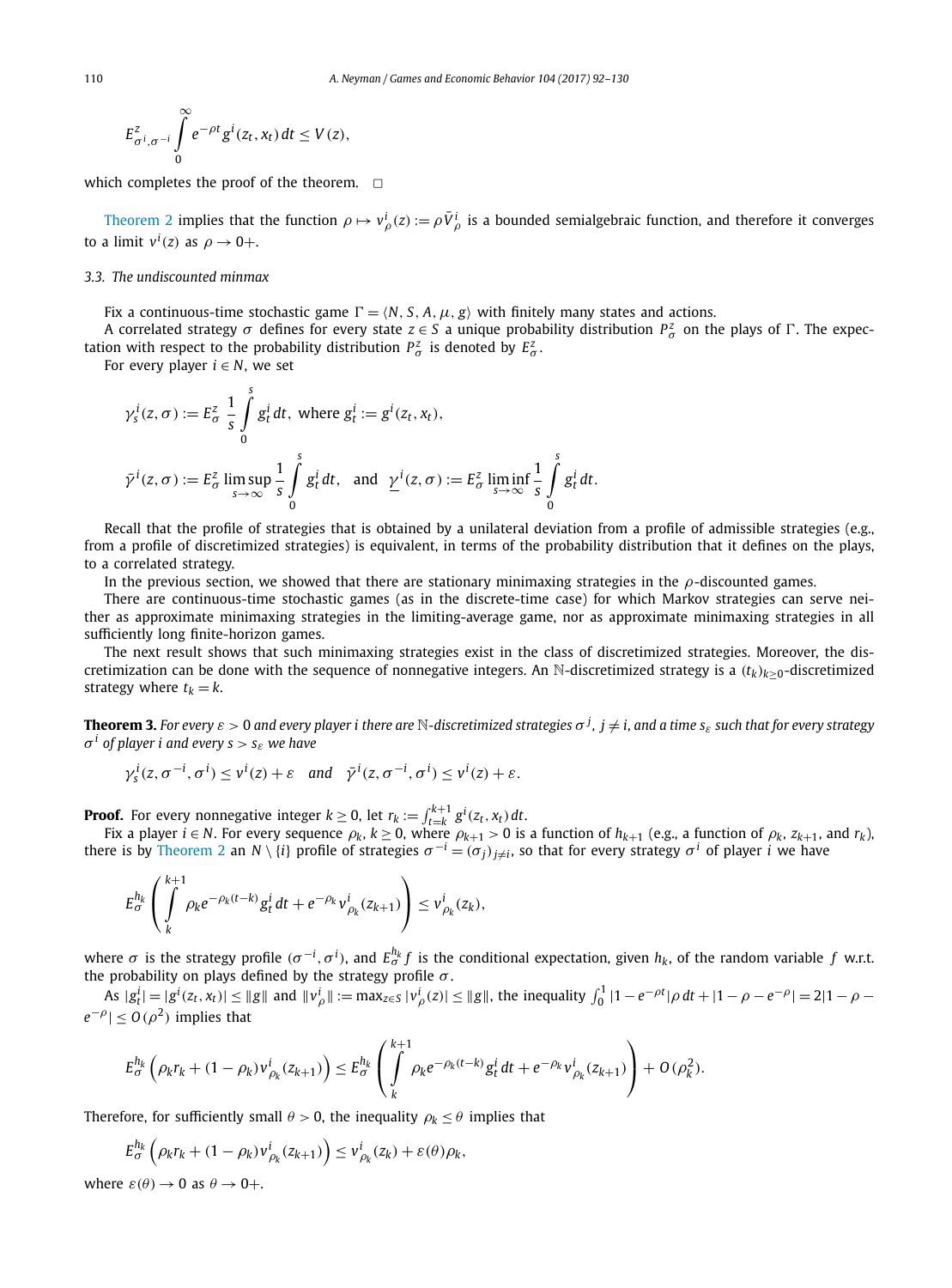$$E^z_{\sigma^i,\sigma^{-i}} \int_0^\infty e^{-\rho t} g^i(z_t, x_t)\, dt \le V(z),$$

which completes the proof of the theorem. □

Theorem 2 implies that the function $\rho \mapsto v^i_\rho(z) := \rho \bar{V}^i_\rho$ is a bounded semialgebraic function, and therefore it converges to a limit $v^i(z)$ as $\rho \to 0+$.

### 3.3. The undiscounted minmax

Fix a continuous-time stochastic game $\Gamma = \langle N, S, A, \mu, g\rangle$ with finitely many states and actions.

A correlated strategy $\sigma$ defines for every state $z \in S$ a unique probability distribution $P^z_\sigma$ on the plays of $\Gamma$. The expectation with respect to the probability distribution $P^z_\sigma$ is denoted by $E^z_\sigma$.

For every player $i \in N$, we set

$$\gamma^i_s(z, \sigma) := E^z_\sigma \, \frac{1}{s} \int_0^s g^i_t \, dt, \text{ where } g^i_t := g^i(z_t, x_t),$$

$$\bar{\gamma}^i(z, \sigma) := E^z_\sigma \limsup_{s\to\infty} \frac{1}{s} \int_0^s g^i_t \, dt, \quad \text{and} \quad \underline{\gamma}^i(z, \sigma) := E^z_\sigma \liminf_{s\to\infty} \frac{1}{s} \int_0^s g^i_t \, dt.$$

Recall that the profile of strategies that is obtained by a unilateral deviation from a profile of admissible strategies (e.g., from a profile of discretimized strategies) is equivalent, in terms of the probability distribution that it defines on the plays, to a correlated strategy.

In the previous section, we showed that there are stationary minimaxing strategies in the $\rho$-discounted games.

There are continuous-time stochastic games (as in the discrete-time case) for which Markov strategies can serve neither as approximate minimaxing strategies in the limiting-average game, nor as approximate minimaxing strategies in all sufficiently long finite-horizon games.

The next result shows that such minimaxing strategies exist in the class of discretimized strategies. Moreover, the discretimization can be done with the sequence of nonnegative integers. An $\mathbb{N}$-discretimized strategy is a $(t_k)_{k\ge 0}$-discretimized strategy where $t_k = k$.

**Theorem 3.** *For every $\varepsilon > 0$ and every player $i$ there are $\mathbb{N}$-discretimized strategies $\sigma^j$, $j \ne i$, and a time $s_\varepsilon$ such that for every strategy $\sigma^i$ of player $i$ and every $s > s_\varepsilon$ we have*

$$\gamma^i_s(z, \sigma^{-i}, \sigma^i) \le v^i(z) + \varepsilon \quad \textit{and} \quad \bar{\gamma}^i(z, \sigma^{-i}, \sigma^i) \le v^i(z) + \varepsilon.$$

**Proof.** For every nonnegative integer $k \ge 0$, let $r_k := \int_{t=k}^{k+1} g^i(z_t, x_t)\, dt$.

Fix a player $i \in N$. For every sequence $\rho_k$, $k \ge 0$, where $\rho_{k+1} > 0$ is a function of $h_{k+1}$ (e.g., a function of $\rho_k$, $z_{k+1}$, and $r_k$), there is by Theorem 2 an $N \setminus \{i\}$ profile of strategies $\sigma^{-i} = (\sigma_j)_{j\ne i}$, so that for every strategy $\sigma^i$ of player $i$ we have

$$E^{h_k}_\sigma \left( \int_k^{k+1} \rho_k e^{-\rho_k (t-k)} g^i_t \, dt + e^{-\rho_k} v^i_{\rho_k}(z_{k+1}) \right) \le v^i_{\rho_k}(z_k),$$

where $\sigma$ is the strategy profile $(\sigma^{-i}, \sigma^i)$, and $E^{h_k}_\sigma f$ is the conditional expectation, given $h_k$, of the random variable $f$ w.r.t. the probability on plays defined by the strategy profile $\sigma$.

As $|g^i_t| = |g^i(z_t, x_t)| \le \|g\|$ and $\|v^i_\rho\| := \max_{z\in S} |v^i_\rho(z)| \le \|g\|$, the inequality $\int_0^1 |1 - e^{-\rho t}|\rho\, dt + |1 - \rho - e^{-\rho}| = 2|1 - \rho - e^{-\rho}| \le O(\rho^2)$ implies that

$$E^{h_k}_\sigma \left( \rho_k r_k + (1 - \rho_k) v^i_{\rho_k}(z_{k+1}) \right) \le E^{h_k}_\sigma \left( \int_k^{k+1} \rho_k e^{-\rho_k (t-k)} g^i_t \, dt + e^{-\rho_k} v^i_{\rho_k}(z_{k+1}) \right) + O(\rho_k^2).$$

Therefore, for sufficiently small $\theta > 0$, the inequality $\rho_k \le \theta$ implies that

$$E^{h_k}_\sigma \left( \rho_k r_k + (1 - \rho_k) v^i_{\rho_k}(z_{k+1}) \right) \le v^i_{\rho_k}(z_k) + \varepsilon(\theta)\rho_k,$$

where $\varepsilon(\theta) \to 0$ as $\theta \to 0+$.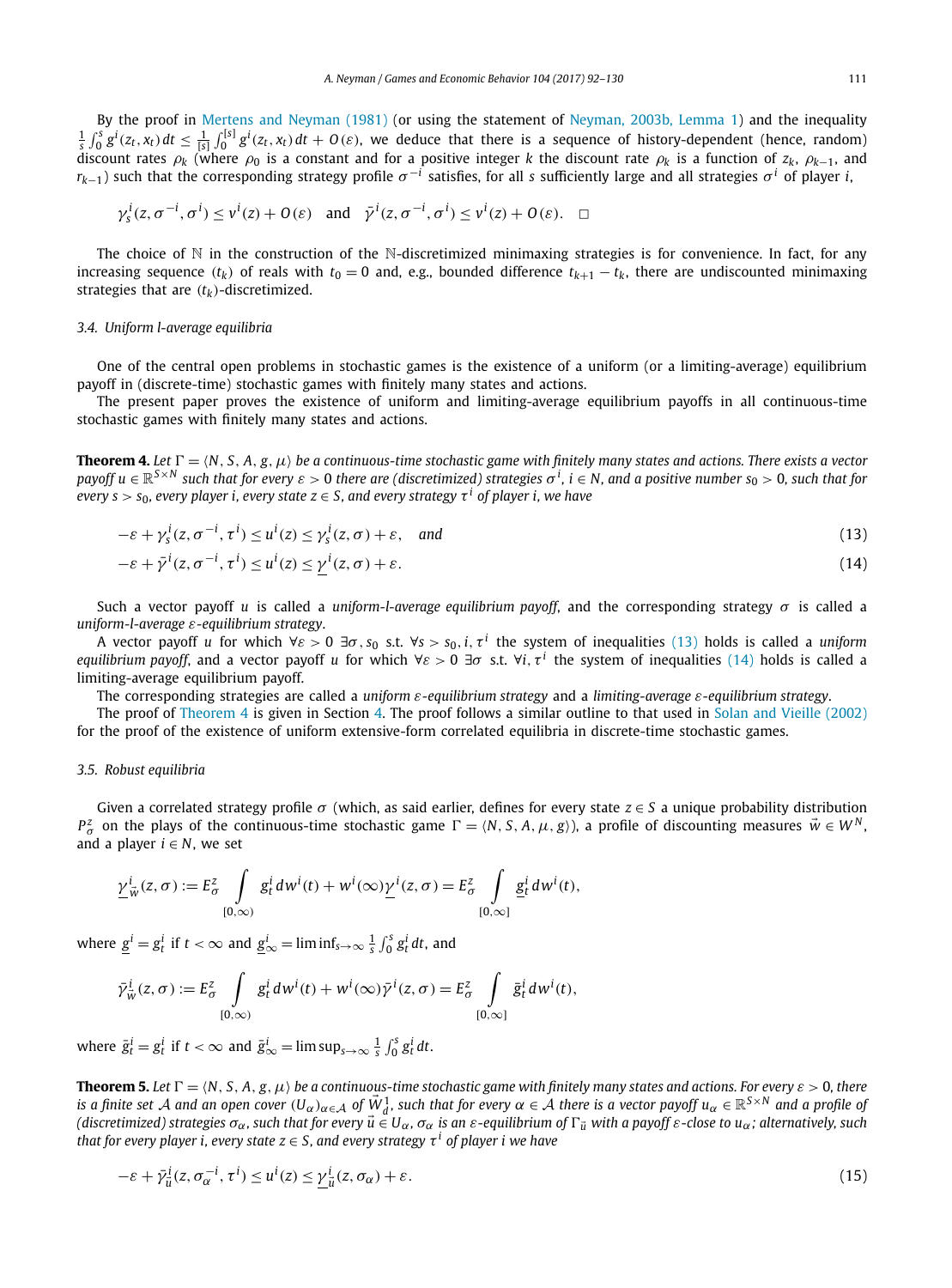By the proof in Mertens and Neyman (1981) (or using the statement of Neyman, 2003b, Lemma 1) and the inequality $\frac{1}{s}\int_0^s g^i(z_t, x_t)\,dt \leq \frac{1}{[s]}\int_0^{[s]} g^i(z_t, x_t)\,dt + O(\varepsilon)$, we deduce that there is a sequence of history-dependent (hence, random) discount rates $\rho_k$ (where $\rho_0$ is a constant and for a positive integer $k$ the discount rate $\rho_k$ is a function of $z_k$, $\rho_{k-1}$, and $r_{k-1}$) such that the corresponding strategy profile $\sigma^{-i}$ satisfies, for all $s$ sufficiently large and all strategies $\sigma^i$ of player $i$,

$$\gamma_s^i(z, \sigma^{-i}, \sigma^i) \leq v^i(z) + O(\varepsilon) \quad \text{and} \quad \bar{\gamma}^i(z, \sigma^{-i}, \sigma^i) \leq v^i(z) + O(\varepsilon). \quad \square$$

The choice of $\mathbb{N}$ in the construction of the $\mathbb{N}$-discretimized minimaxing strategies is for convenience. In fact, for any increasing sequence $(t_k)$ of reals with $t_0 = 0$ and, e.g., bounded difference $t_{k+1} - t_k$, there are undiscounted minimaxing strategies that are $(t_k)$-discretimized.

### 3.4. Uniform l-average equilibria

One of the central open problems in stochastic games is the existence of a uniform (or a limiting-average) equilibrium payoff in (discrete-time) stochastic games with finitely many states and actions.

The present paper proves the existence of uniform and limiting-average equilibrium payoffs in all continuous-time stochastic games with finitely many states and actions.

**Theorem 4.** *Let $\Gamma = \langle N, S, A, g, \mu\rangle$ be a continuous-time stochastic game with finitely many states and actions. There exists a vector payoff $u \in \mathbb{R}^{S\times N}$ such that for every $\varepsilon > 0$ there are (discretimized) strategies $\sigma^i$, $i \in N$, and a positive number $s_0 > 0$, such that for every $s > s_0$, every player $i$, every state $z \in S$, and every strategy $\tau^i$ of player $i$, we have*

$$-\varepsilon + \gamma_s^i(z, \sigma^{-i}, \tau^i) \leq u^i(z) \leq \gamma_s^i(z, \sigma) + \varepsilon, \quad \text{and} \tag{13}$$

$$-\varepsilon + \bar{\gamma}^i(z, \sigma^{-i}, \tau^i) \leq u^i(z) \leq \underline{\gamma}^i(z, \sigma) + \varepsilon. \tag{14}$$

Such a vector payoff $u$ is called a *uniform-l-average equilibrium payoff*, and the corresponding strategy $\sigma$ is called a *uniform-l-average $\varepsilon$-equilibrium strategy*.

A vector payoff $u$ for which $\forall \varepsilon > 0\ \exists \sigma, s_0$ s.t. $\forall s > s_0, i, \tau^i$ the system of inequalities (13) holds is called a *uniform equilibrium payoff*, and a vector payoff $u$ for which $\forall \varepsilon > 0\ \exists \sigma$ s.t. $\forall i, \tau^i$ the system of inequalities (14) holds is called a limiting-average equilibrium payoff.

The corresponding strategies are called a *uniform $\varepsilon$-equilibrium strategy* and a *limiting-average $\varepsilon$-equilibrium strategy*.

The proof of Theorem 4 is given in Section 4. The proof follows a similar outline to that used in Solan and Vieille (2002) for the proof of the existence of uniform extensive-form correlated equilibria in discrete-time stochastic games.

### 3.5. Robust equilibria

Given a correlated strategy profile $\sigma$ (which, as said earlier, defines for every state $z \in S$ a unique probability distribution $P_\sigma^z$ on the plays of the continuous-time stochastic game $\Gamma = \langle N, S, A, \mu, g\rangle$), a profile of discounting measures $\vec{w} \in W^N$, and a player $i \in N$, we set

$$\underline{\gamma}_{\vec{w}}^i(z, \sigma) := E_\sigma^z \int_{[0,\infty)} g_t^i\, dw^i(t) + w^i(\infty)\underline{\gamma}^i(z, \sigma) = E_\sigma^z \int_{[0,\infty]} \underline{g}_t^i\, dw^i(t),$$

where $\underline{g}^i = g_t^i$ if $t < \infty$ and $\underline{g}_\infty^i = \liminf_{s\to\infty} \frac{1}{s}\int_0^s g_t^i\, dt$, and

$$\bar{\gamma}_{\vec{w}}^i(z, \sigma) := E_\sigma^z \int_{[0,\infty)} g_t^i\, dw^i(t) + w^i(\infty)\bar{\gamma}^i(z, \sigma) = E_\sigma^z \int_{[0,\infty]} \bar{g}_t^i\, dw^i(t),$$

where $\bar{g}_t^i = g_t^i$ if $t < \infty$ and $\bar{g}_\infty^i = \limsup_{s\to\infty} \frac{1}{s}\int_0^s g_t^i\, dt$.

**Theorem 5.** *Let $\Gamma = \langle N, S, A, g, \mu\rangle$ be a continuous-time stochastic game with finitely many states and actions. For every $\varepsilon > 0$, there is a finite set $\mathcal{A}$ and an open cover $(U_\alpha)_{\alpha\in\mathcal{A}}$ of $\vec{W}_d^1$, such that for every $\alpha \in \mathcal{A}$ there is a vector payoff $u_\alpha \in \mathbb{R}^{S\times N}$ and a profile of (discretimized) strategies $\sigma_\alpha$, such that for every $\vec{u} \in U_\alpha$, $\sigma_\alpha$ is an $\varepsilon$-equilibrium of $\Gamma_{\vec{u}}$ with a payoff $\varepsilon$-close to $u_\alpha$; alternatively, such that for every player $i$, every state $z \in S$, and every strategy $\tau^i$ of player $i$ we have*

$$-\varepsilon + \bar{\gamma}_{\vec{u}}^i(z, \sigma_\alpha^{-i}, \tau^i) \leq u^i(z) \leq \underline{\gamma}_{\vec{u}}^i(z, \sigma_\alpha) + \varepsilon. \tag{15}$$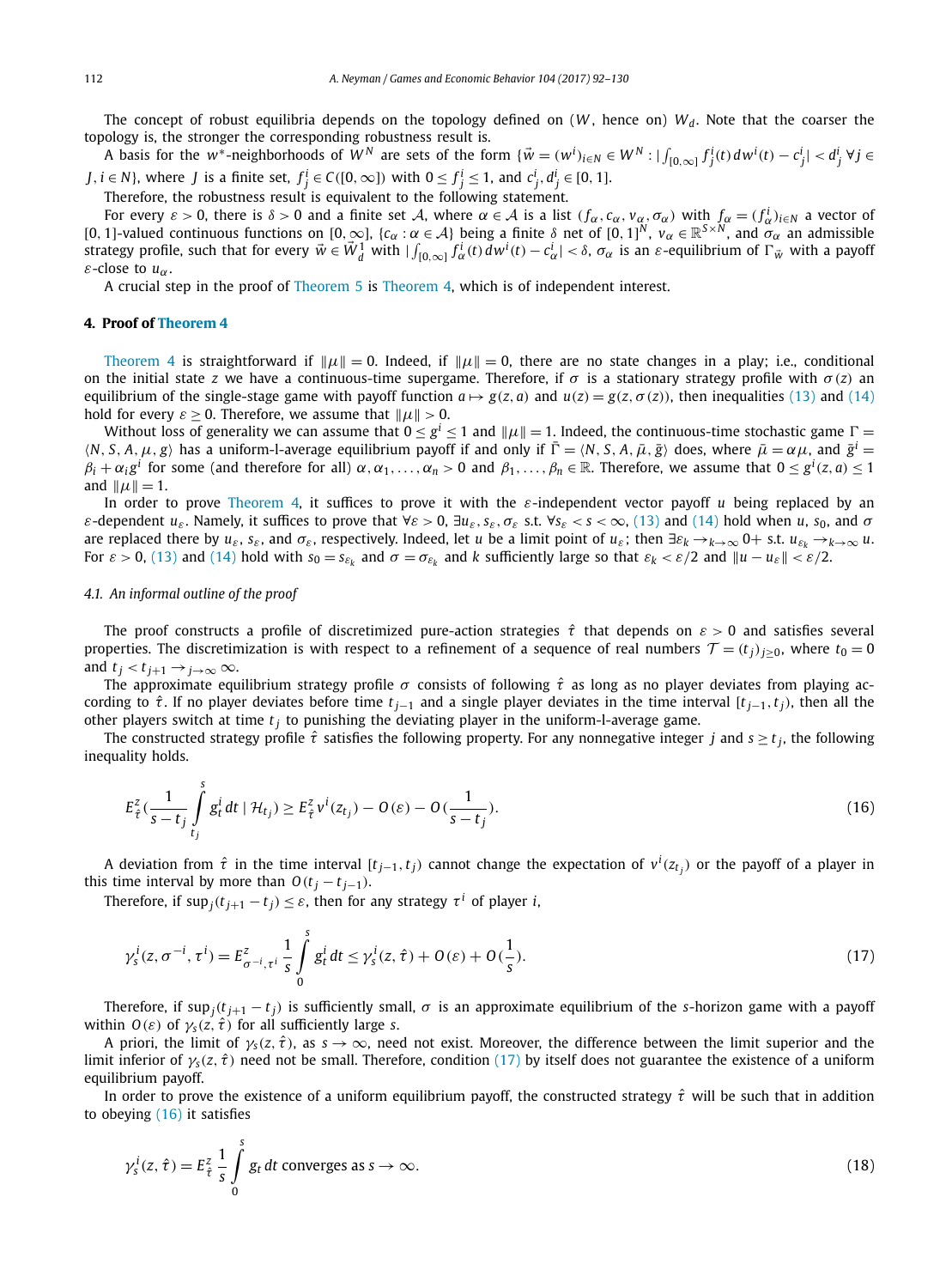The concept of robust equilibria depends on the topology defined on ($W$, hence on) $W_d$. Note that the coarser the topology is, the stronger the robustness result is.

A basis for the $w^*$-neighborhoods of $W^N$ are sets of the form $\{\vec{w} = (w^i)_{i\in N} \in W^N : |\int_{[0,\infty]} f^i_j(t)\,dw^i(t) - c^i_j| < d^i_j \;\forall j \in J, i \in N\}$, where $J$ is a finite set, $f^i_j \in C([0,\infty])$ with $0 \le f^i_j \le 1$, and $c^i_j, d^i_j \in [0,1]$.

Therefore, the robustness result is equivalent to the following statement.

For every $\varepsilon > 0$, there is $\delta > 0$ and a finite set $\mathcal{A}$, where $\alpha \in \mathcal{A}$ is a list $(f_\alpha, c_\alpha, v_\alpha, \sigma_\alpha)$ with $f_\alpha = (f^i_\alpha)_{i\in N}$ a vector of $[0,1]$-valued continuous functions on $[0,\infty]$, $\{c_\alpha : \alpha \in \mathcal{A}\}$ being a finite $\delta$ net of $[0,1]^N$, $v_\alpha \in \mathbb{R}^{S\times N}$, and $\sigma_\alpha$ an admissible strategy profile, such that for every $\vec{w} \in \vec{W}^1_d$ with $|\int_{[0,\infty]} f^i_\alpha(t)\,dw^i(t) - c^i_\alpha| < \delta$, $\sigma_\alpha$ is an $\varepsilon$-equilibrium of $\Gamma_{\vec{w}}$ with a payoff $\varepsilon$-close to $u_\alpha$.

A crucial step in the proof of Theorem 5 is Theorem 4, which is of independent interest.

## 4. Proof of Theorem 4

Theorem 4 is straightforward if $\|\mu\| = 0$. Indeed, if $\|\mu\| = 0$, there are no state changes in a play; i.e., conditional on the initial state $z$ we have a continuous-time supergame. Therefore, if $\sigma$ is a stationary strategy profile with $\sigma(z)$ an equilibrium of the single-stage game with payoff function $a \mapsto g(z,a)$ and $u(z) = g(z,\sigma(z))$, then inequalities (13) and (14) hold for every $\varepsilon \ge 0$. Therefore, we assume that $\|\mu\| > 0$.

Without loss of generality we can assume that $0 \le g^i \le 1$ and $\|\mu\| = 1$. Indeed, the continuous-time stochastic game $\Gamma = \langle N, S, A, \mu, g\rangle$ has a uniform-l-average equilibrium payoff if and only if $\bar{\Gamma} = \langle N, S, A, \bar{\mu}, \bar{g}\rangle$ does, where $\bar{\mu} = \alpha\mu$, and $\bar{g}^i = \beta_i + \alpha_i g^i$ for some (and therefore for all) $\alpha, \alpha_1, \ldots, \alpha_n > 0$ and $\beta_1, \ldots, \beta_n \in \mathbb{R}$. Therefore, we assume that $0 \le g^i(z,a) \le 1$ and $\|\mu\| = 1$.

In order to prove Theorem 4, it suffices to prove it with the $\varepsilon$-independent vector payoff $u$ being replaced by an $\varepsilon$-dependent $u_\varepsilon$. Namely, it suffices to prove that $\forall \varepsilon > 0$, $\exists u_\varepsilon, s_\varepsilon, \sigma_\varepsilon$ s.t. $\forall s_\varepsilon < s < \infty$, (13) and (14) hold when $u$, $s_0$, and $\sigma$ are replaced there by $u_\varepsilon$, $s_\varepsilon$, and $\sigma_\varepsilon$, respectively. Indeed, let $u$ be a limit point of $u_\varepsilon$; then $\exists \varepsilon_k \to_{k\to\infty} 0+$ s.t. $u_{\varepsilon_k} \to_{k\to\infty} u$. For $\varepsilon > 0$, (13) and (14) hold with $s_0 = s_{\varepsilon_k}$ and $\sigma = \sigma_{\varepsilon_k}$ and $k$ sufficiently large so that $\varepsilon_k < \varepsilon/2$ and $\|u - u_\varepsilon\| < \varepsilon/2$.

### 4.1. An informal outline of the proof

The proof constructs a profile of discretimized pure-action strategies $\hat{\tau}$ that depends on $\varepsilon > 0$ and satisfies several properties. The discretimization is with respect to a refinement of a sequence of real numbers $\mathcal{T} = (t_j)_{j\ge 0}$, where $t_0 = 0$ and $t_j < t_{j+1} \to_{j\to\infty} \infty$.

The approximate equilibrium strategy profile $\sigma$ consists of following $\hat{\tau}$ as long as no player deviates from playing according to $\hat{\tau}$. If no player deviates before time $t_{j-1}$ and a single player deviates in the time interval $[t_{j-1}, t_j)$, then all the other players switch at time $t_j$ to punishing the deviating player in the uniform-l-average game.

The constructed strategy profile $\hat{\tau}$ satisfies the following property. For any nonnegative integer $j$ and $s \ge t_j$, the following inequality holds.

$$E^z_{\hat{\tau}}\Big(\frac{1}{s - t_j}\int_{t_j}^{s} g^i_t\,dt \mid \mathcal{H}_{t_j}\Big) \ge E^z_{\hat{\tau}} v^i(z_{t_j}) - O(\varepsilon) - O\Big(\frac{1}{s - t_j}\Big). \tag{16}$$

A deviation from $\hat{\tau}$ in the time interval $[t_{j-1}, t_j)$ cannot change the expectation of $v^i(z_{t_j})$ or the payoff of a player in this time interval by more than $O(t_j - t_{j-1})$.

Therefore, if $\sup_j (t_{j+1} - t_j) \le \varepsilon$, then for any strategy $\tau^i$ of player $i$,

$$\gamma^i_s(z, \sigma^{-i}, \tau^i) = E^z_{\sigma^{-i},\tau^i}\frac{1}{s}\int_0^s g^i_t\,dt \le \gamma^i_s(z,\hat{\tau}) + O(\varepsilon) + O\Big(\frac{1}{s}\Big). \tag{17}$$

Therefore, if $\sup_j (t_{j+1} - t_j)$ is sufficiently small, $\sigma$ is an approximate equilibrium of the $s$-horizon game with a payoff within $O(\varepsilon)$ of $\gamma_s(z,\hat{\tau})$ for all sufficiently large $s$.

A priori, the limit of $\gamma_s(z,\hat{\tau})$, as $s \to \infty$, need not exist. Moreover, the difference between the limit superior and the limit inferior of $\gamma_s(z,\hat{\tau})$ need not be small. Therefore, condition (17) by itself does not guarantee the existence of a uniform equilibrium payoff.

In order to prove the existence of a uniform equilibrium payoff, the constructed strategy $\hat{\tau}$ will be such that in addition to obeying (16) it satisfies

$$\gamma^i_s(z,\hat{\tau}) = E^z_{\hat{\tau}}\frac{1}{s}\int_0^s g_t\,dt \text{ converges as } s \to \infty. \tag{18}$$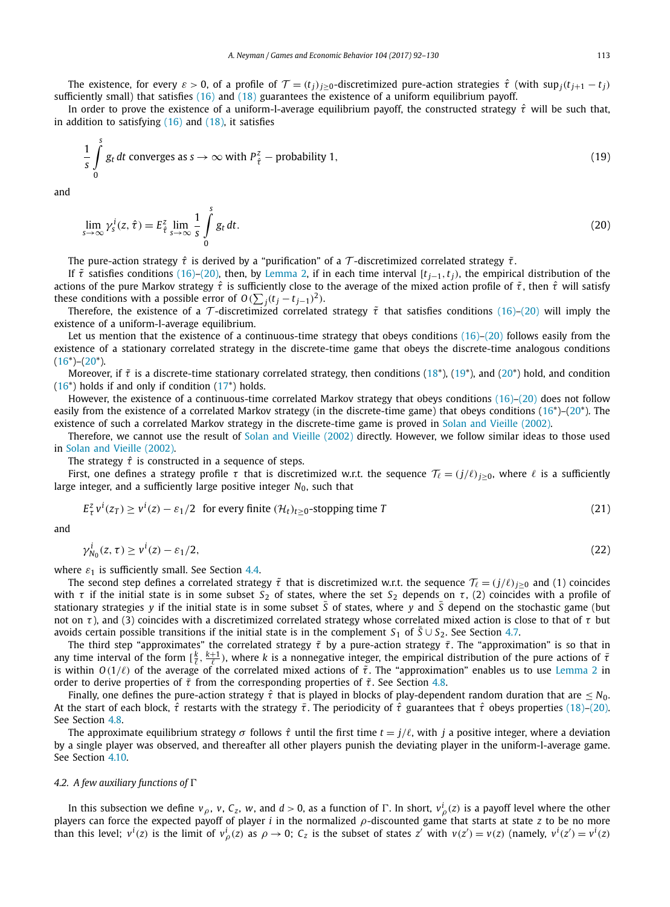The existence, for every $\varepsilon > 0$, of a profile of $\mathcal{T} = (t_j)_{j\geq 0}$-discretimized pure-action strategies $\hat{\tau}$ (with $\sup_j(t_{j+1} - t_j)$ sufficiently small) that satisfies (16) and (18) guarantees the existence of a uniform equilibrium payoff.

In order to prove the existence of a uniform-l-average equilibrium payoff, the constructed strategy $\hat{\tau}$ will be such that, in addition to satisfying (16) and (18), it satisfies

$$\frac{1}{s}\int_0^s g_t\,dt \text{ converges as } s \to \infty \text{ with } P^z_{\hat{\tau}} - \text{probability 1,} \tag{19}$$

and

$$\lim_{s\to\infty} \gamma^i_s(z,\hat{\tau}) = E^z_{\hat{\tau}} \lim_{s\to\infty} \frac{1}{s}\int_0^s g_t\,dt. \tag{20}$$

The pure-action strategy $\hat{\tau}$ is derived by a "purification" of a $\mathcal{T}$-discretimized correlated strategy $\tilde{\tau}$.

If $\tilde{\tau}$ satisfies conditions (16)–(20), then, by Lemma 2, if in each time interval $[t_{j-1}, t_j)$, the empirical distribution of the actions of the pure Markov strategy $\hat{\tau}$ is sufficiently close to the average of the mixed action profile of $\tilde{\tau}$, then $\hat{\tau}$ will satisfy these conditions with a possible error of $O(\sum_j (t_j - t_{j-1})^2)$.

Therefore, the existence of a $\mathcal{T}$-discretimized correlated strategy $\tilde{\tau}$ that satisfies conditions (16)–(20) will imply the existence of a uniform-l-average equilibrium.

Let us mention that the existence of a continuous-time strategy that obeys conditions (16)–(20) follows easily from the existence of a stationary correlated strategy in the discrete-time game that obeys the discrete-time analogous conditions (16\*)–(20\*).

Moreover, if $\tilde{\tau}$ is a discrete-time stationary correlated strategy, then conditions (18\*), (19\*), and (20\*) hold, and condition (16\*) holds if and only if condition (17\*) holds.

However, the existence of a continuous-time correlated Markov strategy that obeys conditions (16)–(20) does not follow easily from the existence of a correlated Markov strategy (in the discrete-time game) that obeys conditions (16\*)–(20\*). The existence of such a correlated Markov strategy in the discrete-time game is proved in Solan and Vieille (2002).

Therefore, we cannot use the result of Solan and Vieille (2002) directly. However, we follow similar ideas to those used in Solan and Vieille (2002).

The strategy $\hat{\tau}$ is constructed in a sequence of steps.

First, one defines a strategy profile $\tau$ that is discretimized w.r.t. the sequence $\mathcal{T}_\ell = (j/\ell)_{j\geq 0}$, where $\ell$ is a sufficiently large integer, and a sufficiently large positive integer $N_0$, such that

$$E^z_\tau v^i(z_T) \geq v^i(z) - \varepsilon_1/2 \quad \text{for every finite } (\mathcal{H}_t)_{t\geq 0}\text{-stopping time } T \tag{21}$$

and

$$\gamma^i_{N_0}(z,\tau) \geq v^i(z) - \varepsilon_1/2, \tag{22}$$

where $\varepsilon_1$ is sufficiently small. See Section 4.4.

The second step defines a correlated strategy $\tilde{\tau}$ that is discretimized w.r.t. the sequence $\mathcal{T}_\ell = (j/\ell)_{j\geq 0}$ and (1) coincides with $\tau$ if the initial state is in some subset $S_2$ of states, where the set $S_2$ depends on $\tau$, (2) coincides with a profile of stationary strategies $y$ if the initial state is in some subset $\bar{S}$ of states, where $y$ and $\bar{S}$ depend on the stochastic game (but not on $\tau$), and (3) coincides with a discretimized correlated strategy whose correlated mixed action is close to that of $\tau$ but avoids certain possible transitions if the initial state is in the complement $S_1$ of $\bar{S} \cup S_2$. See Section 4.7.

The third step "approximates" the correlated strategy $\tilde{\tau}$ by a pure-action strategy $\bar{\tau}$. The "approximation" is so that in any time interval of the form $[\frac{k}{\ell}, \frac{k+1}{\ell})$, where $k$ is a nonnegative integer, the empirical distribution of the pure actions of $\bar{\tau}$ is within $O(1/\ell)$ of the average of the correlated mixed actions of $\tilde{\tau}$. The "approximation" enables us to use Lemma 2 in order to derive properties of $\bar{\tau}$ from the corresponding properties of $\tilde{\tau}$. See Section 4.8.

Finally, one defines the pure-action strategy $\hat{\tau}$ that is played in blocks of play-dependent random duration that are $\leq N_0$. At the start of each block, $\hat{\tau}$ restarts with the strategy $\bar{\tau}$. The periodicity of $\hat{\tau}$ guarantees that $\hat{\tau}$ obeys properties (18)–(20). See Section 4.8.

The approximate equilibrium strategy $\sigma$ follows $\hat{\tau}$ until the first time $t = j/\ell$, with $j$ a positive integer, where a deviation by a single player was observed, and thereafter all other players punish the deviating player in the uniform-l-average game. See Section 4.10.

### 4.2. A few auxiliary functions of $\Gamma$

In this subsection we define $v_\rho$, $v$, $C_z$, $w$, and $d > 0$, as a function of $\Gamma$. In short, $v^i_\rho(z)$ is a payoff level where the other players can force the expected payoff of player $i$ in the normalized $\rho$-discounted game that starts at state $z$ to be no more than this level; $v^i(z)$ is the limit of $v^i_\rho(z)$ as $\rho \to 0$; $C_z$ is the subset of states $z'$ with $v(z') = v(z)$ (namely, $v^i(z') = v^i(z)$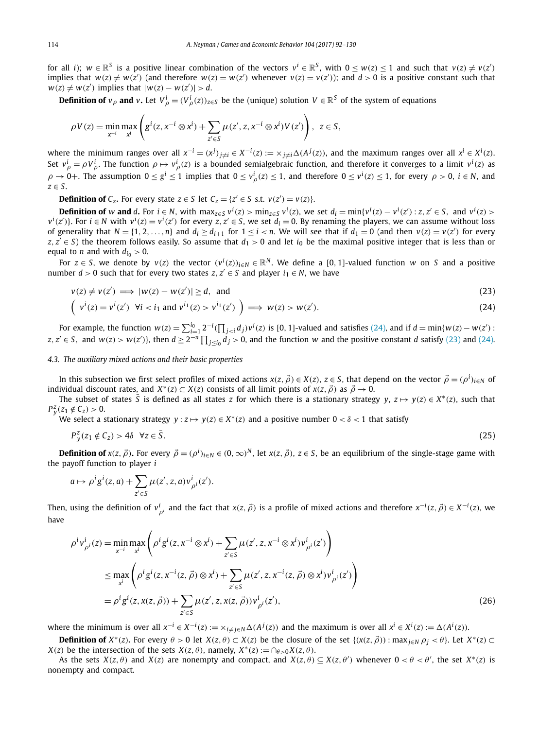for all $i$); $w \in \mathbb{R}^S$ is a positive linear combination of the vectors $v^i \in \mathbb{R}^S$, with $0 \le w(z) \le 1$ and such that $v(z) \ne v(z')$ implies that $w(z) \ne w(z')$ (and therefore $w(z) = w(z')$ whenever $v(z) = v(z')$); and $d > 0$ is a positive constant such that $w(z) \ne w(z')$ implies that $|w(z) - w(z')| > d$.

**Definition of $v_\rho$ and $v$.** Let $V^i_\rho = (V^i_\rho(z))_{z\in S}$ be the (unique) solution $V \in \mathbb{R}^S$ of the system of equations

$$\rho V(z) = \min_{x^{-i}} \max_{x^i} \left( g^i(z, x^{-i} \otimes x^i) + \sum_{z' \in S} \mu(z', z, x^{-i} \otimes x^i) V(z') \right), \quad z \in S,$$

where the minimum ranges over all $x^{-i} = (x^j)_{j \ne i} \in X^{-i}(z) := \times_{j \ne i} \Delta(A^j(z))$, and the maximum ranges over all $x^i \in X^i(z)$. Set $v^i_\rho = \rho V^i_\rho$. The function $\rho \mapsto v^i_\rho(z)$ is a bounded semialgebraic function, and therefore it converges to a limit $v^i(z)$ as $\rho \to 0+$. The assumption $0 \le g^i \le 1$ implies that $0 \le v^i_\rho(z) \le 1$, and therefore $0 \le v^i(z) \le 1$, for every $\rho > 0$, $i \in N$, and $z \in S$.

**Definition of $C_z$.** For every state $z \in S$ let $C_z = \{z' \in S \text{ s.t. } v(z') = v(z)\}$.

**Definition of $w$ and $d$.** For $i \in N$, with $\max_{z\in S} v^i(z) > \min_{z\in S} v^i(z)$, we set $d_i = \min\{v^i(z) - v^i(z') : z, z' \in S, \text{ and } v^i(z) > v^i(z')\}$. For $i \in N$ with $v^i(z) = v^i(z')$ for every $z, z' \in S$, we set $d_i = 0$. By renaming the players, we can assume without loss of generality that $N = \{1, 2, \ldots, n\}$ and $d_i \ge d_{i+1}$ for $1 \le i < n$. We will see that if $d_1 = 0$ (and then $v(z) = v(z')$ for every $z, z' \in S$) the theorem follows easily. So assume that $d_1 > 0$ and let $i_0$ be the maximal positive integer that is less than or equal to $n$ and with $d_{i_0} > 0$.

For $z \in S$, we denote by $v(z)$ the vector $(v^i(z))_{i\in N} \in \mathbb{R}^N$. We define a $[0, 1]$-valued function $w$ on $S$ and a positive number $d > 0$ such that for every two states $z, z' \in S$ and player $i_1 \in N$, we have

$$v(z) \ne v(z') \implies |w(z) - w(z')| \ge d, \text{ and} \tag{23}$$

$$\Big( v^i(z) = v^i(z') \ \ \forall i < i_1 \text{ and } v^{i_1}(z) > v^{i_1}(z') \Big) \implies w(z) > w(z'). \tag{24}$$

For example, the function $w(z) = \sum_{i=1}^{i_0} 2^{-i} (\prod_{j<i} d_j) v^i(z)$ is $[0, 1]$-valued and satisfies (24), and if $d = \min\{w(z) - w(z') : z, z' \in S, \text{ and } w(z) > w(z')\}$, then $d \ge 2^{-n} \prod_{j \le i_0} d_j > 0$, and the function $w$ and the positive constant $d$ satisfy (23) and (24).

### 4.3. The auxiliary mixed actions and their basic properties

In this subsection we first select profiles of mixed actions $x(z, \vec{\rho}) \in X(z)$, $z \in S$, that depend on the vector $\vec{\rho} = (\rho^i)_{i\in N}$ of individual discount rates, and $X^*(z) \subset X(z)$ consists of all limit points of $x(z, \vec{\rho})$ as $\vec{\rho} \to 0$.

The subset of states $\bar{S}$ is defined as all states $z$ for which there is a stationary strategy $y$, $z \mapsto y(z) \in X^*(z)$, such that $P^z_y(z_1 \notin C_z) > 0$.

We select a stationary strategy $y : z \mapsto y(z) \in X^*(z)$ and a positive number $0 < \delta < 1$ that satisfy

$$P^z_y(z_1 \notin C_z) > 4\delta \quad \forall z \in \bar{S}. \tag{25}$$

**Definition of $x(z, \vec{\rho})$.** For every $\vec{\rho} = (\rho^i)_{i\in N} \in (0, \infty)^N$, let $x(z, \vec{\rho})$, $z \in S$, be an equilibrium of the single-stage game with the payoff function to player $i$

$$a \mapsto \rho^i g^i(z, a) + \sum_{z' \in S} \mu(z', z, a) v^i_{\rho^i}(z').$$

Then, using the definition of $v^i_{\rho^i}$ and the fact that $x(z, \vec{\rho})$ is a profile of mixed actions and therefore $x^{-i}(z, \vec{\rho}) \in X^{-i}(z)$, we have

$$\begin{aligned}
\rho^i v^i_{\rho^i}(z) &= \min_{x^{-i}} \max_{x^i} \left( \rho^i g^i(z, x^{-i} \otimes x^i) + \sum_{z' \in S} \mu(z', z, x^{-i} \otimes x^i) v^i_{\rho^i}(z') \right) \\
&\le \max_{x^i} \left( \rho^i g^i(z, x^{-i}(z, \vec{\rho}) \otimes x^i) + \sum_{z' \in S} \mu(z', z, x^{-i}(z, \vec{\rho}) \otimes x^i) v^i_{\rho^i}(z') \right) \\
&= \rho^i g^i(z, x(z, \vec{\rho})) + \sum_{z' \in S} \mu(z', z, x(z, \vec{\rho})) v^i_{\rho^i}(z'),
\end{aligned} \tag{26}$$

where the minimum is over all $x^{-i} \in X^{-i}(z) := \times_{i \ne j \in N} \Delta(A^j(z))$ and the maximum is over all $x^i \in X^i(z) := \Delta(A^i(z))$.

**Definition of $X^*(z)$.** For every $\theta > 0$ let $X(z, \theta) \subset X(z)$ be the closure of the set $\{(x(z, \vec{\rho})) : \max_{j\in N} \rho_j < \theta\}$. Let $X^*(z) \subset X(z)$ be the intersection of the sets $X(z, \theta)$, namely, $X^*(z) := \cap_{\theta > 0} X(z, \theta)$.

As the sets $X(z, \theta)$ and $X(z)$ are nonempty and compact, and $X(z, \theta) \subseteq X(z, \theta')$ whenever $0 < \theta < \theta'$, the set $X^*(z)$ is nonempty and compact.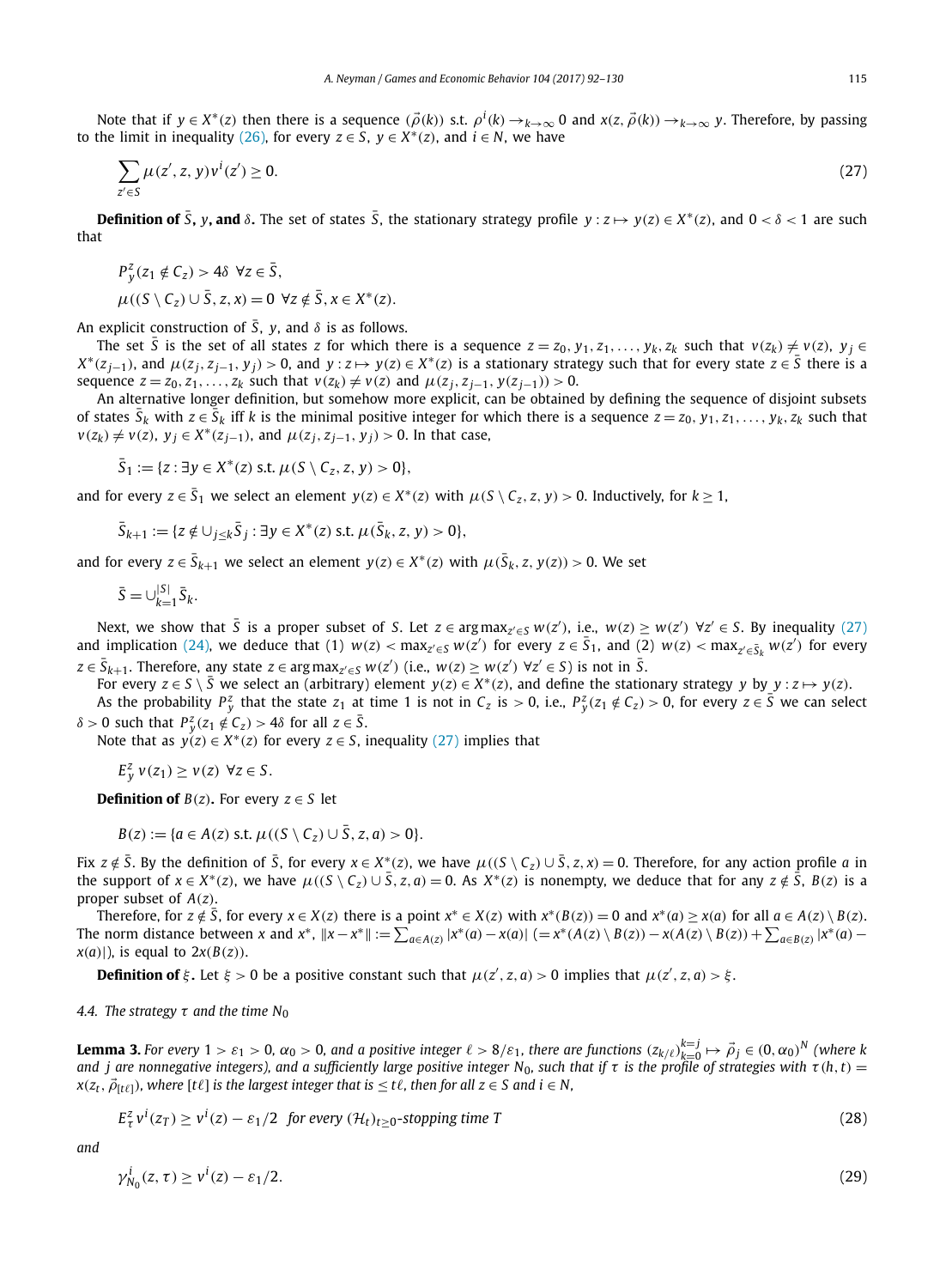Note that if $y \in X^*(z)$ then there is a sequence $(\vec{\rho}(k))$ s.t. $\rho^i(k) \to_{k\to\infty} 0$ and $x(z, \vec{\rho}(k)) \to_{k\to\infty} y$. Therefore, by passing to the limit in inequality (26), for every $z \in S$, $y \in X^*(z)$, and $i \in N$, we have

$$\sum_{z' \in S} \mu(z', z, y) v^i(z') \geq 0. \tag{27}$$

**Definition of $\bar{S}$, $y$, and $\delta$.** The set of states $\bar{S}$, the stationary strategy profile $y : z \mapsto y(z) \in X^*(z)$, and $0 < \delta < 1$ are such that

$$P^z_y(z_1 \notin C_z) > 4\delta \;\; \forall z \in \bar{S},$$

$$\mu((S \setminus C_z) \cup \bar{S}, z, x) = 0 \;\; \forall z \notin \bar{S}, x \in X^*(z).$$

An explicit construction of $\bar{S}$, $y$, and $\delta$ is as follows.

The set $\bar{S}$ is the set of all states $z$ for which there is a sequence $z = z_0, y_1, z_1, \ldots, y_k, z_k$ such that $v(z_k) \neq v(z)$, $y_j \in X^*(z_{j-1})$, and $\mu(z_j, z_{j-1}, y_j) > 0$, and $y : z \mapsto y(z) \in X^*(z)$ is a stationary strategy such that for every state $z \in \bar{S}$ there is a sequence $z = z_0, z_1, \ldots, z_k$ such that $v(z_k) \neq v(z)$ and $\mu(z_j, z_{j-1}, y(z_{j-1})) > 0$.

An alternative longer definition, but somehow more explicit, can be obtained by defining the sequence of disjoint subsets of states $\bar{S}_k$ with $z \in \bar{S}_k$ iff $k$ is the minimal positive integer for which there is a sequence $z = z_0, y_1, z_1, \ldots, y_k, z_k$ such that $v(z_k) \neq v(z)$, $y_j \in X^*(z_{j-1})$, and $\mu(z_j, z_{j-1}, y_j) > 0$. In that case,

$$\bar{S}_1 := \{z : \exists y \in X^*(z) \text{ s.t. } \mu(S \setminus C_z, z, y) > 0\},$$

and for every $z \in \bar{S}_1$ we select an element $y(z) \in X^*(z)$ with $\mu(S \setminus C_z, z, y) > 0$. Inductively, for $k \geq 1$,

$$\bar{S}_{k+1} := \{z \notin \cup_{j \leq k} \bar{S}_j : \exists y \in X^*(z) \text{ s.t. } \mu(\bar{S}_k, z, y) > 0\},$$

and for every $z \in \bar{S}_{k+1}$ we select an element $y(z) \in X^*(z)$ with $\mu(\bar{S}_k, z, y(z)) > 0$. We set

$$\bar{S} = \cup_{k=1}^{|S|} \bar{S}_k.$$

Next, we show that $\bar{S}$ is a proper subset of $S$. Let $z \in \arg\max_{z' \in S} w(z')$, i.e., $w(z) \geq w(z')\ \forall z' \in S$. By inequality (27) and implication (24), we deduce that (1) $w(z) < \max_{z' \in S} w(z')$ for every $z \in \bar{S}_1$, and (2) $w(z) < \max_{z' \in \bar{S}_k} w(z')$ for every $z \in \bar{S}_{k+1}$. Therefore, any state $z \in \arg\max_{z' \in S} w(z')$ (i.e., $w(z) \geq w(z')\ \forall z' \in S$) is not in $\bar{S}$.

For every $z \in S \setminus \bar{S}$ we select an (arbitrary) element $y(z) \in X^*(z)$, and define the stationary strategy $y$ by $y : z \mapsto y(z)$.

As the probability $P^z_y$ that the state $z_1$ at time 1 is not in $C_z$ is $> 0$, i.e., $P^z_y(z_1 \notin C_z) > 0$, for every $z \in \bar{S}$ we can select $\delta > 0$ such that $P^z_y(z_1 \notin C_z) > 4\delta$ for all $z \in \bar{S}$.

Note that as $y(z) \in X^*(z)$ for every $z \in S$, inequality (27) implies that

$$E^z_y\, v(z_1) \geq v(z)\;\; \forall z \in S.$$

**Definition of $B(z)$.** For every $z \in S$ let

$$B(z) := \{a \in A(z) \text{ s.t. } \mu((S \setminus C_z) \cup \bar{S}, z, a) > 0\}.$$

Fix $z \notin \bar{S}$. By the definition of $\bar{S}$, for every $x \in X^*(z)$, we have $\mu((S \setminus C_z) \cup \bar{S}, z, x) = 0$. Therefore, for any action profile $a$ in the support of $x \in X^*(z)$, we have $\mu((S \setminus C_z) \cup \bar{S}, z, a) = 0$. As $X^*(z)$ is nonempty, we deduce that for any $z \notin \bar{S}$, $B(z)$ is a proper subset of $A(z)$.

Therefore, for $z \notin \bar{S}$, for every $x \in X(z)$ there is a point $x^* \in X(z)$ with $x^*(B(z)) = 0$ and $x^*(a) \geq x(a)$ for all $a \in A(z) \setminus B(z)$. The norm distance between $x$ and $x^*$, $\|x - x^*\| := \sum_{a \in A(z)} |x^*(a) - x(a)|$ $(= x^*(A(z) \setminus B(z)) - x(A(z) \setminus B(z)) + \sum_{a \in B(z)} |x^*(a) - x(a)|)$, is equal to $2x(B(z))$.

**Definition of $\xi$.** Let $\xi > 0$ be a positive constant such that $\mu(z', z, a) > 0$ implies that $\mu(z', z, a) > \xi$.

*4.4. The strategy $\tau$ and the time $N_0$*

**Lemma 3.** *For every $1 > \varepsilon_1 > 0$, $\alpha_0 > 0$, and a positive integer $\ell > 8/\varepsilon_1$, there are functions $(z_{k/\ell})_{k=0}^{k=j} \mapsto \vec{\rho}_j \in (0, \alpha_0)^N$ (where $k$ and $j$ are nonnegative integers), and a sufficiently large positive integer $N_0$, such that if $\tau$ is the profile of strategies with $\tau(h, t) = x(z_t, \vec{\rho}_{[t\ell]})$, where $[t\ell]$ is the largest integer that is $\leq t\ell$, then for all $z \in S$ and $i \in N$,*

$$E^z_\tau v^i(z_T) \geq v^i(z) - \varepsilon_1/2 \;\; \text{for every } (\mathcal{H}_t)_{t \geq 0}\text{-stopping time } T \tag{28}$$

*and*

$$\gamma^i_{N_0}(z, \tau) \geq v^i(z) - \varepsilon_1/2. \tag{29}$$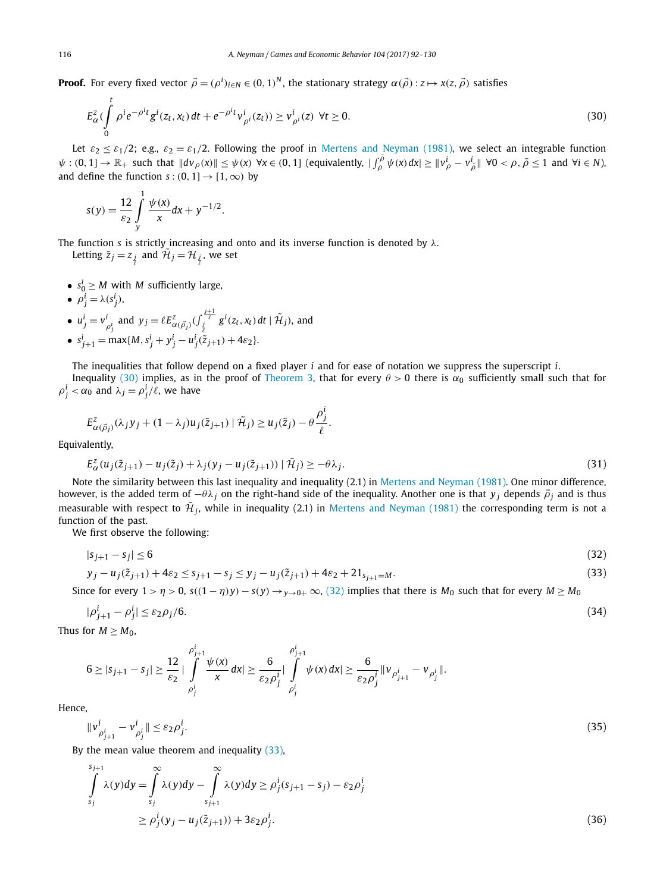**Proof.** For every fixed vector $\vec{\rho} = (\rho^i)_{i \in N} \in (0,1)^N$, the stationary strategy $\alpha(\vec{\rho}) : z \mapsto x(z, \vec{\rho})$ satisfies

$$E^z_\alpha\Big(\int_0^t \rho^i e^{-\rho^i t} g^i(z_t, x_t)\,dt + e^{-\rho^i t} v^i_{\rho^i}(z_t)\Big) \geq v^i_{\rho^i}(z) \;\; \forall t \geq 0. \tag{30}$$

Let $\varepsilon_2 \leq \varepsilon_1/2$; e.g., $\varepsilon_2 = \varepsilon_1/2$. Following the proof in Mertens and Neyman (1981), we select an integrable function $\psi : (0,1] \to \mathbb{R}_+$ such that $\|dv_\rho(x)\| \leq \psi(x)\ \forall x \in (0,1]$ (equivalently, $|\int_\rho^{\bar\rho} \psi(x)\,dx| \geq \|v^i_\rho - v^i_{\bar\rho}\|\ \forall 0 < \rho, \bar\rho \leq 1$ and $\forall i \in N$), and define the function $s : (0,1] \to [1,\infty)$ by

$$s(y) = \frac{12}{\varepsilon_2}\int_y^1 \frac{\psi(x)}{x}dx + y^{-1/2}.$$

The function $s$ is strictly increasing and onto and its inverse function is denoted by $\lambda$.

Letting $\tilde{z}_j = z_{\frac{j}{\ell}}$ and $\tilde{\mathcal{H}}_j = \mathcal{H}_{\frac{j}{\ell}}$, we set

- $s^i_0 \geq M$ with $M$ sufficiently large,
- $\rho^i_j = \lambda(s^i_j)$,
- $u^i_j = v^i_{\rho^i_j}$ and $y_j = \ell E^z_{\alpha(\vec{\rho}_j)}(\int_{\frac{j}{\ell}}^{\frac{j+1}{\ell}} g^i(z_t, x_t)\,dt \mid \tilde{\mathcal{H}}_j)$, and
- $s^i_{j+1} = \max\{M, s^i_j + y^i_j - u^i_j(\tilde{z}_{j+1}) + 4\varepsilon_2\}$.

The inequalities that follow depend on a fixed player $i$ and for ease of notation we suppress the superscript $i$.

Inequality (30) implies, as in the proof of Theorem 3, that for every $\theta > 0$ there is $\alpha_0$ sufficiently small such that for $\rho^i_j < \alpha_0$ and $\lambda_j = \rho^i_j/\ell$, we have

$$E^z_{\alpha(\vec{\rho}_j)}(\lambda_j y_j + (1-\lambda_j)u_j(\tilde{z}_{j+1}) \mid \tilde{\mathcal{H}}_j) \geq u_j(\tilde{z}_j) - \theta\frac{\rho^i_j}{\ell}.$$

Equivalently,

$$E^z_\alpha(u_j(\tilde{z}_{j+1}) - u_j(\tilde{z}_j) + \lambda_j(y_j - u_j(\tilde{z}_{j+1})) \mid \tilde{\mathcal{H}}_j) \geq -\theta\lambda_j. \tag{31}$$

Note the similarity between this last inequality and inequality (2.1) in Mertens and Neyman (1981). One minor difference, however, is the added term of $-\theta\lambda_j$ on the right-hand side of the inequality. Another one is that $y_j$ depends $\vec{\rho}_j$ and is thus measurable with respect to $\tilde{\mathcal{H}}_j$, while in inequality (2.1) in Mertens and Neyman (1981) the corresponding term is not a function of the past.

We first observe the following:

$$|s_{j+1} - s_j| \leq 6 \tag{32}$$

$$y_j - u_j(\tilde{z}_{j+1}) + 4\varepsilon_2 \leq s_{j+1} - s_j \leq y_j - u_j(\tilde{z}_{j+1}) + 4\varepsilon_2 + 21_{s_{j+1}=M}. \tag{33}$$

Since for every $1 > \eta > 0$, $s((1-\eta)y) - s(y) \to_{y \to 0+} \infty$, (32) implies that there is $M_0$ such that for every $M \geq M_0$

$$|\rho^i_{j+1} - \rho^i_j| \leq \varepsilon_2 \rho_j/6. \tag{34}$$

Thus for $M \geq M_0$,

$$6 \geq |s_{j+1} - s_j| \geq \frac{12}{\varepsilon_2}\Big|\int_{\rho^i_j}^{\rho^i_{j+1}} \frac{\psi(x)}{x}\,dx\Big| \geq \frac{6}{\varepsilon_2 \rho^i_j}\Big|\int_{\rho^i_j}^{\rho^i_{j+1}} \psi(x)\,dx\Big| \geq \frac{6}{\varepsilon_2 \rho^i_j}\|v_{\rho^i_{j+1}} - v_{\rho^i_j}\|.$$

Hence,

$$\|v^i_{\rho^i_{j+1}} - v^i_{\rho^i_j}\| \leq \varepsilon_2 \rho^i_j. \tag{35}$$

By the mean value theorem and inequality (33),

$$\begin{aligned}\int_{s_j}^{s_{j+1}} \lambda(y)dy = \int_{s_j}^{\infty} \lambda(y)dy - \int_{s_{j+1}}^{\infty} \lambda(y)dy &\geq \rho^i_j(s_{j+1} - s_j) - \varepsilon_2\rho^i_j \\ &\geq \rho^i_j(y_j - u_j(\tilde{z}_{j+1})) + 3\varepsilon_2\rho^i_j.\end{aligned} \tag{36}$$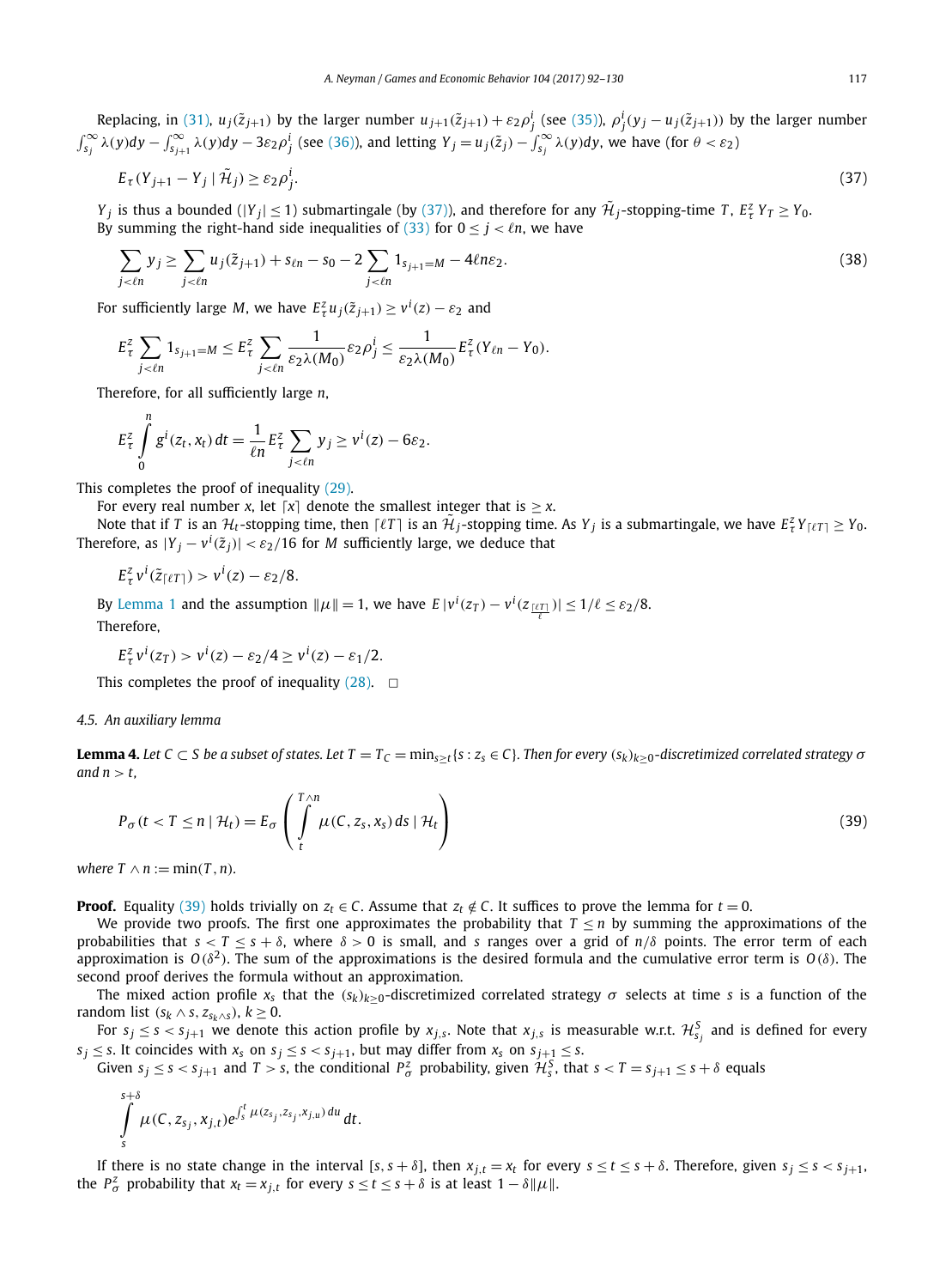Replacing, in (31), $u_j(\tilde{z}_{j+1})$ by the larger number $u_{j+1}(\tilde{z}_{j+1}) + \varepsilon_2 \rho^i_j$ (see (35)), $\rho^i_j(y_j - u_j(\tilde{z}_{j+1}))$ by the larger number $\int_{s_j}^\infty \lambda(y)dy - \int_{s_{j+1}}^\infty \lambda(y)dy - 3\varepsilon_2\rho^i_j$ (see (36)), and letting $Y_j = u_j(\tilde{z}_j) - \int_{s_j}^\infty \lambda(y)dy$, we have (for $\theta < \varepsilon_2$)

$$E_\tau(Y_{j+1} - Y_j \mid \tilde{\mathcal{H}}_j) \geq \varepsilon_2 \rho^i_j. \tag{37}$$

$Y_j$ is thus a bounded ($|Y_j| \leq 1$) submartingale (by (37)), and therefore for any $\tilde{\mathcal{H}}_j$-stopping-time $T$, $E^z_\tau Y_T \geq Y_0$.

By summing the right-hand side inequalities of (33) for $0 \leq j < \ell n$, we have

$$\sum_{j<\ell n} y_j \geq \sum_{j<\ell n} u_j(\tilde{z}_{j+1}) + s_{\ell n} - s_0 - 2\sum_{j<\ell n} 1_{s_{j+1}=M} - 4\ell n \varepsilon_2. \tag{38}$$

For sufficiently large $M$, we have $E^z_\tau u_j(\tilde{z}_{j+1}) \geq v^i(z) - \varepsilon_2$ and

$$E^z_\tau \sum_{j<\ell n} 1_{s_{j+1}=M} \leq E^z_\tau \sum_{j<\ell n} \frac{1}{\varepsilon_2 \lambda(M_0)} \varepsilon_2 \rho^i_j \leq \frac{1}{\varepsilon_2 \lambda(M_0)} E^z_\tau (Y_{\ell n} - Y_0).$$

Therefore, for all sufficiently large $n$,

$$E^z_\tau \int_0^n g^i(z_t, x_t)\,dt = \frac{1}{\ell n} E^z_\tau \sum_{j<\ell n} y_j \geq v^i(z) - 6\varepsilon_2.$$

This completes the proof of inequality (29).

For every real number $x$, let $\lceil x \rceil$ denote the smallest integer that is $\geq x$.

Note that if $T$ is an $\mathcal{H}_t$-stopping time, then $\lceil \ell T \rceil$ is an $\tilde{\mathcal{H}}_j$-stopping time. As $Y_j$ is a submartingale, we have $E^z_\tau Y_{\lceil \ell T \rceil} \geq Y_0$. Therefore, as $|Y_j - v^i(\tilde{z}_j)| < \varepsilon_2/16$ for $M$ sufficiently large, we deduce that

$$E^z_\tau v^i(\tilde{z}_{\lceil \ell T \rceil}) > v^i(z) - \varepsilon_2/8.$$

By Lemma 1 and the assumption $\|\mu\| = 1$, we have $E\,|v^i(z_T) - v^i(z_{\frac{\lceil \ell T \rceil}{\ell}})| \leq 1/\ell \leq \varepsilon_2/8$.

Therefore,

$$E^z_\tau v^i(z_T) > v^i(z) - \varepsilon_2/4 \geq v^i(z) - \varepsilon_1/2.$$

This completes the proof of inequality (28). $\square$

### 4.5. An auxiliary lemma

**Lemma 4.** *Let $C \subset S$ be a subset of states. Let $T = T_C = \min_{s \geq t}\{s : z_s \in C\}$. Then for every $(s_k)_{k\geq 0}$-discretimized correlated strategy $\sigma$ and $n > t$,*

$$P_\sigma(t < T \leq n \mid \mathcal{H}_t) = E_\sigma \left( \int_t^{T \wedge n} \mu(C, z_s, x_s)\,ds \mid \mathcal{H}_t \right) \tag{39}$$

*where $T \wedge n := \min(T, n)$.*

**Proof.** Equality (39) holds trivially on $z_t \in C$. Assume that $z_t \notin C$. It suffices to prove the lemma for $t = 0$.

We provide two proofs. The first one approximates the probability that $T \leq n$ by summing the approximations of the probabilities that $s < T \leq s + \delta$, where $\delta > 0$ is small, and $s$ ranges over a grid of $n/\delta$ points. The error term of each approximation is $O(\delta^2)$. The sum of the approximations is the desired formula and the cumulative error term is $O(\delta)$. The second proof derives the formula without an approximation.

The mixed action profile $x_s$ that the $(s_k)_{k\geq 0}$-discretimized correlated strategy $\sigma$ selects at time $s$ is a function of the random list $(s_k \wedge s, z_{s_k \wedge s})$, $k \geq 0$.

For $s_j \leq s < s_{j+1}$ we denote this action profile by $x_{j,s}$. Note that $x_{j,s}$ is measurable w.r.t. $\mathcal{H}^S_{s_j}$ and is defined for every $s_j \leq s$. It coincides with $x_s$ on $s_j \leq s < s_{j+1}$, but may differ from $x_s$ on $s_{j+1} \leq s$.

Given $s_j \leq s < s_{j+1}$ and $T > s$, the conditional $P^z_\sigma$ probability, given $\mathcal{H}^S_s$, that $s < T = s_{j+1} \leq s + \delta$ equals

$$\int_s^{s+\delta} \mu(C, z_{s_j}, x_{j,t}) e^{\int_s^t \mu(z_{s_j}, z_{s_j}, x_{j,u})\,du}\,dt.$$

If there is no state change in the interval $[s, s+\delta]$, then $x_{j,t} = x_t$ for every $s \leq t \leq s + \delta$. Therefore, given $s_j \leq s < s_{j+1}$, the $P^z_\sigma$ probability that $x_t = x_{j,t}$ for every $s \leq t \leq s + \delta$ is at least $1 - \delta\|\mu\|$.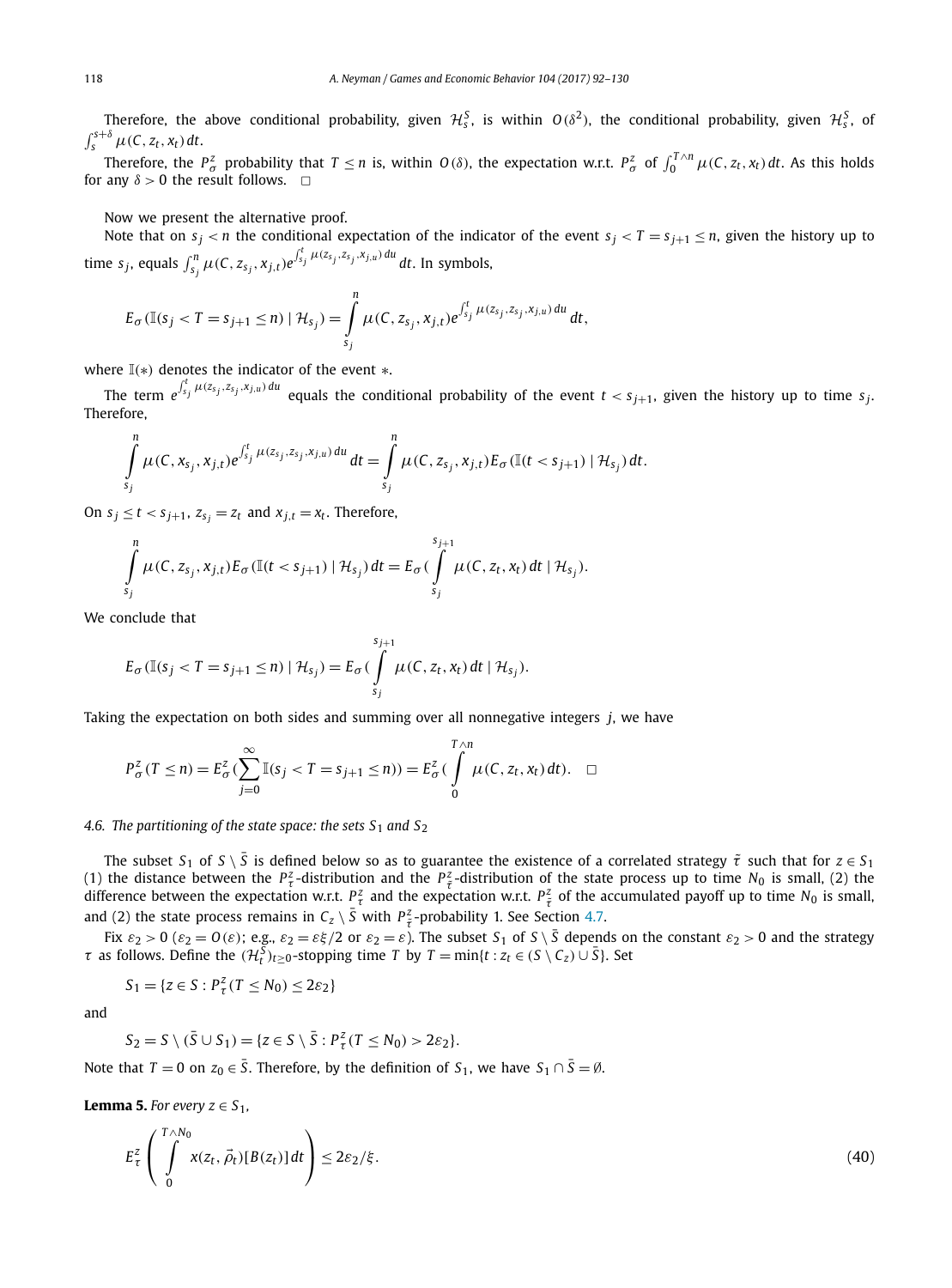Therefore, the above conditional probability, given $\mathcal{H}_s^S$, is within $O(\delta^2)$, the conditional probability, given $\mathcal{H}_s^S$, of $\int_s^{s+\delta} \mu(C, z_t, x_t)\,dt$.

Therefore, the $P_\sigma^z$ probability that $T \le n$ is, within $O(\delta)$, the expectation w.r.t. $P_\sigma^z$ of $\int_0^{T\wedge n} \mu(C, z_t, x_t)\,dt$. As this holds for any $\delta > 0$ the result follows. □

Now we present the alternative proof.

Note that on $s_j < n$ the conditional expectation of the indicator of the event $s_j < T = s_{j+1} \le n$, given the history up to time $s_j$, equals $\int_{s_j}^n \mu(C, z_{s_j}, x_{j,t}) e^{\int_{s_j}^t \mu(z_{s_j}, z_{s_j}, x_{j,u})\,du}\,dt$. In symbols,

$$E_\sigma(\mathbb{I}(s_j < T = s_{j+1} \le n) \mid \mathcal{H}_{s_j}) = \int_{s_j}^{n} \mu(C, z_{s_j}, x_{j,t}) e^{\int_{s_j}^t \mu(z_{s_j}, z_{s_j}, x_{j,u})\,du}\,dt,$$

where $\mathbb{I}(*)$ denotes the indicator of the event $*$.

The term $e^{\int_{s_j}^t \mu(z_{s_j}, z_{s_j}, x_{j,u})\,du}$ equals the conditional probability of the event $t < s_{j+1}$, given the history up to time $s_j$. Therefore,

$$\int_{s_j}^{n} \mu(C, x_{s_j}, x_{j,t}) e^{\int_{s_j}^t \mu(z_{s_j}, z_{s_j}, x_{j,u})\,du}\,dt = \int_{s_j}^{n} \mu(C, z_{s_j}, x_{j,t}) E_\sigma(\mathbb{I}(t < s_{j+1}) \mid \mathcal{H}_{s_j})\,dt.$$

On $s_j \le t < s_{j+1}$, $z_{s_j} = z_t$ and $x_{j,t} = x_t$. Therefore,

$$\int_{s_j}^{n} \mu(C, z_{s_j}, x_{j,t}) E_\sigma(\mathbb{I}(t < s_{j+1}) \mid \mathcal{H}_{s_j})\,dt = E_\sigma(\int_{s_j}^{s_{j+1}} \mu(C, z_t, x_t)\,dt \mid \mathcal{H}_{s_j}).$$

We conclude that

$$E_\sigma(\mathbb{I}(s_j < T = s_{j+1} \le n) \mid \mathcal{H}_{s_j}) = E_\sigma(\int_{s_j}^{s_{j+1}} \mu(C, z_t, x_t)\,dt \mid \mathcal{H}_{s_j}).$$

Taking the expectation on both sides and summing over all nonnegative integers $j$, we have

$$P_\sigma^z(T \le n) = E_\sigma^z(\sum_{j=0}^{\infty} \mathbb{I}(s_j < T = s_{j+1} \le n)) = E_\sigma^z(\int_0^{T\wedge n} \mu(C, z_t, x_t)\,dt). \quad \square$$

### 4.6. The partitioning of the state space: the sets $S_1$ and $S_2$

The subset $S_1$ of $S \setminus \bar{S}$ is defined below so as to guarantee the existence of a correlated strategy $\bar{\tau}$ such that for $z \in S_1$ (1) the distance between the $P_\tau^z$-distribution and the $P_{\bar{\tau}}^z$-distribution of the state process up to time $N_0$ is small, (2) the difference between the expectation w.r.t. $P_\tau^z$ and the expectation w.r.t. $P_{\bar{\tau}}^z$ of the accumulated payoff up to time $N_0$ is small, and (2) the state process remains in $C_z \setminus \bar{S}$ with $P_{\bar{\tau}}^z$-probability 1. See Section 4.7.

Fix $\varepsilon_2 > 0$ ($\varepsilon_2 = O(\varepsilon)$; e.g., $\varepsilon_2 = \varepsilon\xi/2$ or $\varepsilon_2 = \varepsilon$). The subset $S_1$ of $S \setminus \bar{S}$ depends on the constant $\varepsilon_2 > 0$ and the strategy $\tau$ as follows. Define the $(\mathcal{H}_t^S)_{t\ge 0}$-stopping time $T$ by $T = \min\{t : z_t \in (S \setminus C_z) \cup \bar{S}\}$. Set

$$S_1 = \{z \in S : P_\tau^z(T \le N_0) \le 2\varepsilon_2\}$$

and

$$S_2 = S \setminus (\bar{S} \cup S_1) = \{z \in S \setminus \bar{S} : P_\tau^z(T \le N_0) > 2\varepsilon_2\}.$$

Note that $T = 0$ on $z_0 \in \bar{S}$. Therefore, by the definition of $S_1$, we have $S_1 \cap \bar{S} = \emptyset$.

**Lemma 5.** *For every $z \in S_1$,*

$$E_\tau^z\left(\int_0^{T\wedge N_0} x(z_t, \vec{\rho}_t)[B(z_t)]\,dt\right) \le 2\varepsilon_2/\xi. \tag{40}$$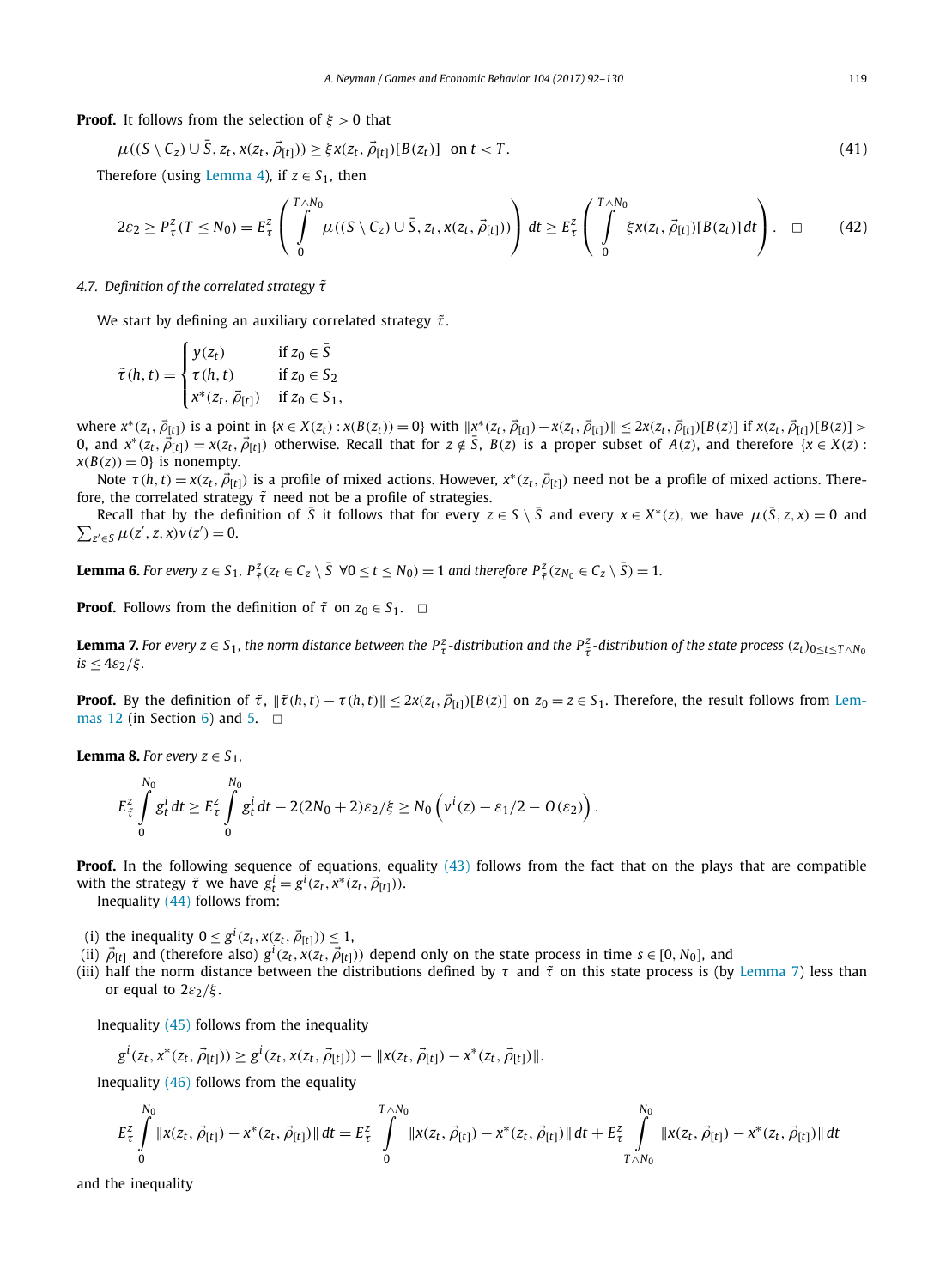**Proof.** It follows from the selection of $\xi > 0$ that

$$\mu((S \setminus C_z) \cup \bar{S}, z_t, x(z_t, \vec{\rho}_{[t]})) \geq \xi x(z_t, \vec{\rho}_{[t]})[B(z_t)] \quad \text{on } t < T. \tag{41}$$

Therefore (using Lemma 4), if $z \in S_1$, then

$$2\varepsilon_2 \geq P^z_\tau(T \leq N_0) = E^z_\tau \left( \int_0^{T \wedge N_0} \mu((S \setminus C_z) \cup \bar{S}, z_t, x(z_t, \vec{\rho}_{[t]})) \right) dt \geq E^z_\tau \left( \int_0^{T \wedge N_0} \xi x(z_t, \vec{\rho}_{[t]})[B(z_t)]\, dt \right). \quad \square \tag{42}$$

### 4.7. Definition of the correlated strategy $\tilde{\tau}$

We start by defining an auxiliary correlated strategy $\tilde{\tau}$.

$$\tilde{\tau}(h, t) = \begin{cases} y(z_t) & \text{if } z_0 \in \bar{S} \\ \tau(h, t) & \text{if } z_0 \in S_2 \\ x^*(z_t, \vec{\rho}_{[t]}) & \text{if } z_0 \in S_1, \end{cases}$$

where $x^*(z_t, \vec{\rho}_{[t]})$ is a point in $\{x \in X(z_t) : x(B(z_t)) = 0\}$ with $\|x^*(z_t, \vec{\rho}_{[t]}) - x(z_t, \vec{\rho}_{[t]})\| \leq 2x(z_t, \vec{\rho}_{[t]})[B(z)]$ if $x(z_t, \vec{\rho}_{[t]})[B(z_t)] > 0$, and $x^*(z_t, \vec{\rho}_{[t]}) = x(z_t, \vec{\rho}_{[t]})$ otherwise. Recall that for $z \notin \bar{S}$, $B(z)$ is a proper subset of $A(z)$, and therefore $\{x \in X(z) : x(B(z)) = 0\}$ is nonempty.

Note $\tau(h, t) = x(z_t, \vec{\rho}_{[t]})$ is a profile of mixed actions. However, $x^*(z_t, \vec{\rho}_{[t]})$ need not be a profile of mixed actions. Therefore, the correlated strategy $\tilde{\tau}$ need not be a profile of strategies.

Recall that by the definition of $\bar{S}$ it follows that for every $z \in S \setminus \bar{S}$ and every $x \in X^*(z)$, we have $\mu(\bar{S}, z, x) = 0$ and $\sum_{z' \in S} \mu(z', z, x) v(z') = 0$.

**Lemma 6.** *For every $z \in S_1$, $P^z_{\tilde{\tau}}(z_t \in C_z \setminus \bar{S}\ \forall 0 \leq t \leq N_0) = 1$ and therefore $P^z_{\tilde{\tau}}(z_{N_0} \in C_z \setminus \bar{S}) = 1$.*

**Proof.** Follows from the definition of $\tilde{\tau}$ on $z_0 \in S_1$. $\square$

**Lemma 7.** *For every $z \in S_1$, the norm distance between the $P^z_\tau$-distribution and the $P^z_{\tilde{\tau}}$-distribution of the state process $(z_t)_{0 \leq t \leq T \wedge N_0}$ is $\leq 4\varepsilon_2/\xi$.*

**Proof.** By the definition of $\tilde{\tau}$, $\|\tilde{\tau}(h, t) - \tau(h, t)\| \leq 2x(z_t, \vec{\rho}_{[t]})[B(z)]$ on $z_0 = z \in S_1$. Therefore, the result follows from Lemmas 12 (in Section 6) and 5. $\square$

**Lemma 8.** *For every $z \in S_1$,*

$$E^z_{\tilde{\tau}} \int_0^{N_0} g^i_t\, dt \geq E^z_\tau \int_0^{N_0} g^i_t\, dt - 2(2N_0 + 2)\varepsilon_2/\xi \geq N_0 \left( v^i(z) - \varepsilon_1/2 - O(\varepsilon_2) \right).$$

**Proof.** In the following sequence of equations, equality (43) follows from the fact that on the plays that are compatible with the strategy $\tilde{\tau}$ we have $g^i_t = g^i(z_t, x^*(z_t, \vec{\rho}_{[t]}))$.

Inequality (44) follows from:

(i) the inequality $0 \leq g^i(z_t, x(z_t, \vec{\rho}_{[t]})) \leq 1$,
(ii) $\vec{\rho}_{[t]}$ and (therefore also) $g^i(z_t, x(z_t, \vec{\rho}_{[t]}))$ depend only on the state process in time $s \in [0, N_0]$, and
(iii) half the norm distance between the distributions defined by $\tau$ and $\tilde{\tau}$ on this state process is (by Lemma 7) less than or equal to $2\varepsilon_2/\xi$.

Inequality (45) follows from the inequality

$$g^i(z_t, x^*(z_t, \vec{\rho}_{[t]})) \geq g^i(z_t, x(z_t, \vec{\rho}_{[t]})) - \|x(z_t, \vec{\rho}_{[t]}) - x^*(z_t, \vec{\rho}_{[t]})\|.$$

Inequality (46) follows from the equality

$$E^z_\tau \int_0^{N_0} \|x(z_t, \vec{\rho}_{[t]}) - x^*(z_t, \vec{\rho}_{[t]})\|\, dt = E^z_\tau \int_0^{T \wedge N_0} \|x(z_t, \vec{\rho}_{[t]}) - x^*(z_t, \vec{\rho}_{[t]})\|\, dt + E^z_\tau \int_{T \wedge N_0}^{N_0} \|x(z_t, \vec{\rho}_{[t]}) - x^*(z_t, \vec{\rho}_{[t]})\|\, dt$$

and the inequality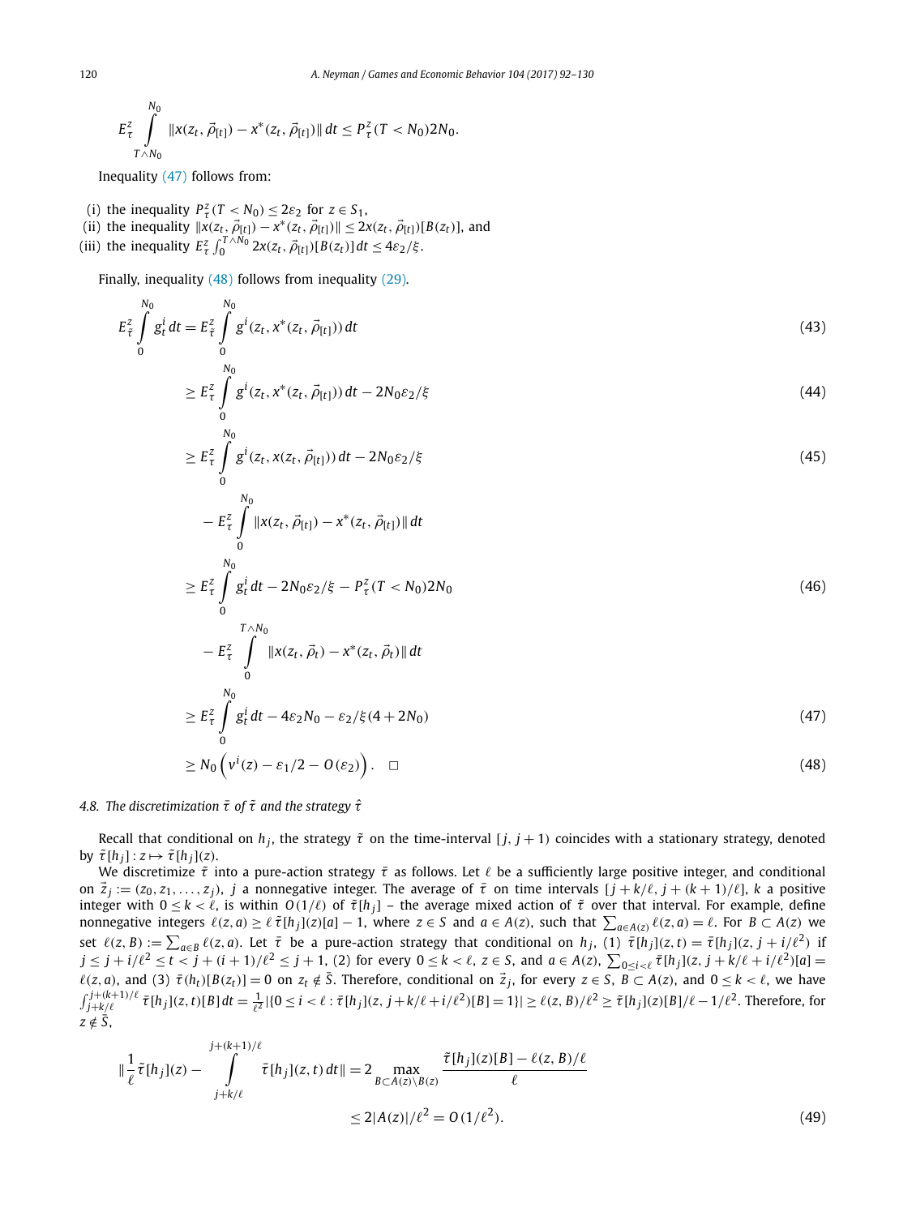$$E^z_\tau \int_{T\wedge N_0}^{N_0} \|x(z_t, \vec{\rho}_{[t]}) - x^*(z_t, \vec{\rho}_{[t]})\| \, dt \le P^z_\tau(T < N_0) 2N_0.$$

Inequality (47) follows from:

(i) the inequality $P^z_\tau(T < N_0) \le 2\varepsilon_2$ for $z \in S_1$,
(ii) the inequality $\|x(z_t, \vec{\rho}_{[t]}) - x^*(z_t, \vec{\rho}_{[t]})\| \le 2x(z_t, \vec{\rho}_{[t]})[B(z_t)]$, and
(iii) the inequality $E^z_\tau \int_0^{T\wedge N_0} 2x(z_t, \vec{\rho}_{[t]})[B(z_t)] \, dt \le 4\varepsilon_2/\xi$.

Finally, inequality (48) follows from inequality (29).

$$E^z_{\tilde{\tau}} \int_0^{N_0} g^i_t \, dt = E^z_{\tilde{\tau}} \int_0^{N_0} g^i(z_t, x^*(z_t, \vec{\rho}_{[t]})) \, dt \tag{43}$$

$$\ge E^z_\tau \int_0^{N_0} g^i(z_t, x^*(z_t, \vec{\rho}_{[t]})) \, dt - 2N_0\varepsilon_2/\xi \tag{44}$$

$$\ge E^z_\tau \int_0^{N_0} g^i(z_t, x(z_t, \vec{\rho}_{[t]})) \, dt - 2N_0\varepsilon_2/\xi \tag{45}$$

$$- E^z_\tau \int_0^{N_0} \|x(z_t, \vec{\rho}_{[t]}) - x^*(z_t, \vec{\rho}_{[t]})\| \, dt$$

$$\ge E^z_\tau \int_0^{N_0} g^i_t \, dt - 2N_0\varepsilon_2/\xi - P^z_\tau(T < N_0) 2N_0 \tag{46}$$

$$- E^z_\tau \int_0^{T\wedge N_0} \|x(z_t, \vec{\rho}_t) - x^*(z_t, \vec{\rho}_t)\| \, dt$$

$$\ge E^z_\tau \int_0^{N_0} g^i_t \, dt - 4\varepsilon_2 N_0 - \varepsilon_2/\xi(4 + 2N_0) \tag{47}$$

$$\ge N_0 \left( v^i(z) - \varepsilon_1/2 - O(\varepsilon_2) \right). \quad \square \tag{48}$$

### 4.8. The discretimization $\bar{\tau}$ of $\tilde{\tau}$ and the strategy $\hat{\tau}$

Recall that conditional on $h_j$, the strategy $\tilde{\tau}$ on the time-interval $[j, j+1)$ coincides with a stationary strategy, denoted by $\tilde{\tau}[h_j] : z \mapsto \tilde{\tau}[h_j](z)$.

We discretimize $\tilde{\tau}$ into a pure-action strategy $\bar{\tau}$ as follows. Let $\ell$ be a sufficiently large positive integer, and conditional on $\vec{z}_j := (z_0, z_1, \ldots, z_j)$, $j$ a nonnegative integer. The average of $\bar{\tau}$ on time intervals $[j + k/\ell, j + (k+1)/\ell]$, $k$ a positive integer with $0 \le k < \ell$, is within $O(1/\ell)$ of $\tilde{\tau}[h_j]$ – the average mixed action of $\tilde{\tau}$ over that interval. For example, define nonnegative integers $\ell(z, a) \ge \ell \, \tilde{\tau}[h_j](z)[a] - 1$, where $z \in S$ and $a \in A(z)$, such that $\sum_{a \in A(z)} \ell(z, a) = \ell$. For $B \subset A(z)$ we set $\ell(z, B) := \sum_{a \in B} \ell(z, a)$. Let $\bar{\tau}$ be a pure-action strategy that conditional on $h_j$, (1) $\bar{\tau}[h_j](z, t) = \bar{\tau}[h_j](z, j + i/\ell^2)$ if $j \le j + i/\ell^2 \le t < j + (i+1)/\ell^2 \le j+1$, (2) for every $0 \le k < \ell$, $z \in S$, and $a \in A(z)$, $\sum_{0 \le i < \ell} \bar{\tau}[h_j](z, j + k/\ell + i/\ell^2)[a] = \ell(z, a)$, and (3) $\bar{\tau}(h_t)[B(z_t)] = 0$ on $z_t \notin \bar{S}$. Therefore, conditional on $\vec{z}_j$, for every $z \in S$, $B \subset A(z)$, and $0 \le k < \ell$, we have $\int_{j+k/\ell}^{j+(k+1)/\ell} \bar{\tau}[h_j](z, t)[B] \, dt = \frac{1}{\ell^2} |\{0 \le i < \ell : \bar{\tau}[h_j](z, j + k/\ell + i/\ell^2)[B] = 1\}| \ge \ell(z, B)/\ell^2 \ge \tilde{\tau}[h_j](z)[B]/\ell - 1/\ell^2$. Therefore, for $z \notin \bar{S}$,

$$\left\| \frac{1}{\ell} \tilde{\tau}[h_j](z) - \int_{j+k/\ell}^{j+(k+1)/\ell} \bar{\tau}[h_j](z, t) \, dt \right\| = 2 \max_{B \subset A(z) \setminus B(z)} \frac{\tilde{\tau}[h_j](z)[B] - \ell(z, B)/\ell}{\ell}$$
$$\le 2|A(z)|/\ell^2 = O(1/\ell^2). \tag{49}$$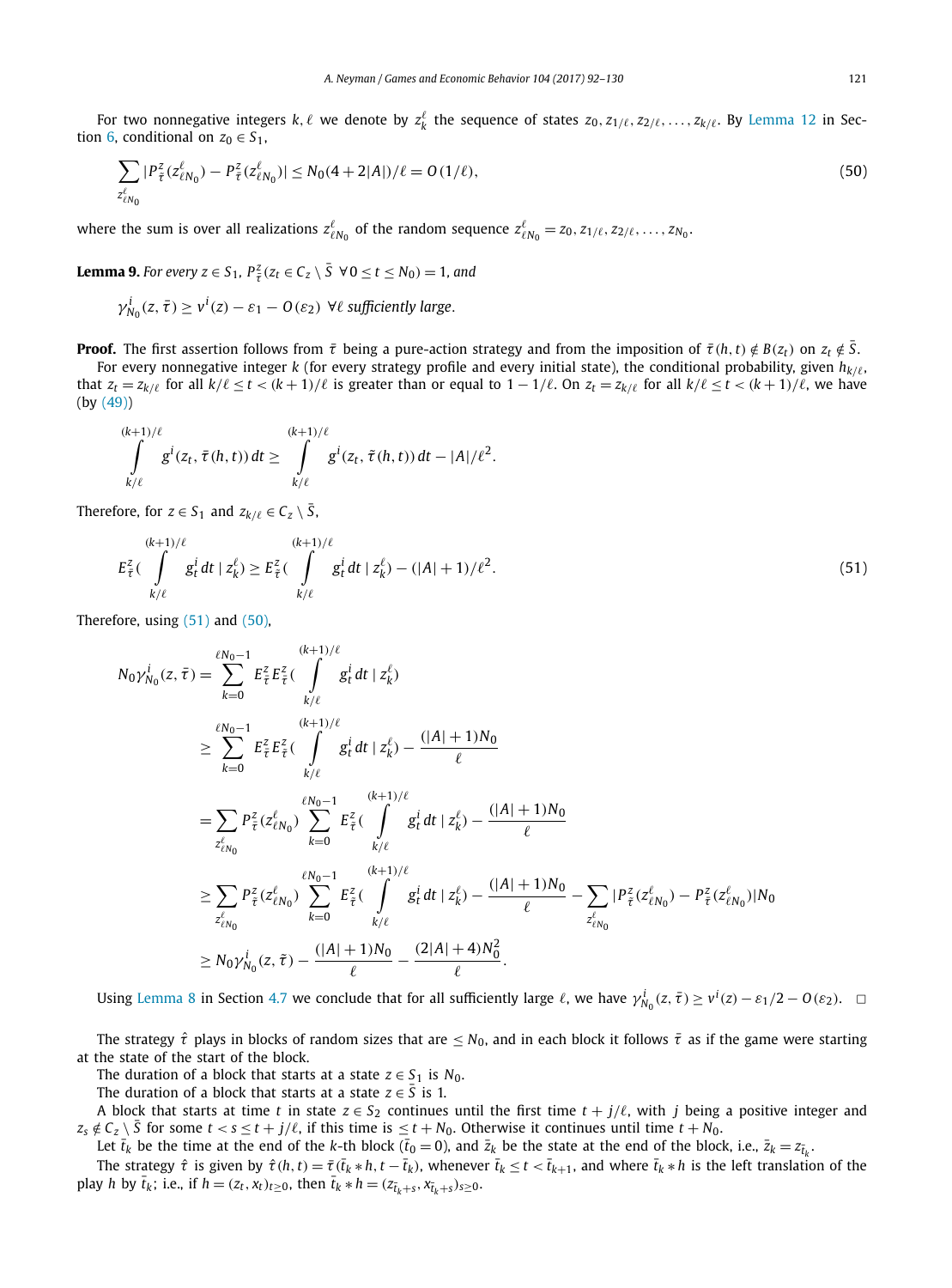For two nonnegative integers $k, \ell$ we denote by $z_k^\ell$ the sequence of states $z_0, z_{1/\ell}, z_{2/\ell}, \dots, z_{k/\ell}$. By Lemma 12 in Section 6, conditional on $z_0 \in S_1$,

$$\sum_{z^\ell_{\ell N_0}} |P^z_{\bar\tau}(z^\ell_{\ell N_0}) - P^z_{\tilde\tau}(z^\ell_{\ell N_0})| \le N_0(4 + 2|A|)/\ell = O(1/\ell), \tag{50}$$

where the sum is over all realizations $z^\ell_{\ell N_0}$ of the random sequence $z^\ell_{\ell N_0} = z_0, z_{1/\ell}, z_{2/\ell}, \dots, z_{N_0}$.

**Lemma 9.** *For every $z \in S_1$, $P^z_{\bar\tau}(z_t \in C_z \setminus \bar S \ \forall 0 \le t \le N_0) = 1$, and*

$$\gamma^i_{N_0}(z, \bar\tau) \ge v^i(z) - \varepsilon_1 - O(\varepsilon_2) \ \forall \ell \text{ sufficiently large}.$$

**Proof.** The first assertion follows from $\bar\tau$ being a pure-action strategy and from the imposition of $\bar\tau(h,t) \notin B(z_t)$ on $z_t \notin \bar S$.

For every nonnegative integer $k$ (for every strategy profile and every initial state), the conditional probability, given $h_{k/\ell}$, that $z_t = z_{k/\ell}$ for all $k/\ell \le t < (k+1)/\ell$ is greater than or equal to $1 - 1/\ell$. On $z_t = z_{k/\ell}$ for all $k/\ell \le t < (k+1)/\ell$, we have (by (49))

$$\int_{k/\ell}^{(k+1)/\ell} g^i(z_t, \bar\tau(h,t))\, dt \ge \int_{k/\ell}^{(k+1)/\ell} g^i(z_t, \tilde\tau(h,t))\, dt - |A|/\ell^2.$$

Therefore, for $z \in S_1$ and $z_{k/\ell} \in C_z \setminus \bar S$,

$$E^z_{\bar\tau}\Big(\int_{k/\ell}^{(k+1)/\ell} g^i_t\, dt \mid z^\ell_k\Big) \ge E^z_{\tilde\tau}\Big(\int_{k/\ell}^{(k+1)/\ell} g^i_t\, dt \mid z^\ell_k\Big) - (|A|+1)/\ell^2. \tag{51}$$

Therefore, using (51) and (50),

$$\begin{aligned}
N_0 \gamma^i_{N_0}(z, \bar\tau) &= \sum_{k=0}^{\ell N_0 - 1} E^z_{\bar\tau} E^z_{\bar\tau}\Big(\int_{k/\ell}^{(k+1)/\ell} g^i_t\, dt \mid z^\ell_k\Big) \\
&\ge \sum_{k=0}^{\ell N_0 - 1} E^z_{\bar\tau} E^z_{\tilde\tau}\Big(\int_{k/\ell}^{(k+1)/\ell} g^i_t\, dt \mid z^\ell_k\Big) - \frac{(|A|+1)N_0}{\ell} \\
&= \sum_{z^\ell_{\ell N_0}} P^z_{\bar\tau}(z^\ell_{\ell N_0}) \sum_{k=0}^{\ell N_0 - 1} E^z_{\tilde\tau}\Big(\int_{k/\ell}^{(k+1)/\ell} g^i_t\, dt \mid z^\ell_k\Big) - \frac{(|A|+1)N_0}{\ell} \\
&\ge \sum_{z^\ell_{\ell N_0}} P^z_{\tilde\tau}(z^\ell_{\ell N_0}) \sum_{k=0}^{\ell N_0 - 1} E^z_{\tilde\tau}\Big(\int_{k/\ell}^{(k+1)/\ell} g^i_t\, dt \mid z^\ell_k\Big) - \frac{(|A|+1)N_0}{\ell} - \sum_{z^\ell_{\ell N_0}} |P^z_{\bar\tau}(z^\ell_{\ell N_0}) - P^z_{\tilde\tau}(z^\ell_{\ell N_0})| N_0 \\
&\ge N_0 \gamma^i_{N_0}(z, \tilde\tau) - \frac{(|A|+1)N_0}{\ell} - \frac{(2|A|+4)N_0^2}{\ell}.
\end{aligned}$$

Using Lemma 8 in Section 4.7 we conclude that for all sufficiently large $\ell$, we have $\gamma^i_{N_0}(z, \bar\tau) \ge v^i(z) - \varepsilon_1/2 - O(\varepsilon_2)$. $\square$

The strategy $\hat\tau$ plays in blocks of random sizes that are $\le N_0$, and in each block it follows $\bar\tau$ as if the game were starting at the state of the start of the block.

The duration of a block that starts at a state $z \in S_1$ is $N_0$.

The duration of a block that starts at a state $z \in \bar S$ is 1.

A block that starts at time $t$ in state $z \in S_2$ continues until the first time $t + j/\ell$, with $j$ being a positive integer and $z_s \notin C_z \setminus \bar S$ for some $t < s \le t + j/\ell$, if this time is $\le t + N_0$. Otherwise it continues until time $t + N_0$.

Let $\bar t_k$ be the time at the end of the $k$-th block ($\bar t_0 = 0$), and $\bar z_k$ be the state at the end of the block, i.e., $\bar z_k = z_{\bar t_k}$.

The strategy $\hat\tau$ is given by $\hat\tau(h,t) = \bar\tau(\bar t_k * h, t - \bar t_k)$, whenever $\bar t_k \le t < \bar t_{k+1}$, and where $\bar t_k * h$ is the left translation of the play $h$ by $\bar t_k$; i.e., if $h = (z_t, x_t)_{t \ge 0}$, then $\bar t_k * h = (z_{\bar t_k + s}, x_{\bar t_k + s})_{s \ge 0}$.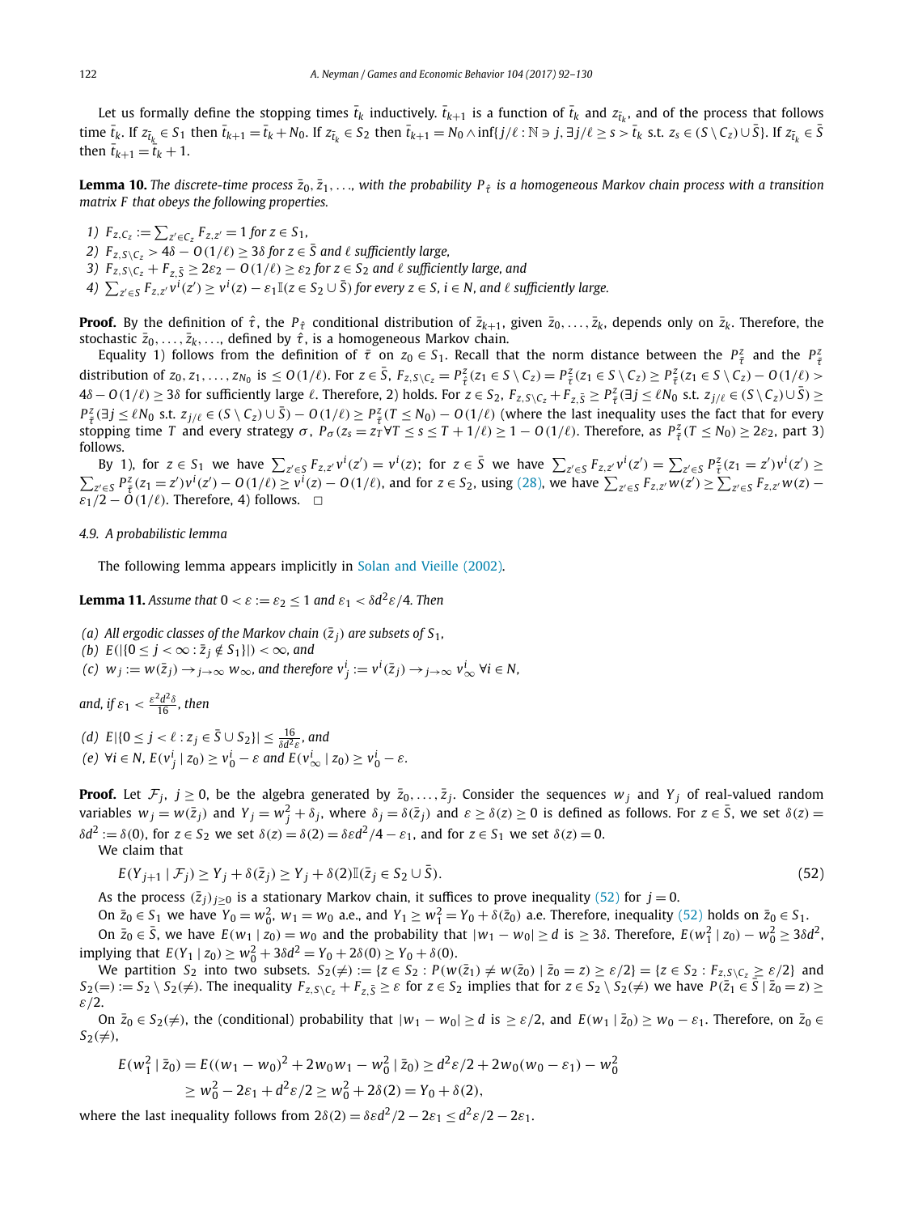Let us formally define the stopping times $\bar{t}_k$ inductively. $\bar{t}_{k+1}$ is a function of $\bar{t}_k$ and $z_{\bar{t}_k}$, and of the process that follows time $\bar{t}_k$. If $z_{\bar{t}_k} \in S_1$ then $\bar{t}_{k+1} = \bar{t}_k + N_0$. If $z_{\bar{t}_k} \in S_2$ then $\bar{t}_{k+1} = N_0 \wedge \inf\{j/\ell : \mathbb{N} \ni j, \exists j/\ell \geq s > \bar{t}_k \text{ s.t. } z_s \in (S \setminus C_z) \cup \bar{S}\}$. If $z_{\bar{t}_k} \in \bar{S}$ then $\bar{t}_{k+1} = \bar{t}_k + 1$.

**Lemma 10.** *The discrete-time process $\bar{z}_0, \bar{z}_1, \ldots$, with the probability $P_{\hat{\tau}}$ is a homogeneous Markov chain process with a transition matrix $F$ that obeys the following properties.*

*1) $F_{z,C_z} := \sum_{z' \in C_z} F_{z,z'} = 1$ for $z \in S_1$,*
*2) $F_{z,S\setminus C_z} > 4\delta - O(1/\ell) \geq 3\delta$ for $z \in \bar{S}$ and $\ell$ sufficiently large,*
*3) $F_{z,S\setminus C_z} + F_{z,\bar{S}} \geq 2\varepsilon_2 - O(1/\ell) \geq \varepsilon_2$ for $z \in S_2$ and $\ell$ sufficiently large, and*
*4) $\sum_{z' \in S} F_{z,z'} v^i(z') \geq v^i(z) - \varepsilon_1 \mathbb{I}(z \in S_2 \cup \bar{S})$ for every $z \in S$, $i \in N$, and $\ell$ sufficiently large.*

**Proof.** By the definition of $\hat{\tau}$, the $P_{\hat{\tau}}$ conditional distribution of $\bar{z}_{k+1}$, given $\bar{z}_0, \ldots, \bar{z}_k$, depends only on $\bar{z}_k$. Therefore, the stochastic $\bar{z}_0, \ldots, \bar{z}_k, \ldots$, defined by $\hat{\tau}$, is a homogeneous Markov chain.

Equality 1) follows from the definition of $\bar{\tau}$ on $z_0 \in S_1$. Recall that the norm distance between the $P^z_{\hat{\tau}}$ and the $P^z_{\bar{\tau}}$ distribution of $z_0, z_1, \ldots, z_{N_0}$ is $\leq O(1/\ell)$. For $z \in \bar{S}$, $F_{z,S\setminus C_z} = P^z_{\hat{\tau}}(z_1 \in S \setminus C_z) = P^z_{\hat{\tau}}(z_1 \in S \setminus C_z) \geq P^z_{\bar{\tau}}(z_1 \in S \setminus C_z) - O(1/\ell) > 4\delta - O(1/\ell) \geq 3\delta$ for sufficiently large $\ell$. Therefore, 2) holds. For $z \in S_2$, $F_{z,S\setminus C_z} + F_{z,\bar{S}} \geq P^z_{\hat{\tau}}(\exists j \leq \ell N_0 \text{ s.t. } z_{j/\ell} \in (S \setminus C_z) \cup \bar{S}) \geq P^z_{\bar{\tau}}(\exists j \leq \ell N_0 \text{ s.t. } z_{j/\ell} \in (S \setminus C_z) \cup \bar{S}) - O(1/\ell) \geq P^z_{\bar{\tau}}(T \leq N_0) - O(1/\ell)$ (where the last inequality uses the fact that for every stopping time $T$ and every strategy $\sigma$, $P_\sigma(z_s = z_T \forall T \leq s \leq T + 1/\ell) \geq 1 - O(1/\ell)$. Therefore, as $P^z_{\bar{\tau}}(T \leq N_0) \geq 2\varepsilon_2$, part 3) follows.

By 1), for $z \in S_1$ we have $\sum_{z' \in S} F_{z,z'} v^i(z') = v^i(z)$; for $z \in \bar{S}$ we have $\sum_{z' \in S} F_{z,z'} v^i(z') = \sum_{z' \in S} P^z_{\hat{\tau}}(z_1 = z') v^i(z') \geq \sum_{z' \in S} P^z_{\bar{\tau}}(z_1 = z') v^i(z') - O(1/\ell) \geq v^i(z) - O(1/\ell)$, and for $z \in S_2$, using (28), we have $\sum_{z' \in S} F_{z,z'} w(z') \geq \sum_{z' \in S} F_{z,z'} w(z) - \varepsilon_1/2 - O(1/\ell)$. Therefore, 4) follows. $\square$

#### 4.9. A probabilistic lemma

The following lemma appears implicitly in Solan and Vieille (2002).

**Lemma 11.** *Assume that $0 < \varepsilon := \varepsilon_2 \leq 1$ and $\varepsilon_1 < \delta d^2 \varepsilon/4$. Then*

*(a) All ergodic classes of the Markov chain $(\bar{z}_j)$ are subsets of $S_1$,*
*(b) $E(|\{0 \leq j < \infty : \bar{z}_j \notin S_1\}|) < \infty$, and*
*(c) $w_j := w(\bar{z}_j) \to_{j\to\infty} w_\infty$, and therefore $v^i_j := v^i(\bar{z}_j) \to_{j\to\infty} v^i_\infty \ \forall i \in N$,*

*and, if $\varepsilon_1 < \frac{\varepsilon^2 d^2 \delta}{16}$, then*

*(d) $E|\{0 \leq j < \ell : z_j \in \bar{S} \cup S_2\}| \leq \frac{16}{\delta d^2 \varepsilon}$, and*
*(e) $\forall i \in N$, $E(v^i_j \mid z_0) \geq v^i_0 - \varepsilon$ and $E(v^i_\infty \mid z_0) \geq v^i_0 - \varepsilon$.*

**Proof.** Let $\mathcal{F}_j$, $j \geq 0$, be the algebra generated by $\bar{z}_0, \ldots, \bar{z}_j$. Consider the sequences $w_j$ and $Y_j$ of real-valued random variables $w_j = w(\bar{z}_j)$ and $Y_j = w_j^2 + \delta_j$, where $\delta_j = \delta(\bar{z}_j)$ and $\varepsilon \geq \delta(z) \geq 0$ is defined as follows. For $z \in \bar{S}$, we set $\delta(z) = \delta d^2 := \delta(0)$, for $z \in S_2$ we set $\delta(z) = \delta(2) = \delta\varepsilon d^2/4 - \varepsilon_1$, and for $z \in S_1$ we set $\delta(z) = 0$.

We claim that

$$E(Y_{j+1} \mid \mathcal{F}_j) \geq Y_j + \delta(\bar{z}_j) \geq Y_j + \delta(2)\mathbb{I}(\bar{z}_j \in S_2 \cup \bar{S}). \tag{52}$$

As the process $(\bar{z}_j)_{j\geq 0}$ is a stationary Markov chain, it suffices to prove inequality (52) for $j = 0$.

On $\bar{z}_0 \in S_1$ we have $Y_0 = w_0^2$, $w_1 = w_0$ a.e., and $Y_1 \geq w_1^2 = Y_0 + \delta(\bar{z}_0)$ a.e. Therefore, inequality (52) holds on $\bar{z}_0 \in S_1$.

On $\bar{z}_0 \in \bar{S}$, we have $E(w_1 \mid z_0) = w_0$ and the probability that $|w_1 - w_0| \geq d$ is $\geq 3\delta$. Therefore, $E(w_1^2 \mid z_0) - w_0^2 \geq 3\delta d^2$, implying that $E(Y_1 \mid z_0) \geq w_0^2 + 3\delta d^2 = Y_0 + 2\delta(0) \geq Y_0 + \delta(0)$.

We partition $S_2$ into two subsets. $S_2(\neq) := \{z \in S_2 : P(w(\bar{z}_1) \neq w(\bar{z}_0) \mid \bar{z}_0 = z) \geq \varepsilon/2\} = \{z \in S_2 : F_{z,S\setminus C_z} \geq \varepsilon/2\}$ and $S_2(=) := S_2 \setminus S_2(\neq)$. The inequality $F_{z,S\setminus C_z} + F_{z,\bar{S}} \geq \varepsilon$ for $z \in S_2$ implies that for $z \in S_2 \setminus S_2(\neq)$ we have $P(\bar{z}_1 \in \bar{S} \mid \bar{z}_0 = z) \geq \varepsilon/2$.

On $\bar{z}_0 \in S_2(\neq)$, the (conditional) probability that $|w_1 - w_0| \geq d$ is $\geq \varepsilon/2$, and $E(w_1 \mid \bar{z}_0) \geq w_0 - \varepsilon_1$. Therefore, on $\bar{z}_0 \in S_2(\neq)$,

$$\begin{aligned}
E(w_1^2 \mid \bar{z}_0) &= E((w_1 - w_0)^2 + 2w_0 w_1 - w_0^2 \mid \bar{z}_0) \geq d^2\varepsilon/2 + 2w_0(w_0 - \varepsilon_1) - w_0^2 \\
&\geq w_0^2 - 2\varepsilon_1 + d^2\varepsilon/2 \geq w_0^2 + 2\delta(2) = Y_0 + \delta(2),
\end{aligned}$$

where the last inequality follows from $2\delta(2) = \delta\varepsilon d^2/2 - 2\varepsilon_1 \leq d^2\varepsilon/2 - 2\varepsilon_1$.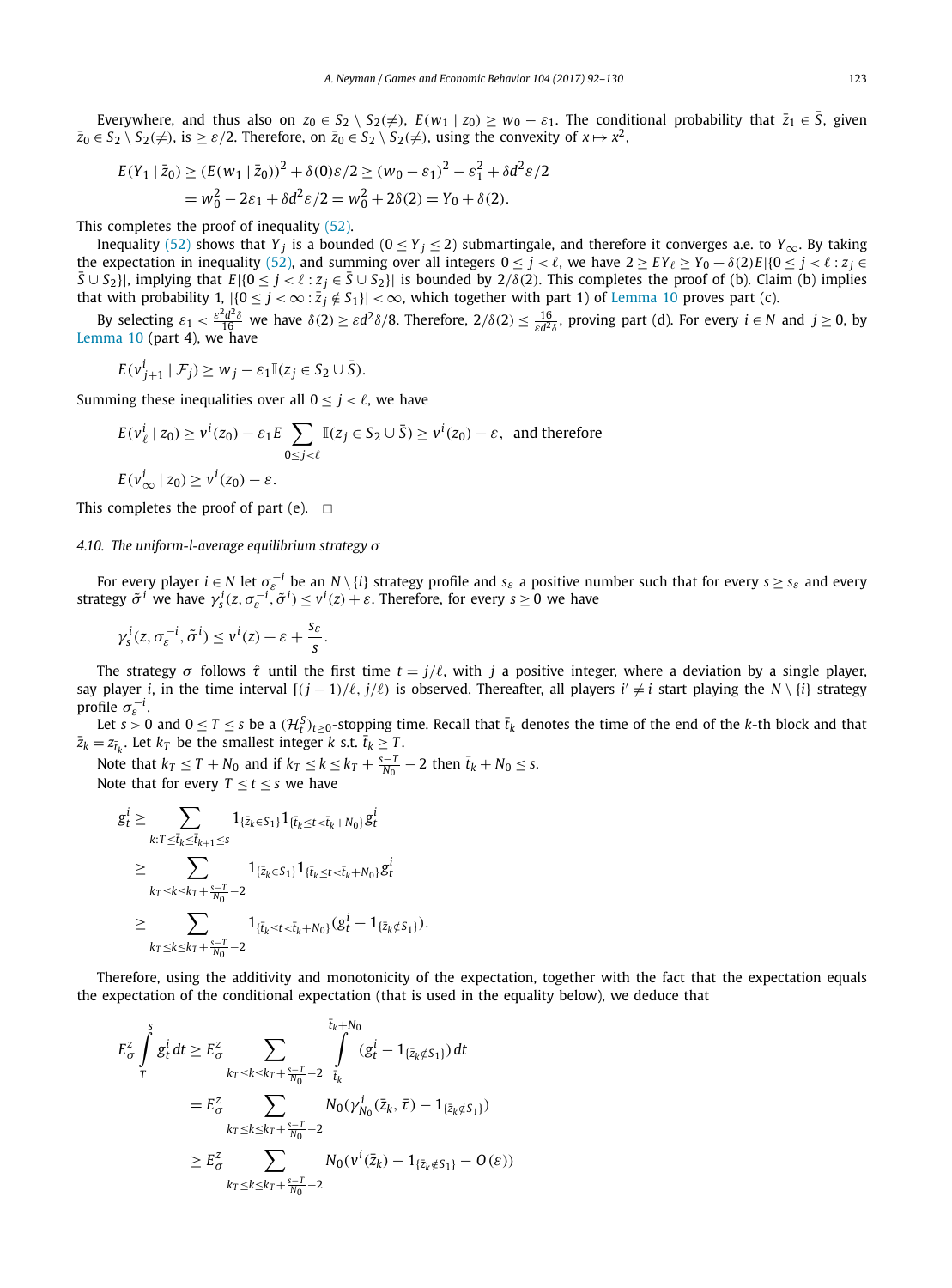Everywhere, and thus also on $z_0 \in S_2 \setminus S_2(\neq)$, $E(w_1 \mid z_0) \geq w_0 - \varepsilon_1$. The conditional probability that $\bar{z}_1 \in \bar{S}$, given $\bar{z}_0 \in S_2 \setminus S_2(\neq)$, is $\geq \varepsilon/2$. Therefore, on $\bar{z}_0 \in S_2 \setminus S_2(\neq)$, using the convexity of $x \mapsto x^2$,

$$
\begin{aligned}
E(Y_1 \mid \bar{z}_0) &\geq (E(w_1 \mid \bar{z}_0))^2 + \delta(0)\varepsilon/2 \geq (w_0 - \varepsilon_1)^2 - \varepsilon_1^2 + \delta d^2 \varepsilon/2 \\
&= w_0^2 - 2\varepsilon_1 + \delta d^2 \varepsilon/2 = w_0^2 + 2\delta(2) = Y_0 + \delta(2).
\end{aligned}
$$

This completes the proof of inequality (52).

Inequality (52) shows that $Y_j$ is a bounded ($0 \leq Y_j \leq 2$) submartingale, and therefore it converges a.e. to $Y_\infty$. By taking the expectation in inequality (52), and summing over all integers $0 \leq j < \ell$, we have $2 \geq EY_\ell \geq Y_0 + \delta(2)E|\{0 \leq j < \ell : z_j \in \bar{S} \cup S_2\}|$, implying that $E|\{0 \leq j < \ell : z_j \in \bar{S} \cup S_2\}|$ is bounded by $2/\delta(2)$. This completes the proof of (b). Claim (b) implies that with probability 1, $|\{0 \leq j < \infty : \bar{z}_j \notin S_1\}| < \infty$, which together with part 1) of Lemma 10 proves part (c).

By selecting $\varepsilon_1 < \frac{\varepsilon^2 d^2 \delta}{16}$ we have $\delta(2) \geq \varepsilon d^2 \delta/8$. Therefore, $2/\delta(2) \leq \frac{16}{\varepsilon d^2 \delta}$, proving part (d). For every $i \in N$ and $j \geq 0$, by Lemma 10 (part 4), we have

$$
E(v^i_{j+1} \mid \mathcal{F}_j) \geq w_j - \varepsilon_1 \mathbb{I}(z_j \in S_2 \cup \bar{S}).
$$

Summing these inequalities over all $0 \leq j < \ell$, we have

$$
\begin{aligned}
&E(v^i_\ell \mid z_0) \geq v^i(z_0) - \varepsilon_1 E \sum_{0 \leq j < \ell} \mathbb{I}(z_j \in S_2 \cup \bar{S}) \geq v^i(z_0) - \varepsilon, \text{ and therefore} \\
&E(v^i_\infty \mid z_0) \geq v^i(z_0) - \varepsilon.
\end{aligned}
$$

This completes the proof of part (e). $\square$

### 4.10. The uniform-l-average equilibrium strategy $\sigma$

For every player $i \in N$ let $\sigma^{-i}_\varepsilon$ be an $N \setminus \{i\}$ strategy profile and $s_\varepsilon$ a positive number such that for every $s \geq s_\varepsilon$ and every strategy $\tilde{\sigma}^i$ we have $\gamma^i_s(z, \sigma^{-i}_\varepsilon, \tilde{\sigma}^i) \leq v^i(z) + \varepsilon$. Therefore, for every $s \geq 0$ we have

$$
\gamma^i_s(z, \sigma^{-i}_\varepsilon, \tilde{\sigma}^i) \leq v^i(z) + \varepsilon + \frac{s_\varepsilon}{s}.
$$

The strategy $\sigma$ follows $\hat{\tau}$ until the first time $t = j/\ell$, with $j$ a positive integer, where a deviation by a single player, say player $i$, in the time interval $[(j-1)/\ell, j/\ell)$ is observed. Thereafter, all players $i' \neq i$ start playing the $N \setminus \{i\}$ strategy profile $\sigma^{-i}_\varepsilon$.

Let $s > 0$ and $0 \leq T \leq s$ be a $(\mathcal{H}^S_t)_{t \geq 0}$-stopping time. Recall that $\bar{t}_k$ denotes the time of the end of the $k$-th block and that $\bar{z}_k = z_{\bar{t}_k}$. Let $k_T$ be the smallest integer $k$ s.t. $\bar{t}_k \geq T$.

Note that $k_T \leq T + N_0$ and if $k_T \leq k \leq k_T + \frac{s-T}{N_0} - 2$ then $\bar{t}_k + N_0 \leq s$.

Note that for every $T \leq t \leq s$ we have

$$
\begin{aligned}
g^i_t &\geq \sum_{k: T \leq \bar{t}_k \leq \bar{t}_{k+1} \leq s} 1_{\{\bar{z}_k \in S_1\}} 1_{\{\bar{t}_k \leq t < \bar{t}_k + N_0\}} g^i_t \\
&\geq \sum_{k_T \leq k \leq k_T + \frac{s-T}{N_0} - 2} 1_{\{\bar{z}_k \in S_1\}} 1_{\{\bar{t}_k \leq t < \bar{t}_k + N_0\}} g^i_t \\
&\geq \sum_{k_T \leq k \leq k_T + \frac{s-T}{N_0} - 2} 1_{\{\bar{t}_k \leq t < \bar{t}_k + N_0\}} (g^i_t - 1_{\{\bar{z}_k \notin S_1\}}).
\end{aligned}
$$

Therefore, using the additivity and monotonicity of the expectation, together with the fact that the expectation equals the expectation of the conditional expectation (that is used in the equality below), we deduce that

$$
\begin{aligned}
E^z_\sigma \int_T^s g^i_t \, dt &\geq E^z_\sigma \sum_{k_T \leq k \leq k_T + \frac{s-T}{N_0} - 2} \int_{\bar{t}_k}^{\bar{t}_k + N_0} (g^i_t - 1_{\{\bar{z}_k \notin S_1\}}) \, dt \\
&= E^z_\sigma \sum_{k_T \leq k \leq k_T + \frac{s-T}{N_0} - 2} N_0 (\gamma^i_{N_0}(\bar{z}_k, \bar{\tau}) - 1_{\{\bar{z}_k \notin S_1\}}) \\
&\geq E^z_\sigma \sum_{k_T \leq k \leq k_T + \frac{s-T}{N_0} - 2} N_0 (v^i(\bar{z}_k) - 1_{\{\bar{z}_k \notin S_1\}} - O(\varepsilon))
\end{aligned}
$$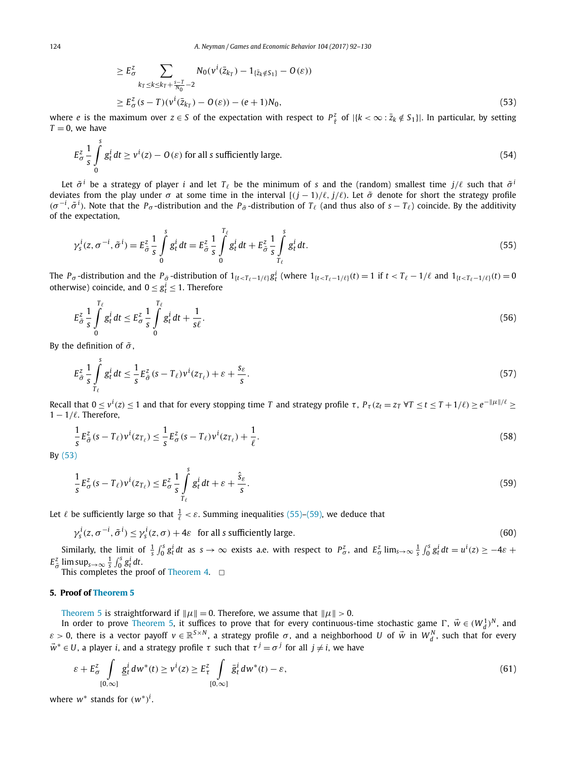$$\geq E^z_\sigma \sum_{k_T \leq k \leq k_T + \frac{s-T}{N_0} - 2} N_0(v^i(\bar{z}_{k_T}) - 1_{\{\bar{z}_k \notin S_1\}} - O(\varepsilon))$$

$$\geq E^z_\sigma (s-T)(v^i(\bar{z}_{k_T}) - O(\varepsilon)) - (e+1)N_0, \tag{53}$$

where $e$ is the maximum over $z \in S$ of the expectation with respect to $P^z_{\hat{\tau}}$ of $|\{k < \infty : \bar{z}_k \notin S_1\}|$. In particular, by setting $T = 0$, we have

$$E^z_\sigma \frac{1}{s} \int_0^s g^i_t \, dt \geq v^i(z) - O(\varepsilon) \text{ for all } s \text{ sufficiently large.} \tag{54}$$

Let $\tilde{\sigma}^i$ be a strategy of player $i$ and let $T_\ell$ be the minimum of $s$ and the (random) smallest time $j/\ell$ such that $\tilde{\sigma}^i$ deviates from the play under $\sigma$ at some time in the interval $[(j-1)/\ell, j/\ell)$. Let $\tilde{\sigma}$ denote for short the strategy profile $(\sigma^{-i}, \tilde{\sigma}^i)$. Note that the $P_\sigma$-distribution and the $P_{\tilde{\sigma}}$-distribution of $T_\ell$ (and thus also of $s - T_\ell$) coincide. By the additivity of the expectation,

$$\gamma^i_s(z, \sigma^{-i}, \tilde{\sigma}^i) = E^z_{\tilde{\sigma}} \frac{1}{s} \int_0^s g^i_t \, dt = E^z_{\tilde{\sigma}} \frac{1}{s} \int_0^{T_\ell} g^i_t \, dt + E^z_{\tilde{\sigma}} \frac{1}{s} \int_{T_\ell}^s g^i_t \, dt. \tag{55}$$

The $P_\sigma$-distribution and the $P_{\tilde{\sigma}}$-distribution of $1_{\{t < T_\ell - 1/\ell\}} g^i_t$ (where $1_{\{t < T_\ell - 1/\ell\}}(t) = 1$ if $t < T_\ell - 1/\ell$ and $1_{\{t < T_\ell - 1/\ell\}}(t) = 0$ otherwise) coincide, and $0 \leq g^i_t \leq 1$. Therefore

$$E^z_{\tilde{\sigma}} \frac{1}{s} \int_0^{T_\ell} g^i_t \, dt \leq E^z_\sigma \frac{1}{s} \int_0^{T_\ell} g^i_t \, dt + \frac{1}{s\ell}. \tag{56}$$

By the definition of $\tilde{\sigma}$,

$$E^z_{\tilde{\sigma}} \frac{1}{s} \int_{T_\ell}^s g^i_t \, dt \leq \frac{1}{s} E^z_{\tilde{\sigma}} (s - T_\ell) v^i(z_{T_\ell}) + \varepsilon + \frac{s_\varepsilon}{s}. \tag{57}$$

Recall that $0 \leq v^i(z) \leq 1$ and that for every stopping time $T$ and strategy profile $\tau$, $P_\tau(z_t = z_T \; \forall T \leq t \leq T + 1/\ell) \geq e^{-\|\mu\|/\ell} \geq 1 - 1/\ell$. Therefore,

$$\frac{1}{s} E^z_{\tilde{\sigma}} (s - T_\ell) v^i(z_{T_\ell}) \leq \frac{1}{s} E^z_\sigma (s - T_\ell) v^i(z_{T_\ell}) + \frac{1}{\ell}. \tag{58}$$

By (53)

$$\frac{1}{s} E^z_\sigma (s - T_\ell) v^i(z_{T_\ell}) \leq E^z_\sigma \frac{1}{s} \int_{T_\ell}^s g^i_t \, dt + \varepsilon + \frac{\hat{s}_\varepsilon}{s}. \tag{59}$$

Let $\ell$ be sufficiently large so that $\frac{1}{\ell} < \varepsilon$. Summing inequalities (55)–(59), we deduce that

$$\gamma^i_s(z, \sigma^{-i}, \tilde{\sigma}^i) \leq \gamma^i_s(z, \sigma) + 4\varepsilon \quad \text{for all } s \text{ sufficiently large.} \tag{60}$$

Similarly, the limit of $\frac{1}{s}\int_0^s g^i_t \, dt$ as $s \to \infty$ exists a.e. with respect to $P^z_\sigma$, and $E^z_\sigma \lim_{s\to\infty} \frac{1}{s}\int_0^s g^i_t \, dt = u^i(z) \geq -4\varepsilon + E^z_{\tilde{\sigma}} \limsup_{s\to\infty} \frac{1}{s}\int_0^s g^i_t \, dt$.

This completes the proof of Theorem 4. $\square$

## 5. Proof of Theorem 5

Theorem 5 is straightforward if $\|\mu\| = 0$. Therefore, we assume that $\|\mu\| > 0$.

In order to prove Theorem 5, it suffices to prove that for every continuous-time stochastic game $\Gamma$, $\vec{w} \in (W^1_d)^N$, and $\varepsilon > 0$, there is a vector payoff $v \in \mathbb{R}^{S \times N}$, a strategy profile $\sigma$, and a neighborhood $U$ of $\vec{w}$ in $W^N_d$, such that for every $\vec{w}^* \in U$, a player $i$, and a strategy profile $\tau$ such that $\tau^j = \sigma^j$ for all $j \neq i$, we have

$$\varepsilon + E^z_\sigma \int_{[0,\infty]} \underline{g}^i_t \, dw^*(t) \geq v^i(z) \geq E^z_\tau \int_{[0,\infty]} \bar{g}^i_t \, dw^*(t) - \varepsilon, \tag{61}$$

where $w^*$ stands for $(w^*)^i$.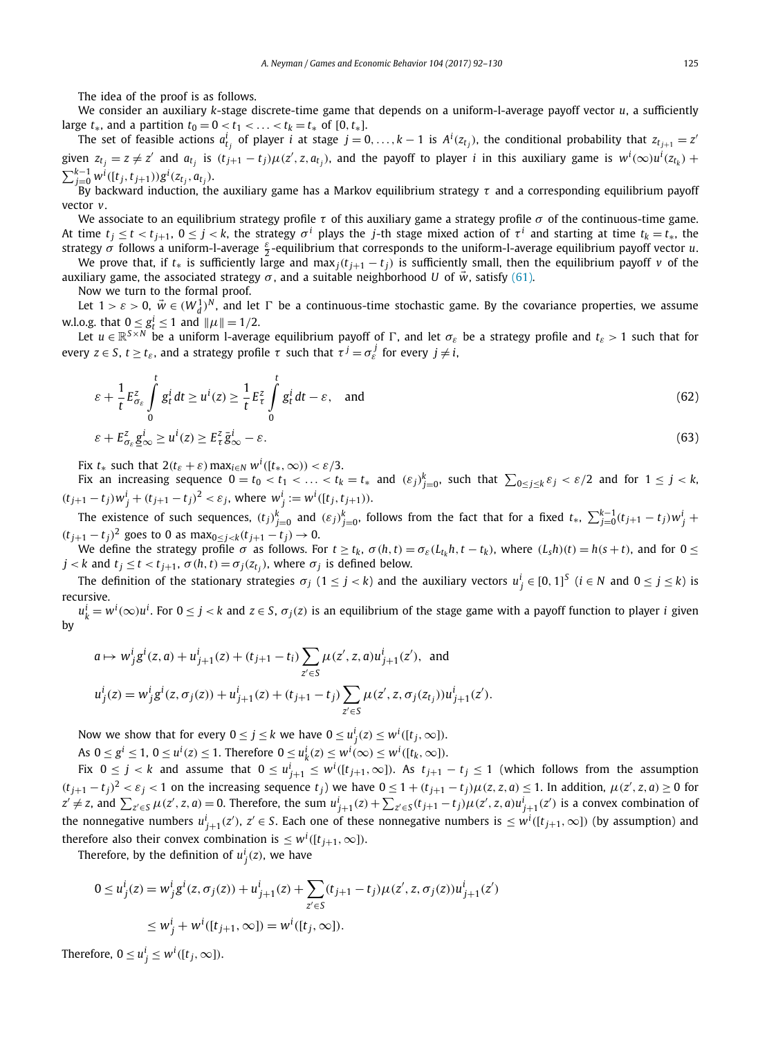The idea of the proof is as follows.

We consider an auxiliary $k$-stage discrete-time game that depends on a uniform-l-average payoff vector $u$, a sufficiently large $t_*$, and a partition $t_0 = 0 < t_1 < \ldots < t_k = t_*$ of $[0, t_*]$.

The set of feasible actions $a^i_{t_j}$ of player $i$ at stage $j = 0, \ldots, k-1$ is $A^i(z_{t_j})$, the conditional probability that $z_{t_{j+1}} = z'$ given $z_{t_j} = z \neq z'$ and $a_{t_j}$ is $(t_{j+1} - t_j)\mu(z', z, a_{t_j})$, and the payoff to player $i$ in this auxiliary game is $w^i(\infty)u^i(z_{t_k}) + \sum_{j=0}^{k-1} w^i([t_j, t_{j+1}))g^i(z_{t_j}, a_{t_j})$.

By backward induction, the auxiliary game has a Markov equilibrium strategy $\tau$ and a corresponding equilibrium payoff vector $v$.

We associate to an equilibrium strategy profile $\tau$ of this auxiliary game a strategy profile $\sigma$ of the continuous-time game. At time $t_j \leq t < t_{j+1}$, $0 \leq j < k$, the strategy $\sigma^i$ plays the $j$-th stage mixed action of $\tau^i$ and starting at time $t_k = t_*$, the strategy $\sigma$ follows a uniform-l-average $\frac{\varepsilon}{2}$-equilibrium that corresponds to the uniform-l-average equilibrium payoff vector $u$.

We prove that, if $t_*$ is sufficiently large and $\max_j(t_{j+1} - t_j)$ is sufficiently small, then the equilibrium payoff $v$ of the auxiliary game, the associated strategy $\sigma$, and a suitable neighborhood $U$ of $\vec{w}$, satisfy (61).

Now we turn to the formal proof.

Let $1 > \varepsilon > 0$, $\vec{w} \in (W^1_d)^N$, and let $\Gamma$ be a continuous-time stochastic game. By the covariance properties, we assume w.l.o.g. that $0 \leq g^i_t \leq 1$ and $\|\mu\| = 1/2$.

Let $u \in \mathbb{R}^{S \times N}$ be a uniform l-average equilibrium payoff of $\Gamma$, and let $\sigma_\varepsilon$ be a strategy profile and $t_\varepsilon > 1$ such that for every $z \in S$, $t \geq t_\varepsilon$, and a strategy profile $\tau$ such that $\tau^j = \sigma^j_\varepsilon$ for every $j \neq i$,

$$\varepsilon + \frac{1}{t} E^z_{\sigma_\varepsilon} \int_0^t g^i_t \, dt \geq u^i(z) \geq \frac{1}{t} E^z_\tau \int_0^t g^i_t \, dt - \varepsilon, \quad \text{and} \tag{62}$$

$$\varepsilon + E^z_{\sigma_\varepsilon} \underline{g}^i_\infty \geq u^i(z) \geq E^z_\tau \bar{g}^i_\infty - \varepsilon. \tag{63}$$

Fix $t_*$ such that $2(t_\varepsilon + \varepsilon) \max_{i \in N} w^i([t_*, \infty)) < \varepsilon/3$.

Fix an increasing sequence $0 = t_0 < t_1 < \ldots < t_k = t_*$ and $(\varepsilon_j)_{j=0}^k$, such that $\sum_{0 \leq j \leq k} \varepsilon_j < \varepsilon/2$ and for $1 \leq j < k$, $(t_{j+1} - t_j)w^i_j + (t_{j+1} - t_j)^2 < \varepsilon_j$, where $w^i_j := w^i([t_j, t_{j+1}))$.

The existence of such sequences, $(t_j)_{j=0}^k$ and $(\varepsilon_j)_{j=0}^k$, follows from the fact that for a fixed $t_*$, $\sum_{j=0}^{k-1}(t_{j+1} - t_j)w^i_j + (t_{j+1} - t_j)^2$ goes to 0 as $\max_{0 \leq j < k}(t_{j+1} - t_j) \to 0$.

We define the strategy profile $\sigma$ as follows. For $t \geq t_k$, $\sigma(h, t) = \sigma_\varepsilon(L_{t_k}h, t - t_k)$, where $(L_s h)(t) = h(s + t)$, and for $0 \leq j < k$ and $t_j \leq t < t_{j+1}$, $\sigma(h, t) = \sigma_j(z_{t_j})$, where $\sigma_j$ is defined below.

The definition of the stationary strategies $\sigma_j$ $(1 \leq j < k)$ and the auxiliary vectors $u^i_j \in [0, 1]^S$ $(i \in N$ and $0 \leq j \leq k)$ is recursive.

$u^i_k = w^i(\infty)u^i$. For $0 \leq j < k$ and $z \in S$, $\sigma_j(z)$ is an equilibrium of the stage game with a payoff function to player $i$ given by

$$a \mapsto w^i_j g^i(z, a) + u^i_{j+1}(z) + (t_{j+1} - t_i) \sum_{z' \in S} \mu(z', z, a) u^i_{j+1}(z'), \text{ and}$$
$$u^i_j(z) = w^i_j g^i(z, \sigma_j(z)) + u^i_{j+1}(z) + (t_{j+1} - t_j) \sum_{z' \in S} \mu(z', z, \sigma_j(z_{t_j})) u^i_{j+1}(z').$$

Now we show that for every $0 \leq j \leq k$ we have $0 \leq u^i_j(z) \leq w^i([t_j, \infty])$.

As $0 \leq g^i \leq 1$, $0 \leq u^i(z) \leq 1$. Therefore $0 \leq u^i_k(z) \leq w^i(\infty) \leq w^i([t_k, \infty])$.

Fix $0 \leq j < k$ and assume that $0 \leq u^i_{j+1} \leq w^i([t_{j+1}, \infty])$. As $t_{j+1} - t_j \leq 1$ (which follows from the assumption $(t_{j+1} - t_j)^2 < \varepsilon_j < 1$ on the increasing sequence $t_j$) we have $0 \leq 1 + (t_{j+1} - t_j)\mu(z, z, a) \leq 1$. In addition, $\mu(z', z, a) \geq 0$ for $z' \neq z$, and $\sum_{z' \in S} \mu(z', z, a) = 0$. Therefore, the sum $u^i_{j+1}(z) + \sum_{z' \in S}(t_{j+1} - t_j)\mu(z', z, a)u^i_{j+1}(z')$ is a convex combination of the nonnegative numbers $u^i_{j+1}(z')$, $z' \in S$. Each one of these nonnegative numbers is $\leq w^i([t_{j+1}, \infty])$ (by assumption) and therefore also their convex combination is $\leq w^i([t_{j+1}, \infty])$.

Therefore, by the definition of $u^i_j(z)$, we have

$$\begin{aligned}
0 \leq u^i_j(z) &= w^i_j g^i(z, \sigma_j(z)) + u^i_{j+1}(z) + \sum_{z' \in S}(t_{j+1} - t_j)\mu(z', z, \sigma_j(z))u^i_{j+1}(z') \\
&\leq w^i_j + w^i([t_{j+1}, \infty]) = w^i([t_j, \infty]).
\end{aligned}$$

Therefore, $0 \leq u^i_j \leq w^i([t_j, \infty])$.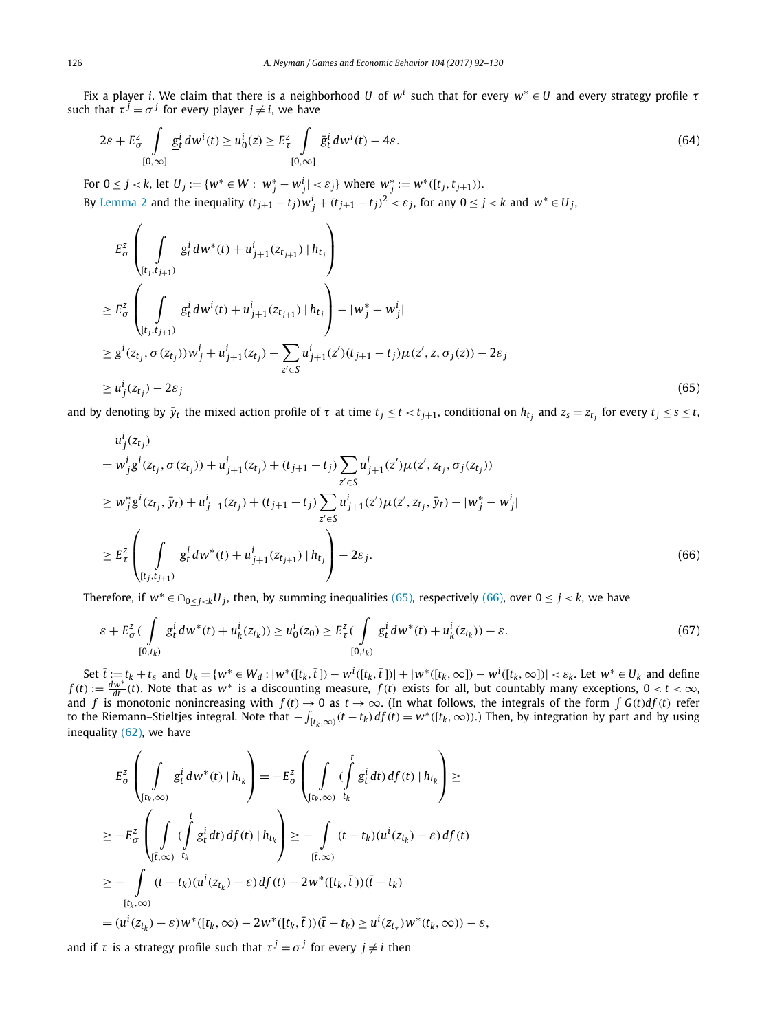Fix a player $i$. We claim that there is a neighborhood $U$ of $w^i$ such that for every $w^* \in U$ and every strategy profile $\tau$ such that $\tau^j = \sigma^j$ for every player $j \neq i$, we have

$$2\varepsilon + E^z_\sigma \int_{[0,\infty]} \underline{g}^i_t \, dw^i(t) \geq u^i_0(z) \geq E^z_\tau \int_{[0,\infty]} \bar{g}^i_t \, dw^i(t) - 4\varepsilon. \tag{64}$$

For $0 \leq j < k$, let $U_j := \{w^* \in W : |w^*_j - w^i_j| < \varepsilon_j\}$ where $w^*_j := w^*([t_j, t_{j+1}))$.

By Lemma 2 and the inequality $(t_{j+1} - t_j)w^i_j + (t_{j+1} - t_j)^2 < \varepsilon_j$, for any $0 \leq j < k$ and $w^* \in U_j$,

$$\begin{aligned}
&E^z_\sigma \left( \int_{[t_j, t_{j+1})} g^i_t \, dw^*(t) + u^i_{j+1}(z_{t_{j+1}}) \mid h_{t_j} \right) \\
&\geq E^z_\sigma \left( \int_{[t_j, t_{j+1})} g^i_t \, dw^i(t) + u^i_{j+1}(z_{t_{j+1}}) \mid h_{t_j} \right) - |w^*_j - w^i_j| \\
&\geq g^i(z_{t_j}, \sigma(z_{t_j}))w^i_j + u^i_{j+1}(z_{t_j}) - \sum_{z' \in S} u^i_{j+1}(z')(t_{j+1} - t_j)\mu(z', z, \sigma_j(z)) - 2\varepsilon_j \\
&\geq u^i_j(z_{t_j}) - 2\varepsilon_j
\end{aligned} \tag{65}$$

and by denoting by $\bar{y}_t$ the mixed action profile of $\tau$ at time $t_j \leq t < t_{j+1}$, conditional on $h_{t_j}$ and $z_s = z_{t_j}$ for every $t_j \leq s \leq t$,

$$\begin{aligned}
&u^i_j(z_{t_j}) \\
&= w^i_j g^i(z_{t_j}, \sigma(z_{t_j})) + u^i_{j+1}(z_{t_j}) + (t_{j+1} - t_j) \sum_{z' \in S} u^i_{j+1}(z')\mu(z', z_{t_j}, \sigma_j(z_{t_j})) \\
&\geq w^*_j g^i(z_{t_j}, \bar{y}_t) + u^i_{j+1}(z_{t_j}) + (t_{j+1} - t_j) \sum_{z' \in S} u^i_{j+1}(z')\mu(z', z_{t_j}, \bar{y}_t) - |w^*_j - w^i_j| \\
&\geq E^z_\tau \left( \int_{[t_j, t_{j+1})} g^i_t \, dw^*(t) + u^i_{j+1}(z_{t_{j+1}}) \mid h_{t_j} \right) - 2\varepsilon_j.
\end{aligned} \tag{66}$$

Therefore, if $w^* \in \cap_{0 \leq j < k} U_j$, then, by summing inequalities (65), respectively (66), over $0 \leq j < k$, we have

$$\varepsilon + E^z_\sigma \Big( \int_{[0, t_k)} g^i_t \, dw^*(t) + u^i_k(z_{t_k}) \Big) \geq u^i_0(z_0) \geq E^z_\tau \Big( \int_{[0, t_k)} g^i_t \, dw^*(t) + u^i_k(z_{t_k}) \Big) - \varepsilon. \tag{67}$$

Set $\bar{t} := t_k + t_\varepsilon$ and $U_k = \{w^* \in W_d : |w^*([t_k, \bar{t}]) - w^i([t_k, \bar{t}])| + |w^*([t_k, \infty]) - w^i([t_k, \infty])| < \varepsilon_k\}$. Let $w^* \in U_k$ and define $f(t) := \frac{dw^*}{dt}(t)$. Note that as $w^*$ is a discounting measure, $f(t)$ exists for all, but countably many exceptions, $0 < t < \infty$, and $f$ is monotonic nonincreasing with $f(t) \to 0$ as $t \to \infty$. (In what follows, the integrals of the form $\int G(t) df(t)$ refer to the Riemann–Stieltjes integral. Note that $-\int_{[t_k, \infty)} (t - t_k) \, df(t) = w^*([t_k, \infty))$.) Then, by integration by part and by using inequality (62), we have

$$\begin{aligned}
&E^z_\sigma \left( \int_{[t_k, \infty)} g^i_t \, dw^*(t) \mid h_{t_k} \right) = -E^z_\sigma \left( \int_{[t_k, \infty)} (\int_{t_k}^{t} g^i_t \, dt) \, df(t) \mid h_{t_k} \right) \geq \\
&\geq -E^z_\sigma \left( \int_{[\bar{t}, \infty)} (\int_{t_k}^{t} g^i_t \, dt) \, df(t) \mid h_{t_k} \right) \geq - \int_{[\bar{t}, \infty)} (t - t_k)(u^i(z_{t_k}) - \varepsilon) \, df(t) \\
&\geq - \int_{[t_k, \infty)} (t - t_k)(u^i(z_{t_k}) - \varepsilon) \, df(t) - 2w^*([t_k, \bar{t}))(\bar{t} - t_k) \\
&= (u^i(z_{t_k}) - \varepsilon)w^*([t_k, \infty) - 2w^*([t_k, \bar{t}))(\bar{t} - t_k) \geq u^i(z_{t_*})w^*(t_k, \infty)) - \varepsilon,
\end{aligned}$$

and if $\tau$ is a strategy profile such that $\tau^j = \sigma^j$ for every $j \neq i$ then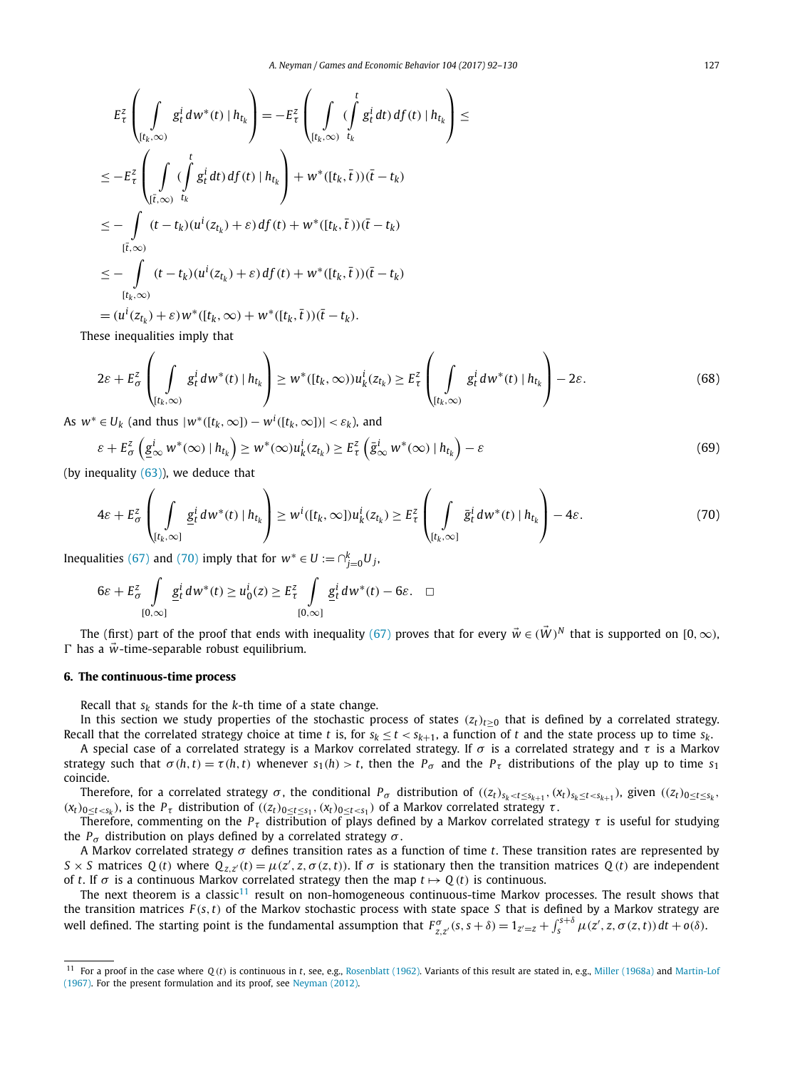$$
\begin{aligned}
E^z_\tau\left(\int_{[t_k,\infty)} g^i_t\, dw^*(t)\mid h_{t_k}\right) &= -E^z_\tau\left(\int_{[t_k,\infty)} (\int_{t_k}^{t} g^i_t\, dt)\, df(t)\mid h_{t_k}\right) \le \\
&\le -E^z_\tau\left(\int_{[\bar t,\infty)} (\int_{t_k}^{t} g^i_t\, dt)\, df(t)\mid h_{t_k}\right) + w^*([t_k,\bar t))(\bar t - t_k) \\
&\le -\int_{[\bar t,\infty)} (t-t_k)(u^i(z_{t_k})+\varepsilon)\, df(t) + w^*([t_k,\bar t))(\bar t - t_k) \\
&\le -\int_{[t_k,\infty)} (t-t_k)(u^i(z_{t_k})+\varepsilon)\, df(t) + w^*([t_k,\bar t))(\bar t - t_k) \\
&= (u^i(z_{t_k})+\varepsilon) w^*([t_k,\infty)) + w^*([t_k,\bar t))(\bar t - t_k).
\end{aligned}
$$

These inequalities imply that

$$
2\varepsilon + E^z_\sigma\left(\int_{[t_k,\infty)} g^i_t\, dw^*(t)\mid h_{t_k}\right) \ge w^*([t_k,\infty)) u^i_k(z_{t_k}) \ge E^z_\tau\left(\int_{[t_k,\infty)} g^i_t\, dw^*(t)\mid h_{t_k}\right) - 2\varepsilon. \tag{68}
$$

As $w^* \in U_k$ (and thus $|w^*([t_k,\infty]) - w^i([t_k,\infty])| < \varepsilon_k$), and

$$
\varepsilon + E^z_\sigma\left(\underline{g}^i_\infty\, w^*(\infty)\mid h_{t_k}\right) \ge w^*(\infty) u^i_k(z_{t_k}) \ge E^z_\tau\left(\bar g^i_\infty\, w^*(\infty)\mid h_{t_k}\right) - \varepsilon \tag{69}
$$

(by inequality (63)), we deduce that

$$
4\varepsilon + E^z_\sigma\left(\int_{[t_k,\infty]} \underline{g}^i_t\, dw^*(t)\mid h_{t_k}\right) \ge w^i([t_k,\infty]) u^i_k(z_{t_k}) \ge E^z_\tau\left(\int_{[t_k,\infty]} \bar g^i_t\, dw^*(t)\mid h_{t_k}\right) - 4\varepsilon. \tag{70}
$$

Inequalities (67) and (70) imply that for $w^* \in U := \cap_{j=0}^k U_j$,

$$
6\varepsilon + E^z_\sigma \int_{[0,\infty]} \underline{g}^i_t\, dw^*(t) \ge u^i_0(z) \ge E^z_\tau \int_{[0,\infty]} \underline{g}^i_t\, dw^*(t) - 6\varepsilon. \quad \square
$$

The (first) part of the proof that ends with inequality (67) proves that for every $\vec w \in (\vec W)^N$ that is supported on $[0,\infty)$, $\Gamma$ has a $\vec w$-time-separable robust equilibrium.

## 6. The continuous-time process

Recall that $s_k$ stands for the $k$-th time of a state change.

In this section we study properties of the stochastic process of states $(z_t)_{t\ge 0}$ that is defined by a correlated strategy. Recall that the correlated strategy choice at time $t$ is, for $s_k \le t < s_{k+1}$, a function of $t$ and the state process up to time $s_k$.

A special case of a correlated strategy is a Markov correlated strategy. If $\sigma$ is a correlated strategy and $\tau$ is a Markov strategy such that $\sigma(h,t) = \tau(h,t)$ whenever $s_1(h) > t$, then the $P_\sigma$ and the $P_\tau$ distributions of the play up to time $s_1$ coincide.

Therefore, for a correlated strategy $\sigma$, the conditional $P_\sigma$ distribution of $((z_t)_{s_k<t\le s_{k+1}}, (x_t)_{s_k\le t<s_{k+1}})$, given $((z_t)_{0\le t\le s_k}, (x_t)_{0\le t<s_k})$, is the $P_\tau$ distribution of $((z_t)_{0\le t\le s_1}, (x_t)_{0\le t<s_1})$ of a Markov correlated strategy $\tau$.

Therefore, commenting on the $P_\tau$ distribution of plays defined by a Markov correlated strategy $\tau$ is useful for studying the $P_\sigma$ distribution on plays defined by a correlated strategy $\sigma$.

A Markov correlated strategy $\sigma$ defines transition rates as a function of time $t$. These transition rates are represented by $S\times S$ matrices $Q(t)$ where $Q_{z,z'}(t) = \mu(z', z, \sigma(z,t))$. If $\sigma$ is stationary then the transition matrices $Q(t)$ are independent of $t$. If $\sigma$ is a continuous Markov correlated strategy then the map $t \mapsto Q(t)$ is continuous.

The next theorem is a classic[11] result on non-homogeneous continuous-time Markov processes. The result shows that the transition matrices $F(s,t)$ of the Markov stochastic process with state space $S$ that is defined by a Markov strategy are well defined. The starting point is the fundamental assumption that $F^\sigma_{z,z'}(s, s+\delta) = 1_{z'=z} + \int_s^{s+\delta} \mu(z', z, \sigma(z,t))\, dt + o(\delta)$.

---

[11] For a proof in the case where $Q(t)$ is continuous in $t$, see, e.g., Rosenblatt (1962). Variants of this result are stated in, e.g., Miller (1968a) and Martin-Lof (1967). For the present formulation and its proof, see Neyman (2012).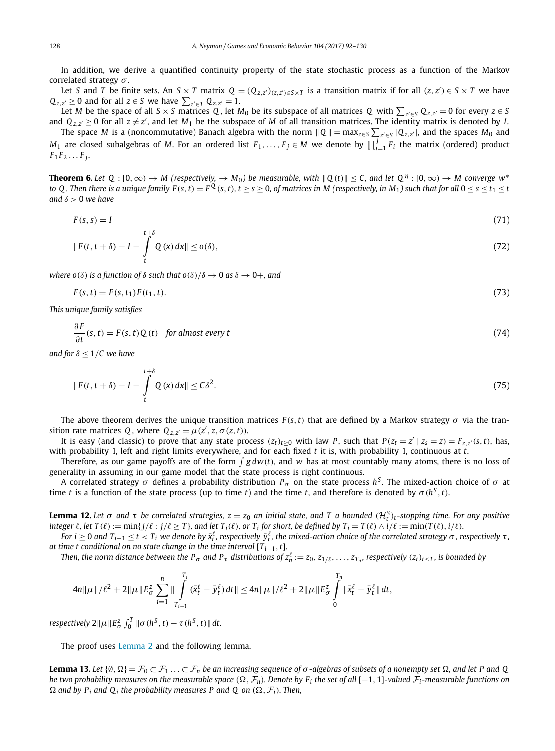In addition, we derive a quantified continuity property of the state stochastic process as a function of the Markov correlated strategy $\sigma$.

Let $S$ and $T$ be finite sets. An $S \times T$ matrix $Q = (Q_{z,z'})_{(z,z') \in S \times T}$ is a transition matrix if for all $(z, z') \in S \times T$ we have $Q_{z,z'} \geq 0$ and for all $z \in S$ we have $\sum_{z' \in T} Q_{z,z'} = 1$.

Let $M$ be the space of all $S \times S$ matrices $Q$, let $M_0$ be its subspace of all matrices $Q$ with $\sum_{z' \in S} Q_{z,z'} = 0$ for every $z \in S$ and $Q_{z,z'} \geq 0$ for all $z \neq z'$, and let $M_1$ be the subspace of $M$ of all transition matrices. The identity matrix is denoted by $I$.

The space $M$ is a (noncommutative) Banach algebra with the norm $\|Q\| = \max_{z \in S} \sum_{z' \in S} |Q_{z,z'}|$, and the spaces $M_0$ and $M_1$ are closed subalgebras of $M$. For an ordered list $F_1, \ldots, F_j \in M$ we denote by $\prod_{i=1}^{j} F_i$ the matrix (ordered) product $F_1 F_2 \ldots F_j$.

**Theorem 6.** *Let $Q : [0, \infty) \to M$ (respectively, $\to M_0$) be measurable, with $\|Q(t)\| \leq C$, and let $Q^\eta : [0, \infty) \to M$ converge $w^*$ to $Q$. Then there is a unique family $F(s,t) = F^Q(s,t)$, $t \geq s \geq 0$, of matrices in $M$ (respectively, in $M_1$) such that for all $0 \leq s \leq t_1 \leq t$ and $\delta > 0$ we have*

$$F(s,s) = I \tag{71}$$

$$\|F(t, t+\delta) - I - \int_t^{t+\delta} Q(x)\,dx\| \leq o(\delta), \tag{72}$$

*where $o(\delta)$ is a function of $\delta$ such that $o(\delta)/\delta \to 0$ as $\delta \to 0+$, and*

$$F(s,t) = F(s,t_1)F(t_1,t). \tag{73}$$

*This unique family satisfies*

$$\frac{\partial F}{\partial t}(s,t) = F(s,t)Q(t) \quad \text{for almost every } t \tag{74}$$

*and for $\delta \leq 1/C$ we have*

$$\|F(t, t+\delta) - I - \int_t^{t+\delta} Q(x)\,dx\| \leq C\delta^2. \tag{75}$$

The above theorem derives the unique transition matrices $F(s,t)$ that are defined by a Markov strategy $\sigma$ via the transition rate matrices $Q$, where $Q_{z,z'} = \mu(z', z, \sigma(z,t))$.

It is easy (and classic) to prove that any state process $(z_t)_{t \geq 0}$ with law $P$, such that $P(z_t = z' \mid z_s = z) = F_{z,z'}(s,t)$, has, with probability 1, left and right limits everywhere, and for each fixed $t$ it is, with probability 1, continuous at $t$.

Therefore, as our game payoffs are of the form $\int g\,dw(t)$, and $w$ has at most countably many atoms, there is no loss of generality in assuming in our game model that the state process is right continuous.

A correlated strategy $\sigma$ defines a probability distribution $P_\sigma$ on the state process $h^S$. The mixed-action choice of $\sigma$ at time $t$ is a function of the state process (up to time $t$) and the time $t$, and therefore is denoted by $\sigma(h^S, t)$.

**Lemma 12.** *Let $\sigma$ and $\tau$ be correlated strategies, $z = z_0$ an initial state, and $T$ a bounded $(\mathcal{H}_t^S)_t$-stopping time. For any positive integer $\ell$, let $T(\ell) := \min\{j/\ell : j/\ell \geq T\}$, and let $T_i(\ell)$, or $T_i$ for short, be defined by $T_i = T(\ell) \wedge i/\ell := \min(T(\ell), i/\ell)$.*

*For $i \geq 0$ and $T_{i-1} \leq t < T_i$ we denote by $\bar{x}_t^\ell$, respectively $\bar{y}_t^\ell$, the mixed-action choice of the correlated strategy $\sigma$, respectively $\tau$, at time $t$ conditional on no state change in the time interval $[T_{i-1}, t]$.*

*Then, the norm distance between the $P_\sigma$ and $P_\tau$ distributions of $z_n^\ell := z_0, z_{1/\ell}, \ldots, z_{T_n}$, respectively $(z_t)_{t \leq T}$, is bounded by*

$$4n\|\mu\|/\ell^2 + 2\|\mu\| E_\sigma^z \sum_{i=1}^{n} \|\int_{T_{i-1}}^{T_i} (\bar{x}_t^\ell - \bar{y}_t^\ell)\,dt\| \leq 4n\|\mu\|/\ell^2 + 2\|\mu\| E_\sigma^z \int_0^{T_n} \|\bar{x}_t^\ell - \bar{y}_t^\ell\|\,dt,$$

*respectively $2\|\mu\| E_\sigma^z \int_0^T \|\sigma(h^S, t) - \tau(h^S, t)\|\,dt$.*

The proof uses Lemma 2 and the following lemma.

**Lemma 13.** *Let $\{\emptyset, \Omega\} = \mathcal{F}_0 \subset \mathcal{F}_1 \ldots \subset \mathcal{F}_n$ be an increasing sequence of $\sigma$-algebras of subsets of a nonempty set $\Omega$, and let $P$ and $Q$ be two probability measures on the measurable space $(\Omega, \mathcal{F}_n)$. Denote by $F_i$ the set of all $[-1,1]$-valued $\mathcal{F}_i$-measurable functions on $\Omega$ and by $P_i$ and $Q_i$ the probability measures $P$ and $Q$ on $(\Omega, \mathcal{F}_i)$. Then,*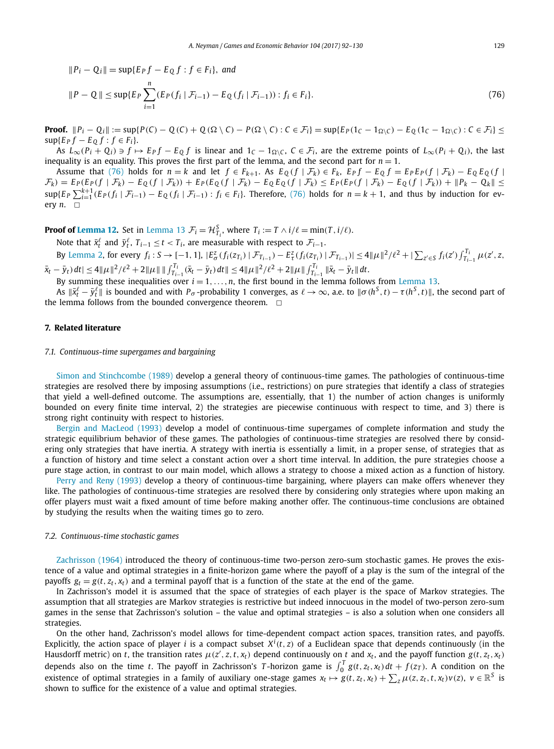$\|P_i - Q_i\| = \sup\{E_P f - E_Q f : f \in F_i\}$, *and*

$$\|P - Q\| \le \sup\{E_P \sum_{i=1}^{n} (E_P(f_i \mid \mathcal{F}_{i-1}) - E_Q(f_i \mid \mathcal{F}_{i-1})) : f_i \in F_i\}. \tag{76}$$

**Proof.** $\|P_i - Q_i\| := \sup\{P(C) - Q(C) + Q(\Omega \setminus C) - P(\Omega \setminus C) : C \in \mathcal{F}_i\} = \sup\{E_P(1_C - 1_{\Omega\setminus C}) - E_Q(1_C - 1_{\Omega\setminus C}) : C \in \mathcal{F}_i\} \le \sup\{E_P f - E_Q f : f \in F_i\}$.

As $L_\infty(P_i + Q_i) \ni f \mapsto E_P f - E_Q f$ is linear and $1_C - 1_{\Omega\setminus C}$, $C \in \mathcal{F}_i$, are the extreme points of $L_\infty(P_i + Q_i)$, the last inequality is an equality. This proves the first part of the lemma, and the second part for $n = 1$.

Assume that (76) holds for $n = k$ and let $f \in F_{k+1}$. As $E_Q(f \mid \mathcal{F}_k) \in F_k$, $E_P f - E_Q f = E_P E_P(f \mid \mathcal{F}_k) - E_Q E_Q(f \mid \mathcal{F}_k) = E_P(E_P(f \mid \mathcal{F}_k) - E_Q(f \mid \mathcal{F}_k)) + E_P(E_Q(f \mid \mathcal{F}_k) - E_Q E_Q(f \mid \mathcal{F}_k) \le E_P(E_P(f \mid \mathcal{F}_k) - E_Q(f \mid \mathcal{F}_k)) + \|P_k - Q_k\| \le \sup\{E_P \sum_{i=1}^{k+1}(E_P(f_i \mid \mathcal{F}_{i-1}) - E_Q(f_i \mid \mathcal{F}_{i-1}) : f_i \in F_i\}$. Therefore, (76) holds for $n = k+1$, and thus by induction for every $n$. □

**Proof of Lemma 12.** Set in Lemma 13 $\mathcal{F}_i = \mathcal{H}^S_{T_i}$, where $T_i := T \wedge i/\ell = \min(T, i/\ell)$.

Note that $\bar{x}^\ell_t$ and $\bar{y}^\ell_t$, $T_{i-1} \le t < T_i$, are measurable with respect to $\mathcal{F}_{i-1}$.

By Lemma 2, for every $f_i : S \to [-1, 1]$, $|E^z_\sigma(f_i(z_{T_i}) \mid \mathcal{F}_{T_{i-1}}) - E^z_\tau(f_i(z_{T_i}) \mid \mathcal{F}_{T_{i-1}})| \le 4\|\mu\|^2/\ell^2 + |\sum_{z' \in S} f_i(z') \int_{T_{i-1}}^{T_i} \mu(z', z, \bar{x}_t - \bar{y}_t)\,dt| \le 4\|\mu\|^2/\ell^2 + 2\|\mu\| \|\int_{T_{i-1}}^{T_i}(\bar{x}_t - \bar{y}_t)\,dt\| \le 4\|\mu\|^2/\ell^2 + 2\|\mu\| \int_{T_{i-1}}^{T_i} \|\bar{x}_t - \bar{y}_t\|\,dt$.

By summing these inequalities over $i = 1, \dots, n$, the first bound in the lemma follows from Lemma 13.

As $\|\bar{x}^\ell_t - \bar{y}^\ell_t\|$ is bounded and with $P_\sigma$-probability 1 converges, as $\ell \to \infty$, a.e. to $\|\sigma(h^S, t) - \tau(h^S, t)\|$, the second part of the lemma follows from the bounded convergence theorem. □

## 7. Related literature

### 7.1. Continuous-time supergames and bargaining

Simon and Stinchcombe (1989) develop a general theory of continuous-time games. The pathologies of continuous-time strategies are resolved there by imposing assumptions (i.e., restrictions) on pure strategies that identify a class of strategies that yield a well-defined outcome. The assumptions are, essentially, that 1) the number of action changes is uniformly bounded on every finite time interval, 2) the strategies are piecewise continuous with respect to time, and 3) there is strong right continuity with respect to histories.

Bergin and MacLeod (1993) develop a model of continuous-time supergames of complete information and study the strategic equilibrium behavior of these games. The pathologies of continuous-time strategies are resolved there by considering only strategies that have inertia. A strategy with inertia is essentially a limit, in a proper sense, of strategies that as a function of history and time select a constant action over a short time interval. In addition, the pure strategies choose a pure stage action, in contrast to our main model, which allows a strategy to choose a mixed action as a function of history.

Perry and Reny (1993) develop a theory of continuous-time bargaining, where players can make offers whenever they like. The pathologies of continuous-time strategies are resolved there by considering only strategies where upon making an offer players must wait a fixed amount of time before making another offer. The continuous-time conclusions are obtained by studying the results when the waiting times go to zero.

### 7.2. Continuous-time stochastic games

Zachrisson (1964) introduced the theory of continuous-time two-person zero-sum stochastic games. He proves the existence of a value and optimal strategies in a finite-horizon game where the payoff of a play is the sum of the integral of the payoffs $g_t = g(t, z_t, x_t)$ and a terminal payoff that is a function of the state at the end of the game.

In Zachrisson's model it is assumed that the space of strategies of each player is the space of Markov strategies. The assumption that all strategies are Markov strategies is restrictive but indeed innocuous in the model of two-person zero-sum games in the sense that Zachrisson's solution – the value and optimal strategies – is also a solution when one considers all strategies.

On the other hand, Zachrisson's model allows for time-dependent compact action spaces, transition rates, and payoffs. Explicitly, the action space of player $i$ is a compact subset $X^i(t, z)$ of a Euclidean space that depends continuously (in the Hausdorff metric) on $t$, the transition rates $\mu(z', z, t, x_t)$ depend continuously on $t$ and $x_t$, and the payoff function $g(t, z, x_t)$ depends also on the time $t$. The payoff in Zachrisson's $T$-horizon game is $\int_0^T g(t, z_t, x_t)\,dt + f(z_T)$. A condition on the existence of optimal strategies in a family of auxiliary one-stage games $x_t \mapsto g(t, z_t, x_t) + \sum_z \mu(z, z_t, t, x_t)v(z)$, $v \in \mathbb{R}^S$ is shown to suffice for the existence of a value and optimal strategies.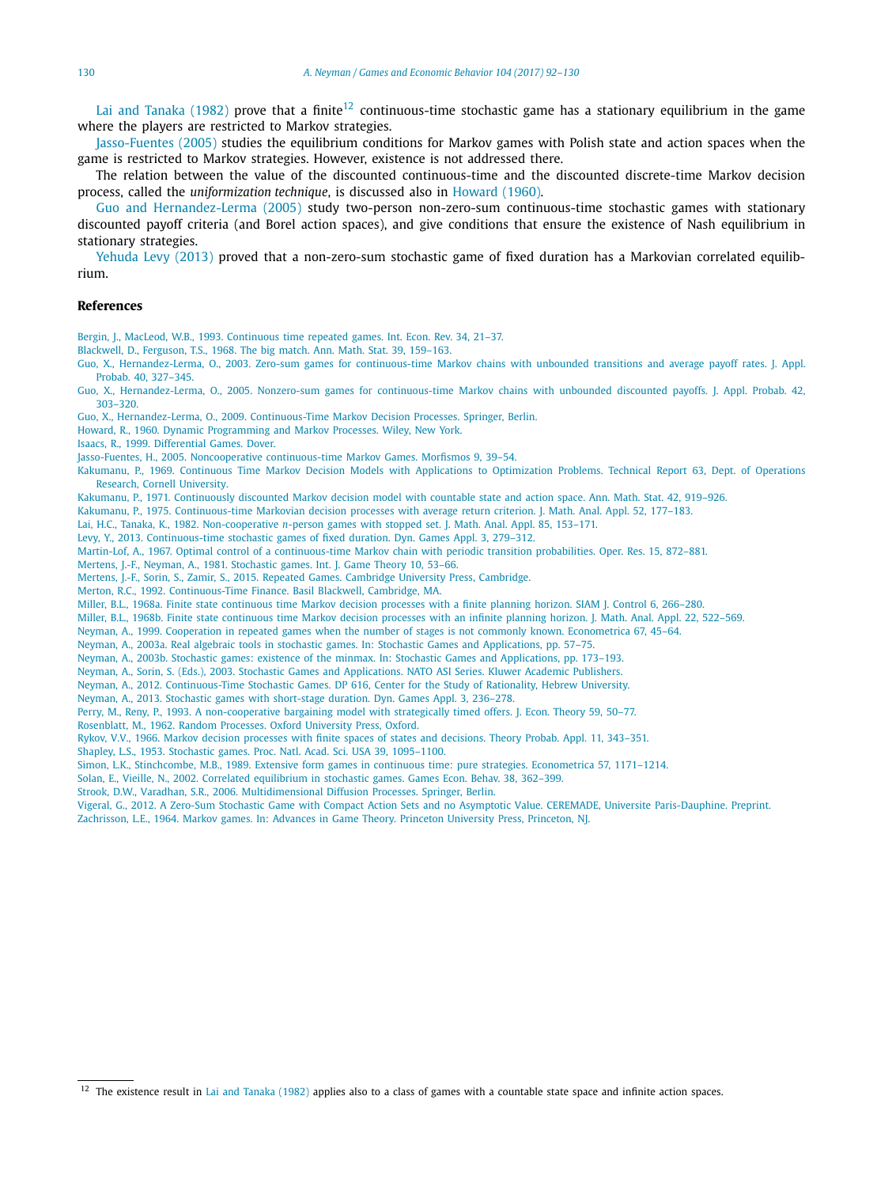Lai and Tanaka (1982) prove that a finite[12] continuous-time stochastic game has a stationary equilibrium in the game where the players are restricted to Markov strategies.

Jasso-Fuentes (2005) studies the equilibrium conditions for Markov games with Polish state and action spaces when the game is restricted to Markov strategies. However, existence is not addressed there.

The relation between the value of the discounted continuous-time and the discounted discrete-time Markov decision process, called the *uniformization technique*, is discussed also in Howard (1960).

Guo and Hernandez-Lerma (2005) study two-person non-zero-sum continuous-time stochastic games with stationary discounted payoff criteria (and Borel action spaces), and give conditions that ensure the existence of Nash equilibrium in stationary strategies.

Yehuda Levy (2013) proved that a non-zero-sum stochastic game of fixed duration has a Markovian correlated equilibrium.

## References

Bergin, J., MacLeod, W.B., 1993. Continuous time repeated games. Int. Econ. Rev. 34, 21–37.

Blackwell, D., Ferguson, T.S., 1968. The big match. Ann. Math. Stat. 39, 159–163.

Guo, X., Hernandez-Lerma, O., 2003. Zero-sum games for continuous-time Markov chains with unbounded transitions and average payoff rates. J. Appl. Probab. 40, 327–345.

Guo, X., Hernandez-Lerma, O., 2005. Nonzero-sum games for continuous-time Markov chains with unbounded discounted payoffs. J. Appl. Probab. 42, 303–320.

Guo, X., Hernandez-Lerma, O., 2009. Continuous-Time Markov Decision Processes. Springer, Berlin.

Howard, R., 1960. Dynamic Programming and Markov Processes. Wiley, New York.

Isaacs, R., 1999. Differential Games. Dover.

Jasso-Fuentes, H., 2005. Noncooperative continuous-time Markov Games. Morfismos 9, 39–54.

Kakumanu, P., 1969. Continuous Time Markov Decision Models with Applications to Optimization Problems. Technical Report 63, Dept. of Operations Research, Cornell University.

Kakumanu, P., 1971. Continuously discounted Markov decision model with countable state and action space. Ann. Math. Stat. 42, 919–926.

Kakumanu, P., 1975. Continuous-time Markovian decision processes with average return criterion. J. Math. Anal. Appl. 52, 177–183.

Lai, H.C., Tanaka, K., 1982. Non-cooperative *n*-person games with stopped set. J. Math. Anal. Appl. 85, 153–171.

Levy, Y., 2013. Continuous-time stochastic games of fixed duration. Dyn. Games Appl. 3, 279–312.

Martin-Lof, A., 1967. Optimal control of a continuous-time Markov chain with periodic transition probabilities. Oper. Res. 15, 872–881.

Mertens, J.-F., Neyman, A., 1981. Stochastic games. Int. J. Game Theory 10, 53–66.

Mertens, J.-F., Sorin, S., Zamir, S., 2015. Repeated Games. Cambridge University Press, Cambridge.

Merton, R.C., 1992. Continuous-Time Finance. Basil Blackwell, Cambridge, MA.

Miller, B.L., 1968a. Finite state continuous time Markov decision processes with a finite planning horizon. SIAM J. Control 6, 266–280.

Miller, B.L., 1968b. Finite state continuous time Markov decision processes with an infinite planning horizon. J. Math. Anal. Appl. 22, 522–569.

Neyman, A., 1999. Cooperation in repeated games when the number of stages is not commonly known. Econometrica 67, 45–64.

Neyman, A., 2003a. Real algebraic tools in stochastic games. In: Stochastic Games and Applications, pp. 57–75.

Neyman, A., 2003b. Stochastic games: existence of the minmax. In: Stochastic Games and Applications, pp. 173–193.

Neyman, A., Sorin, S. (Eds.), 2003. Stochastic Games and Applications. NATO ASI Series. Kluwer Academic Publishers.

Neyman, A., 2012. Continuous-Time Stochastic Games. DP 616, Center for the Study of Rationality, Hebrew University.

Neyman, A., 2013. Stochastic games with short-stage duration. Dyn. Games Appl. 3, 236–278.

Perry, M., Reny, P., 1993. A non-cooperative bargaining model with strategically timed offers. J. Econ. Theory 59, 50–77.

Rosenblatt, M., 1962. Random Processes. Oxford University Press, Oxford.

Rykov, V.V., 1966. Markov decision processes with finite spaces of states and decisions. Theory Probab. Appl. 11, 343–351.

Shapley, L.S., 1953. Stochastic games. Proc. Natl. Acad. Sci. USA 39, 1095–1100.

Simon, L.K., Stinchcombe, M.B., 1989. Extensive form games in continuous time: pure strategies. Econometrica 57, 1171–1214.

Solan, E., Vieille, N., 2002. Correlated equilibrium in stochastic games. Games Econ. Behav. 38, 362–399.

Strook, D.W., Varadhan, S.R., 2006. Multidimensional Diffusion Processes. Springer, Berlin.

Vigeral, G., 2012. A Zero-Sum Stochastic Game with Compact Action Sets and no Asymptotic Value. CEREMADE, Universite Paris-Dauphine. Preprint.

Zachrisson, L.E., 1964. Markov games. In: Advances in Game Theory. Princeton University Press, Princeton, NJ.

[12] The existence result in Lai and Tanaka (1982) applies also to a class of games with a countable state space and infinite action spaces.